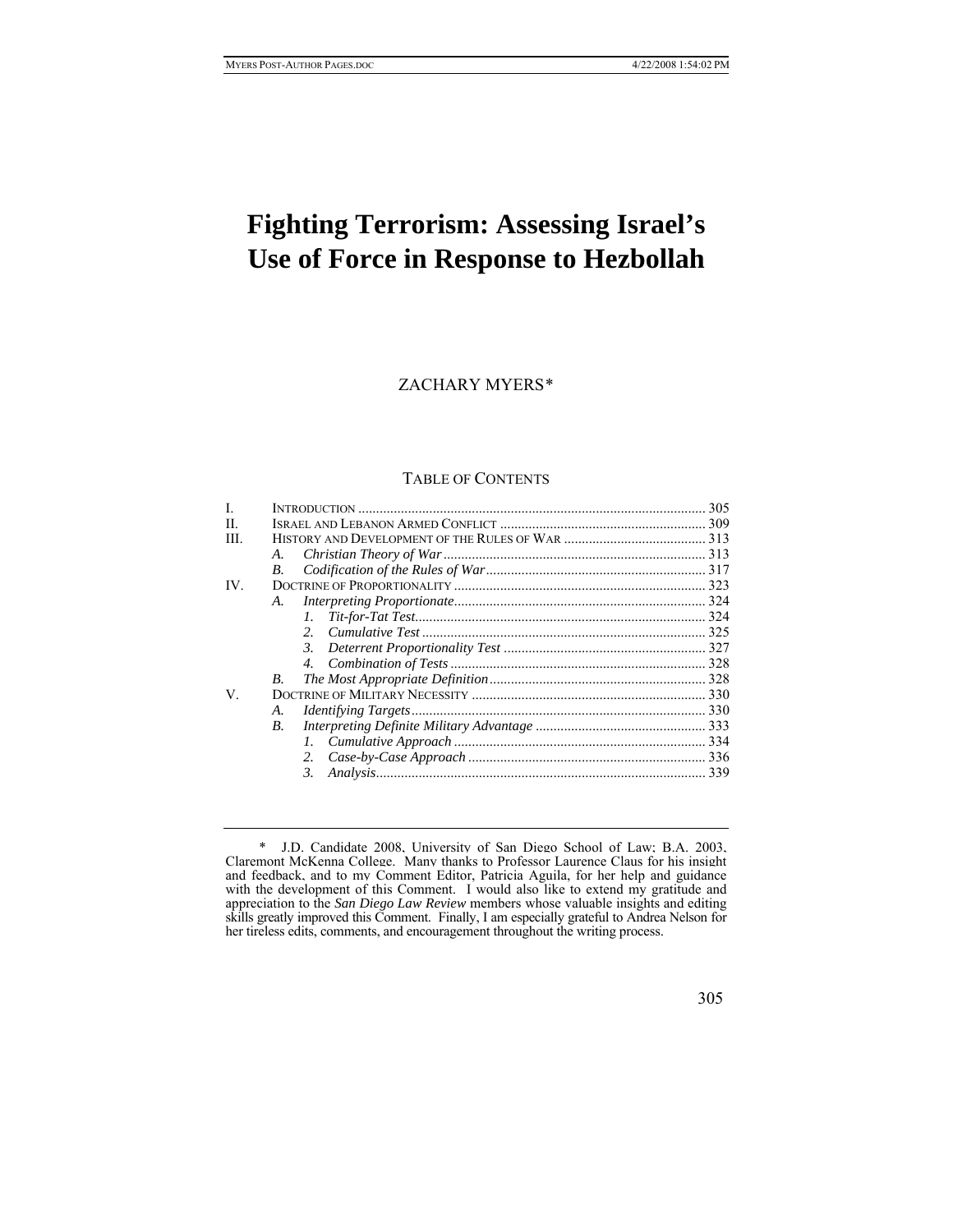# Fighting Terrorism: Assessing Israel's Use of Force in Response to Hezbollah

ZACHARY MYERS*

TABLE OF CONTENTS

| | | | | |
|---|---|---|---|---|
| I. | INTRODUCTION | | | 305 |
| II. | ISRAEL AND LEBANON ARMED CONFLICT | | | 309 |
| III. | HISTORY AND DEVELOPMENT OF THE RULES OF WAR | | | 313 |
| | *A.* | *Christian Theory of War* | | 313 |
| | *B.* | *Codification of the Rules of War* | | 317 |
| IV. | DOCTRINE OF PROPORTIONALITY | | | 323 |
| | *A.* | *Interpreting Proportionate* | | 324 |
| | | *1.* | *Tit-for-Tat Test* | 324 |
| | | *2.* | *Cumulative Test* | 325 |
| | | *3.* | *Deterrent Proportionality Test* | 327 |
| | | *4.* | *Combination of Tests* | 328 |
| | *B.* | *The Most Appropriate Definition* | | 328 |
| V. | DOCTRINE OF MILITARY NECESSITY | | | 330 |
| | *A.* | *Identifying Targets* | | 330 |
| | *B.* | *Interpreting Definite Military Advantage* | | 333 |
| | | *1.* | *Cumulative Approach* | 334 |
| | | *2.* | *Case-by-Case Approach* | 336 |
| | | *3.* | *Analysis* | 339 |

\* J.D. Candidate 2008, University of San Diego School of Law; B.A. 2003, Claremont McKenna College. Many thanks to Professor Laurence Claus for his insight and feedback, and to my Comment Editor, Patricia Aguila, for her help and guidance with the development of this Comment. I would also like to extend my gratitude and appreciation to the *San Diego Law Review* members whose valuable insights and editing skills greatly improved this Comment. Finally, I am especially grateful to Andrea Nelson for her tireless edits, comments, and encouragement throughout the writing process.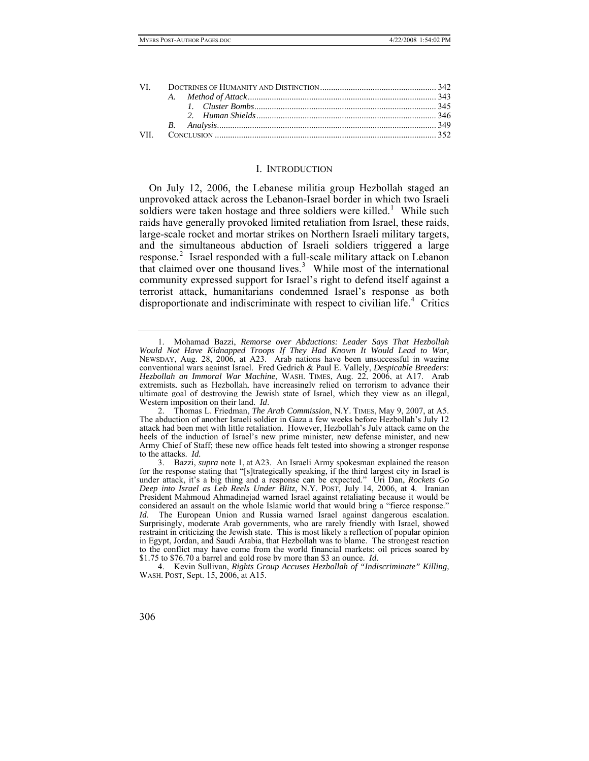| | | | |
|---|---|---|---|
| VI. | DOCTRINES OF HUMANITY AND DISTINCTION | | 342 |
| | A. | *Method of Attack* | 343 |
| | | *1. Cluster Bombs* | 345 |
| | | *2. Human Shields* | 346 |
| | B. | *Analysis* | 349 |
| VII. | CONCLUSION | | 352 |

## I. INTRODUCTION

On July 12, 2006, the Lebanese militia group Hezbollah staged an unprovoked attack across the Lebanon-Israel border in which two Israeli soldiers were taken hostage and three soldiers were killed.[1] While such raids have generally provoked limited retaliation from Israel, these raids, large-scale rocket and mortar strikes on Northern Israeli military targets, and the simultaneous abduction of Israeli soldiers triggered a large response.[2] Israel responded with a full-scale military attack on Lebanon that claimed over one thousand lives.[3] While most of the international community expressed support for Israel's right to defend itself against a terrorist attack, humanitarians condemned Israel's response as both disproportionate and indiscriminate with respect to civilian life.[4] Critics

---

1. Mohamad Bazzi, *Remorse over Abductions: Leader Says That Hezbollah Would Not Have Kidnapped Troops If They Had Known It Would Lead to War*, NEWSDAY, Aug. 28, 2006, at A23. Arab nations have been unsuccessful in waging conventional wars against Israel. Fred Gedrich & Paul E. Vallely, *Despicable Breeders: Hezbollah an Immoral War Machine*, WASH. TIMES, Aug. 22, 2006, at A17. Arab extremists, such as Hezbollah, have increasingly relied on terrorism to advance their ultimate goal of destroying the Jewish state of Israel, which they view as an illegal, Western imposition on their land. *Id*.

2. Thomas L. Friedman, *The Arab Commission*, N.Y. TIMES, May 9, 2007, at A5. The abduction of another Israeli soldier in Gaza a few weeks before Hezbollah's July 12 attack had been met with little retaliation. However, Hezbollah's July attack came on the heels of the induction of Israel's new prime minister, new defense minister, and new Army Chief of Staff; these new office heads felt tested into showing a stronger response to the attacks. *Id.*

3. Bazzi, *supra* note 1, at A23. An Israeli Army spokesman explained the reason for the response stating that "[s]trategically speaking, if the third largest city in Israel is under attack, it's a big thing and a response can be expected." Uri Dan, *Rockets Go Deep into Israel as Leb Reels Under Blitz*, N.Y. POST, July 14, 2006, at 4. Iranian President Mahmoud Ahmadinejad warned Israel against retaliating because it would be considered an assault on the whole Islamic world that would bring a "fierce response." *Id*. The European Union and Russia warned Israel against dangerous escalation. Surprisingly, moderate Arab governments, who are rarely friendly with Israel, showed restraint in criticizing the Jewish state. This is most likely a reflection of popular opinion in Egypt, Jordan, and Saudi Arabia, that Hezbollah was to blame. The strongest reaction to the conflict may have come from the world financial markets; oil prices soared by \$1.75 to \$76.70 a barrel and gold rose by more than \$3 an ounce. *Id*.

4. Kevin Sullivan, *Rights Group Accuses Hezbollah of "Indiscriminate" Killing,* WASH. POST, Sept. 15, 2006, at A15.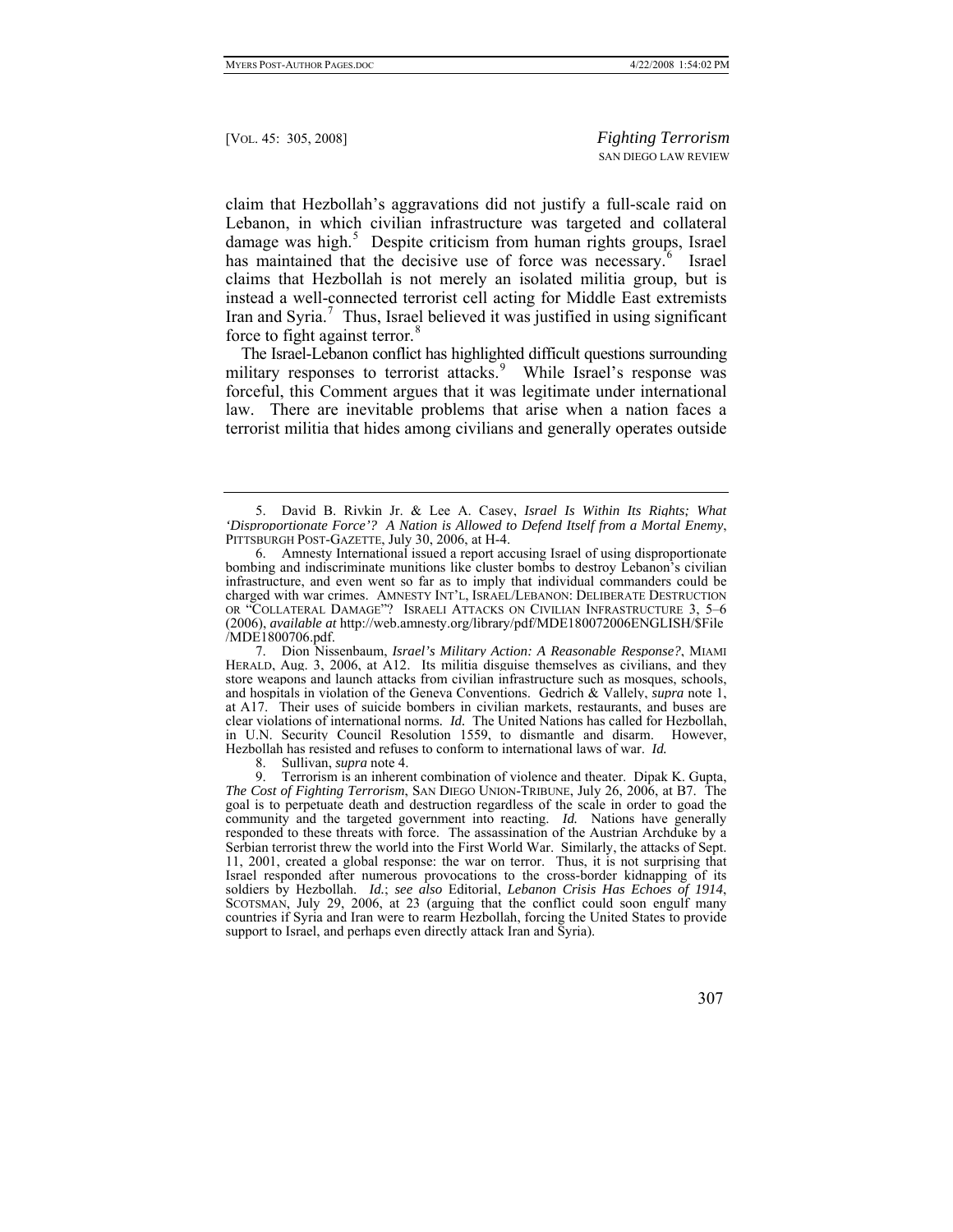claim that Hezbollah's aggravations did not justify a full-scale raid on Lebanon, in which civilian infrastructure was targeted and collateral damage was high.[5] Despite criticism from human rights groups, Israel has maintained that the decisive use of force was necessary.[6] Israel claims that Hezbollah is not merely an isolated militia group, but is instead a well-connected terrorist cell acting for Middle East extremists Iran and Syria.[7] Thus, Israel believed it was justified in using significant force to fight against terror.[8]

The Israel-Lebanon conflict has highlighted difficult questions surrounding military responses to terrorist attacks.[9] While Israel's response was forceful, this Comment argues that it was legitimate under international law. There are inevitable problems that arise when a nation faces a terrorist militia that hides among civilians and generally operates outside

---

5. David B. Rivkin Jr. & Lee A. Casey, *Israel Is Within Its Rights; What 'Disproportionate Force'? A Nation is Allowed to Defend Itself from a Mortal Enemy*, PITTSBURGH POST-GAZETTE, July 30, 2006, at H-4.

6. Amnesty International issued a report accusing Israel of using disproportionate bombing and indiscriminate munitions like cluster bombs to destroy Lebanon's civilian infrastructure, and even went so far as to imply that individual commanders could be charged with war crimes. AMNESTY INT'L, ISRAEL/LEBANON: DELIBERATE DESTRUCTION OR "COLLATERAL DAMAGE"? ISRAELI ATTACKS ON CIVILIAN INFRASTRUCTURE 3, 5–6 (2006), *available at* http://web.amnesty.org/library/pdf/MDE180072006ENGLISH/$File/MDE1800706.pdf.

7. Dion Nissenbaum, *Israel's Military Action: A Reasonable Response?*, MIAMI HERALD, Aug. 3, 2006, at A12. Its militia disguise themselves as civilians, and they store weapons and launch attacks from civilian infrastructure such as mosques, schools, and hospitals in violation of the Geneva Conventions. Gedrich & Vallely, *supra* note 1, at A17. Their uses of suicide bombers in civilian markets, restaurants, and buses are clear violations of international norms. *Id.* The United Nations has called for Hezbollah, in U.N. Security Council Resolution 1559, to dismantle and disarm. However, Hezbollah has resisted and refuses to conform to international laws of war. *Id.*

8. Sullivan, *supra* note 4.

9. Terrorism is an inherent combination of violence and theater. Dipak K. Gupta, *The Cost of Fighting Terrorism*, SAN DIEGO UNION-TRIBUNE, July 26, 2006, at B7. The goal is to perpetuate death and destruction regardless of the scale in order to goad the community and the targeted government into reacting. *Id.* Nations have generally responded to these threats with force. The assassination of the Austrian Archduke by a Serbian terrorist threw the world into the First World War. Similarly, the attacks of Sept. 11, 2001, created a global response: the war on terror. Thus, it is not surprising that Israel responded after numerous provocations to the cross-border kidnapping of its soldiers by Hezbollah. *Id.*; *see also* Editorial, *Lebanon Crisis Has Echoes of 1914*, SCOTSMAN, July 29, 2006, at 23 (arguing that the conflict could soon engulf many countries if Syria and Iran were to rearm Hezbollah, forcing the United States to provide support to Israel, and perhaps even directly attack Iran and Syria).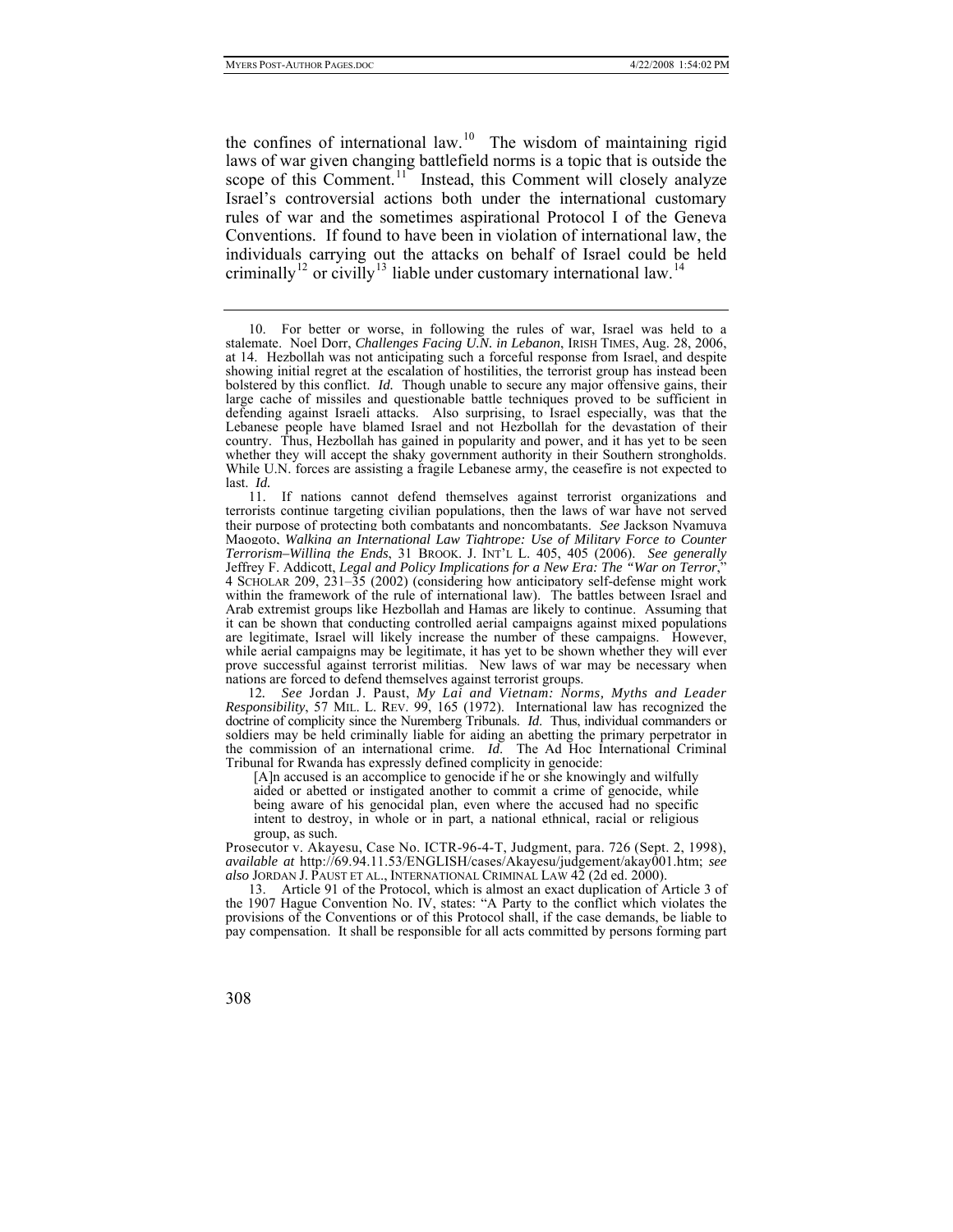the confines of international law.[10] The wisdom of maintaining rigid laws of war given changing battlefield norms is a topic that is outside the scope of this Comment.[11] Instead, this Comment will closely analyze Israel's controversial actions both under the international customary rules of war and the sometimes aspirational Protocol I of the Geneva Conventions. If found to have been in violation of international law, the individuals carrying out the attacks on behalf of Israel could be held criminally[12] or civilly[13] liable under customary international law.[14]

---

10. For better or worse, in following the rules of war, Israel was held to a stalemate. Noel Dorr, *Challenges Facing U.N. in Lebanon*, IRISH TIMES, Aug. 28, 2006, at 14. Hezbollah was not anticipating such a forceful response from Israel, and despite showing initial regret at the escalation of hostilities, the terrorist group has instead been bolstered by this conflict. *Id.* Though unable to secure any major offensive gains, their large cache of missiles and questionable battle techniques proved to be sufficient in defending against Israeli attacks. Also surprising, to Israel especially, was that the Lebanese people have blamed Israel and not Hezbollah for the devastation of their country. Thus, Hezbollah has gained in popularity and power, and it has yet to be seen whether they will accept the shaky government authority in their Southern strongholds. While U.N. forces are assisting a fragile Lebanese army, the ceasefire is not expected to last. *Id.*

11. If nations cannot defend themselves against terrorist organizations and terrorists continue targeting civilian populations, then the laws of war have not served their purpose of protecting both combatants and noncombatants. *See* Jackson Nyamuya Maogoto, *Walking an International Law Tightrope: Use of Military Force to Counter Terrorism–Willing the Ends*, 31 BROOK. J. INT'L L. 405, 405 (2006). *See generally* Jeffrey F. Addicott, *Legal and Policy Implications for a New Era: The "War on Terror*," 4 SCHOLAR 209, 231–35 (2002) (considering how anticipatory self-defense might work within the framework of the rule of international law). The battles between Israel and Arab extremist groups like Hezbollah and Hamas are likely to continue. Assuming that it can be shown that conducting controlled aerial campaigns against mixed populations are legitimate, Israel will likely increase the number of these campaigns. However, while aerial campaigns may be legitimate, it has yet to be shown whether they will ever prove successful against terrorist militias. New laws of war may be necessary when nations are forced to defend themselves against terrorist groups.

12. *See* Jordan J. Paust, *My Lai and Vietnam: Norms, Myths and Leader Responsibility*, 57 MIL. L. REV. 99, 165 (1972). International law has recognized the doctrine of complicity since the Nuremberg Tribunals. *Id.* Thus, individual commanders or soldiers may be held criminally liable for aiding an abetting the primary perpetrator in the commission of an international crime. *Id.* The Ad Hoc International Criminal Tribunal for Rwanda has expressly defined complicity in genocide:

> [A]n accused is an accomplice to genocide if he or she knowingly and wilfully aided or abetted or instigated another to commit a crime of genocide, while being aware of his genocidal plan, even where the accused had no specific intent to destroy, in whole or in part, a national ethnical, racial or religious group, as such.

Prosecutor v. Akayesu, Case No. ICTR-96-4-T, Judgment, para. 726 (Sept. 2, 1998), *available at* http://69.94.11.53/ENGLISH/cases/Akayesu/judgement/akay001.htm; *see also* JORDAN J. PAUST ET AL., INTERNATIONAL CRIMINAL LAW 42 (2d ed. 2000).

13. Article 91 of the Protocol, which is almost an exact duplication of Article 3 of the 1907 Hague Convention No. IV, states: "A Party to the conflict which violates the provisions of the Conventions or of this Protocol shall, if the case demands, be liable to pay compensation. It shall be responsible for all acts committed by persons forming part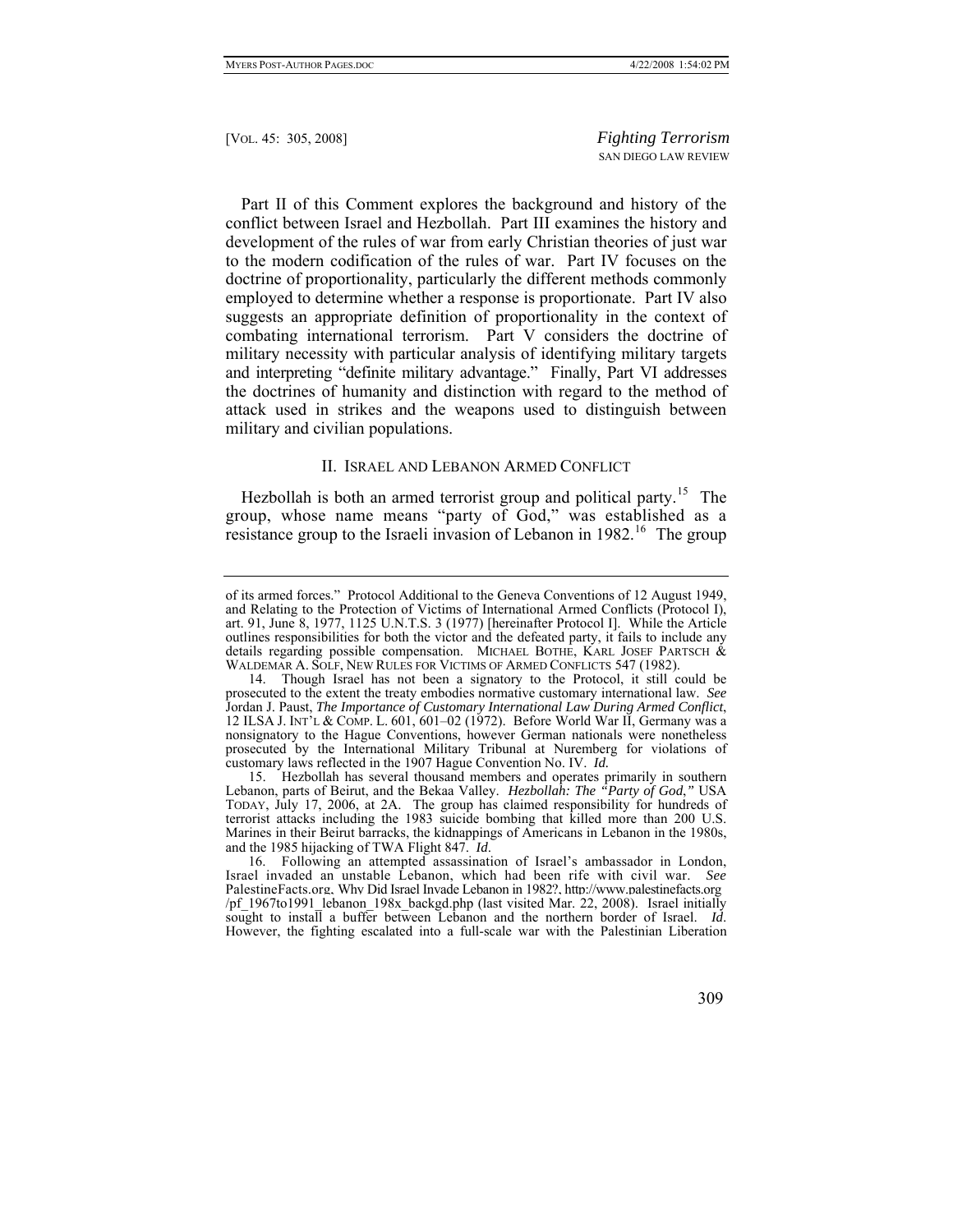Part II of this Comment explores the background and history of the conflict between Israel and Hezbollah. Part III examines the history and development of the rules of war from early Christian theories of just war to the modern codification of the rules of war. Part IV focuses on the doctrine of proportionality, particularly the different methods commonly employed to determine whether a response is proportionate. Part IV also suggests an appropriate definition of proportionality in the context of combating international terrorism. Part V considers the doctrine of military necessity with particular analysis of identifying military targets and interpreting "definite military advantage." Finally, Part VI addresses the doctrines of humanity and distinction with regard to the method of attack used in strikes and the weapons used to distinguish between military and civilian populations.

## II. Israel and Lebanon Armed Conflict

Hezbollah is both an armed terrorist group and political party.[15] The group, whose name means "party of God," was established as a resistance group to the Israeli invasion of Lebanon in 1982.[16] The group

---

of its armed forces." Protocol Additional to the Geneva Conventions of 12 August 1949, and Relating to the Protection of Victims of International Armed Conflicts (Protocol I), art. 91, June 8, 1977, 1125 U.N.T.S. 3 (1977) [hereinafter Protocol I]. While the Article outlines responsibilities for both the victor and the defeated party, it fails to include any details regarding possible compensation. MICHAEL BOTHE, KARL JOSEF PARTSCH & WALDEMAR A. SOLF, NEW RULES FOR VICTIMS OF ARMED CONFLICTS 547 (1982).

14. Though Israel has not been a signatory to the Protocol, it still could be prosecuted to the extent the treaty embodies normative customary international law. *See* Jordan J. Paust, *The Importance of Customary International Law During Armed Conflict*, 12 ILSA J. INT'L & COMP. L. 601, 601–02 (1972). Before World War II, Germany was a nonsignatory to the Hague Conventions, however German nationals were nonetheless prosecuted by the International Military Tribunal at Nuremberg for violations of customary laws reflected in the 1907 Hague Convention No. IV. *Id.*

15. Hezbollah has several thousand members and operates primarily in southern Lebanon, parts of Beirut, and the Bekaa Valley. *Hezbollah: The "Party of God,"* USA TODAY, July 17, 2006, at 2A. The group has claimed responsibility for hundreds of terrorist attacks including the 1983 suicide bombing that killed more than 200 U.S. Marines in their Beirut barracks, the kidnappings of Americans in Lebanon in the 1980s, and the 1985 hijacking of TWA Flight 847. *Id*.

16. Following an attempted assassination of Israel's ambassador in London, Israel invaded an unstable Lebanon, which had been rife with civil war. *See* PalestineFacts.org, Why Did Israel Invade Lebanon in 1982?, http://www.palestinefacts.org/pf_1967to1991_lebanon_198x_backgd.php (last visited Mar. 22, 2008). Israel initially sought to install a buffer between Lebanon and the northern border of Israel. *Id*. However, the fighting escalated into a full-scale war with the Palestinian Liberation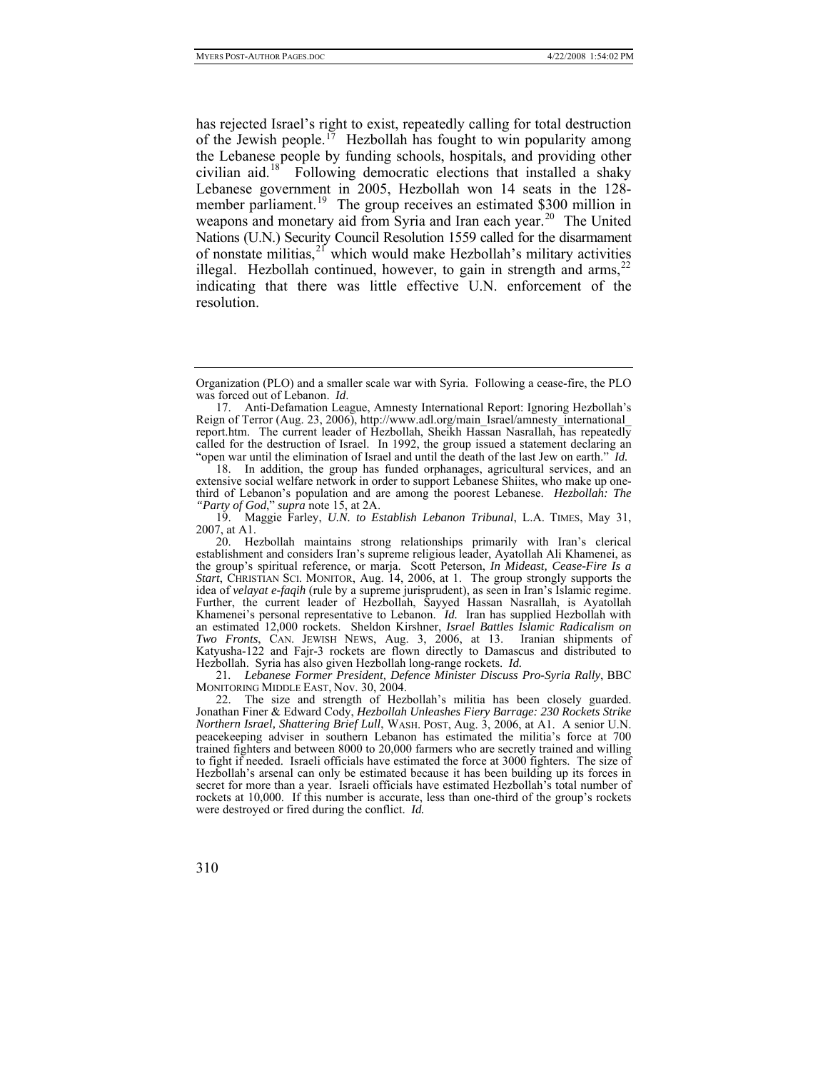has rejected Israel's right to exist, repeatedly calling for total destruction of the Jewish people.[17] Hezbollah has fought to win popularity among the Lebanese people by funding schools, hospitals, and providing other civilian aid.[18] Following democratic elections that installed a shaky Lebanese government in 2005, Hezbollah won 14 seats in the 128-member parliament.[19] The group receives an estimated $300 million in weapons and monetary aid from Syria and Iran each year.[20] The United Nations (U.N.) Security Council Resolution 1559 called for the disarmament of nonstate militias,[21] which would make Hezbollah's military activities illegal. Hezbollah continued, however, to gain in strength and arms,[22] indicating that there was little effective U.N. enforcement of the resolution.

---

Organization (PLO) and a smaller scale war with Syria. Following a cease-fire, the PLO was forced out of Lebanon. *Id*.

17. Anti-Defamation League, Amnesty International Report: Ignoring Hezbollah's Reign of Terror (Aug. 23, 2006), http://www.adl.org/main_Israel/amnesty_international_report.htm. The current leader of Hezbollah, Sheikh Hassan Nasrallah, has repeatedly called for the destruction of Israel. In 1992, the group issued a statement declaring an "open war until the elimination of Israel and until the death of the last Jew on earth." *Id.*

18. In addition, the group has funded orphanages, agricultural services, and an extensive social welfare network in order to support Lebanese Shiites, who make up one-third of Lebanon's population and are among the poorest Lebanese. *Hezbollah: The "Party of God*," *supra* note 15, at 2A.

19. Maggie Farley, *U.N. to Establish Lebanon Tribunal*, L.A. TIMES, May 31, 2007, at A1.

20. Hezbollah maintains strong relationships primarily with Iran's clerical establishment and considers Iran's supreme religious leader, Ayatollah Ali Khamenei, as the group's spiritual reference, or marja. Scott Peterson, *In Mideast, Cease-Fire Is a Start*, CHRISTIAN SCI. MONITOR, Aug. 14, 2006, at 1. The group strongly supports the idea of *velayat e-faqih* (rule by a supreme jurisprudent), as seen in Iran's Islamic regime. Further, the current leader of Hezbollah, Sayyed Hassan Nasrallah, is Ayatollah Khamenei's personal representative to Lebanon. *Id.* Iran has supplied Hezbollah with an estimated 12,000 rockets. Sheldon Kirshner, *Israel Battles Islamic Radicalism on Two Fronts*, CAN. JEWISH NEWS, Aug. 3, 2006, at 13. Iranian shipments of Katyusha-122 and Fajr-3 rockets are flown directly to Damascus and distributed to Hezbollah. Syria has also given Hezbollah long-range rockets. *Id.*

21. *Lebanese Former President, Defence Minister Discuss Pro-Syria Rally*, BBC MONITORING MIDDLE EAST, Nov. 30, 2004.

22. The size and strength of Hezbollah's militia has been closely guarded. Jonathan Finer & Edward Cody, *Hezbollah Unleashes Fiery Barrage: 230 Rockets Strike Northern Israel, Shattering Brief Lull*, WASH. POST, Aug. 3, 2006, at A1. A senior U.N. peacekeeping adviser in southern Lebanon has estimated the militia's force at 700 trained fighters and between 8000 to 20,000 farmers who are secretly trained and willing to fight if needed. Israeli officials have estimated the force at 3000 fighters. The size of Hezbollah's arsenal can only be estimated because it has been building up its forces in secret for more than a year. Israeli officials have estimated Hezbollah's total number of rockets at 10,000. If this number is accurate, less than one-third of the group's rockets were destroyed or fired during the conflict. *Id.*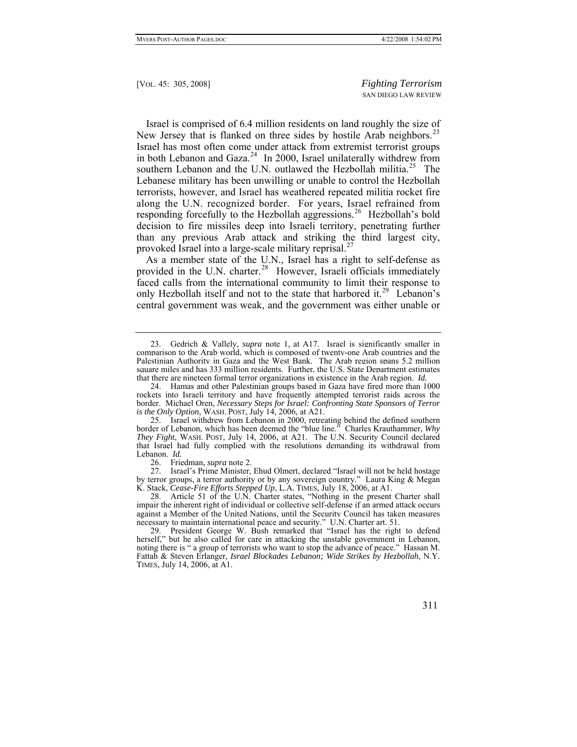Israel is comprised of 6.4 million residents on land roughly the size of New Jersey that is flanked on three sides by hostile Arab neighbors.[23] Israel has most often come under attack from extremist terrorist groups in both Lebanon and Gaza.[24] In 2000, Israel unilaterally withdrew from southern Lebanon and the U.N. outlawed the Hezbollah militia.[25] The Lebanese military has been unwilling or unable to control the Hezbollah terrorists, however, and Israel has weathered repeated militia rocket fire along the U.N. recognized border. For years, Israel refrained from responding forcefully to the Hezbollah aggressions.[26] Hezbollah's bold decision to fire missiles deep into Israeli territory, penetrating further than any previous Arab attack and striking the third largest city, provoked Israel into a large-scale military reprisal.[27]

As a member state of the U.N., Israel has a right to self-defense as provided in the U.N. charter.[28] However, Israeli officials immediately faced calls from the international community to limit their response to only Hezbollah itself and not to the state that harbored it.[29] Lebanon's central government was weak, and the government was either unable or

---

23. Gedrich & Vallely, *supra* note 1, at A17. Israel is significantly smaller in comparison to the Arab world, which is composed of twenty-one Arab countries and the Palestinian Authority in Gaza and the West Bank. The Arab region spans 5.2 million square miles and has 333 million residents. Further, the U.S. State Department estimates that there are nineteen formal terror organizations in existence in the Arab region. *Id.*

24. Hamas and other Palestinian groups based in Gaza have fired more than 1000 rockets into Israeli territory and have frequently attempted terrorist raids across the border. Michael Oren, *Necessary Steps for Israel: Confronting State Sponsors of Terror is the Only Option*, WASH. POST, July 14, 2006, at A21.

25. Israel withdrew from Lebanon in 2000, retreating behind the defined southern border of Lebanon, which has been deemed the "blue line." Charles Krauthammer, *Why They Fight*, WASH. POST, July 14, 2006, at A21. The U.N. Security Council declared that Israel had fully complied with the resolutions demanding its withdrawal from Lebanon. *Id.*

26. Friedman, *supra* note 2.

27. Israel's Prime Minister, Ehud Olmert, declared "Israel will not be held hostage by terror groups, a terror authority or by any sovereign country." Laura King & Megan K. Stack, *Cease-Fire Efforts Stepped Up*, L.A. TIMES, July 18, 2006, at A1.

28. Article 51 of the U.N. Charter states, "Nothing in the present Charter shall impair the inherent right of individual or collective self-defense if an armed attack occurs against a Member of the United Nations, until the Security Council has taken measures necessary to maintain international peace and security." U.N. Charter art. 51.

29. President George W. Bush remarked that "Israel has the right to defend herself," but he also called for care in attacking the unstable government in Lebanon, noting there is " a group of terrorists who want to stop the advance of peace." Hassan M. Fattah & Steven Erlanger, *Israel Blockades Lebanon; Wide Strikes by Hezbollah*, N.Y. TIMES, July 14, 2006, at A1.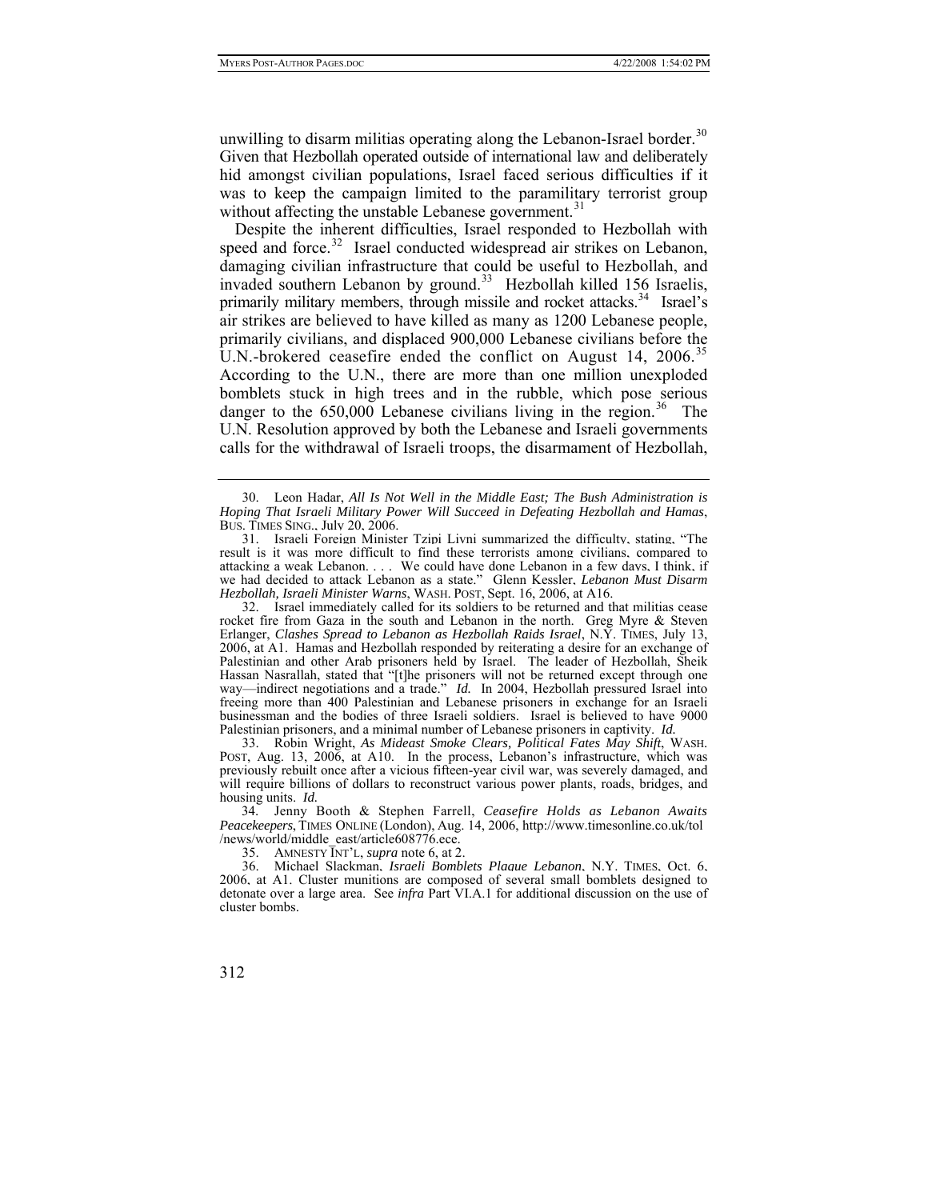unwilling to disarm militias operating along the Lebanon-Israel border.[30] Given that Hezbollah operated outside of international law and deliberately hid amongst civilian populations, Israel faced serious difficulties if it was to keep the campaign limited to the paramilitary terrorist group without affecting the unstable Lebanese government.[31]

Despite the inherent difficulties, Israel responded to Hezbollah with speed and force.[32] Israel conducted widespread air strikes on Lebanon, damaging civilian infrastructure that could be useful to Hezbollah, and invaded southern Lebanon by ground.[33] Hezbollah killed 156 Israelis, primarily military members, through missile and rocket attacks.[34] Israel's air strikes are believed to have killed as many as 1200 Lebanese people, primarily civilians, and displaced 900,000 Lebanese civilians before the U.N.-brokered ceasefire ended the conflict on August 14, 2006.[35] According to the U.N., there are more than one million unexploded bomblets stuck in high trees and in the rubble, which pose serious danger to the 650,000 Lebanese civilians living in the region.[36] The U.N. Resolution approved by both the Lebanese and Israeli governments calls for the withdrawal of Israeli troops, the disarmament of Hezbollah,

---

30. Leon Hadar, *All Is Not Well in the Middle East; The Bush Administration is Hoping That Israeli Military Power Will Succeed in Defeating Hezbollah and Hamas*, BUS. TIMES SING., July 20, 2006.

31. Israeli Foreign Minister Tzipi Livni summarized the difficulty, stating, "The result is it was more difficult to find these terrorists among civilians, compared to attacking a weak Lebanon. . . . We could have done Lebanon in a few days, I think, if we had decided to attack Lebanon as a state." Glenn Kessler, *Lebanon Must Disarm Hezbollah, Israeli Minister Warns*, WASH. POST, Sept. 16, 2006, at A16.

32. Israel immediately called for its soldiers to be returned and that militias cease rocket fire from Gaza in the south and Lebanon in the north. Greg Myre & Steven Erlanger, *Clashes Spread to Lebanon as Hezbollah Raids Israel*, N.Y. TIMES, July 13, 2006, at A1. Hamas and Hezbollah responded by reiterating a desire for an exchange of Palestinian and other Arab prisoners held by Israel. The leader of Hezbollah, Sheik Hassan Nasrallah, stated that "[t]he prisoners will not be returned except through one way—indirect negotiations and a trade." *Id.* In 2004, Hezbollah pressured Israel into freeing more than 400 Palestinian and Lebanese prisoners in exchange for an Israeli businessman and the bodies of three Israeli soldiers. Israel is believed to have 9000 Palestinian prisoners, and a minimal number of Lebanese prisoners in captivity. *Id.*

33. Robin Wright, *As Mideast Smoke Clears, Political Fates May Shift*, WASH. POST, Aug. 13, 2006, at A10. In the process, Lebanon's infrastructure, which was previously rebuilt once after a vicious fifteen-year civil war, was severely damaged, and will require billions of dollars to reconstruct various power plants, roads, bridges, and housing units. *Id.*

34. Jenny Booth & Stephen Farrell, *Ceasefire Holds as Lebanon Awaits Peacekeepers*, TIMES ONLINE (London), Aug. 14, 2006, http://www.timesonline.co.uk/tol/news/world/middle_east/article608776.ece.

35. AMNESTY INT'L, *supra* note 6, at 2.

36. Michael Slackman, *Israeli Bomblets Plague Lebanon*, N.Y. TIMES, Oct. 6, 2006, at A1. Cluster munitions are composed of several small bomblets designed to detonate over a large area. See *infra* Part VI.A.1 for additional discussion on the use of cluster bombs.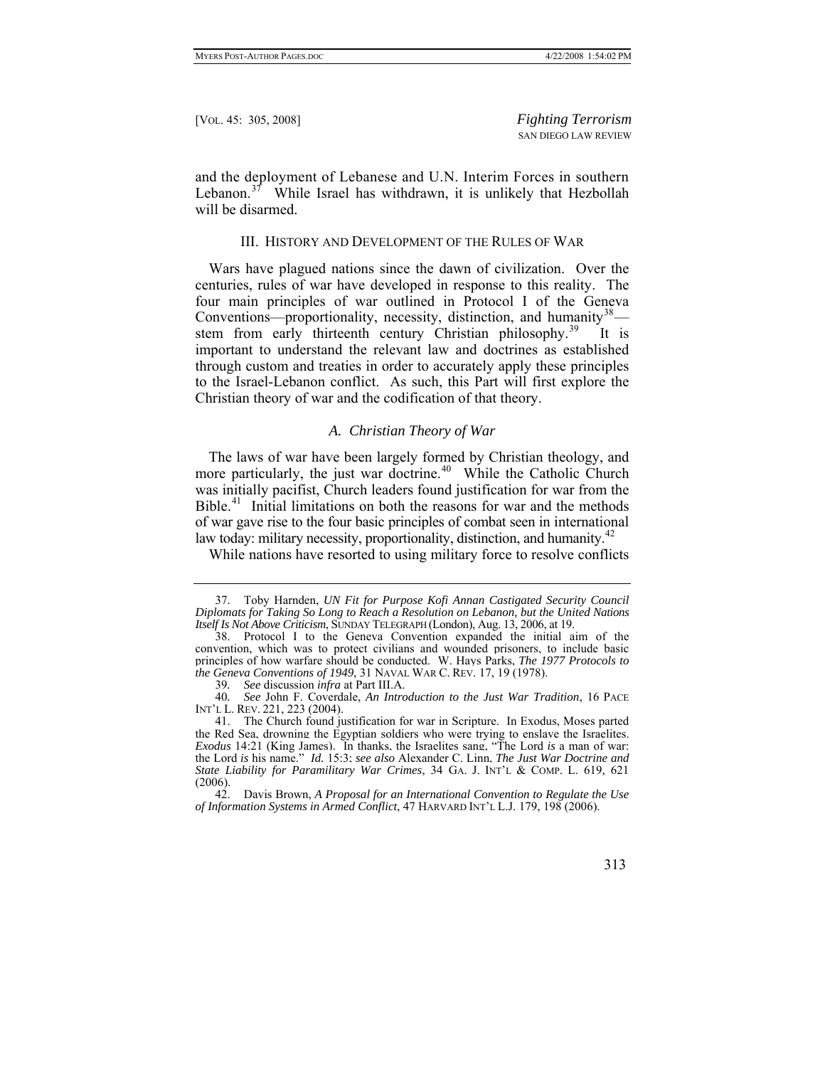and the deployment of Lebanese and U.N. Interim Forces in southern Lebanon.[37] While Israel has withdrawn, it is unlikely that Hezbollah will be disarmed.

## III. History and Development of the Rules of War

Wars have plagued nations since the dawn of civilization. Over the centuries, rules of war have developed in response to this reality. The four main principles of war outlined in Protocol I of the Geneva Conventions—proportionality, necessity, distinction, and humanity[38]—stem from early thirteenth century Christian philosophy.[39] It is important to understand the relevant law and doctrines as established through custom and treaties in order to accurately apply these principles to the Israel-Lebanon conflict. As such, this Part will first explore the Christian theory of war and the codification of that theory.

### *A. Christian Theory of War*

The laws of war have been largely formed by Christian theology, and more particularly, the just war doctrine.[40] While the Catholic Church was initially pacifist, Church leaders found justification for war from the Bible.[41] Initial limitations on both the reasons for war and the methods of war gave rise to the four basic principles of combat seen in international law today: military necessity, proportionality, distinction, and humanity.[42]

While nations have resorted to using military force to resolve conflicts

---

37. Toby Harnden, *UN Fit for Purpose Kofi Annan Castigated Security Council Diplomats for Taking So Long to Reach a Resolution on Lebanon, but the United Nations Itself Is Not Above Criticism*, SUNDAY TELEGRAPH (London), Aug. 13, 2006, at 19.

38. Protocol I to the Geneva Convention expanded the initial aim of the convention, which was to protect civilians and wounded prisoners, to include basic principles of how warfare should be conducted. W. Hays Parks, *The 1977 Protocols to the Geneva Conventions of 1949*, 31 NAVAL WAR C. REV. 17, 19 (1978).

39. *See* discussion *infra* at Part III.A.

40. *See* John F. Coverdale, *An Introduction to the Just War Tradition*, 16 PACE INT'L L. REV. 221, 223 (2004).

41. The Church found justification for war in Scripture. In Exodus, Moses parted the Red Sea, drowning the Egyptian soldiers who were trying to enslave the Israelites. *Exodus* 14:21 (King James). In thanks, the Israelites sang, "The Lord *is* a man of war: the Lord *is* his name." *Id.* 15:3; *see also* Alexander C. Linn, *The Just War Doctrine and State Liability for Paramilitary War Crimes*, 34 GA. J. INT'L & COMP. L. 619, 621 (2006).

42. Davis Brown, *A Proposal for an International Convention to Regulate the Use of Information Systems in Armed Conflict*, 47 HARVARD INT'L L.J. 179, 198 (2006).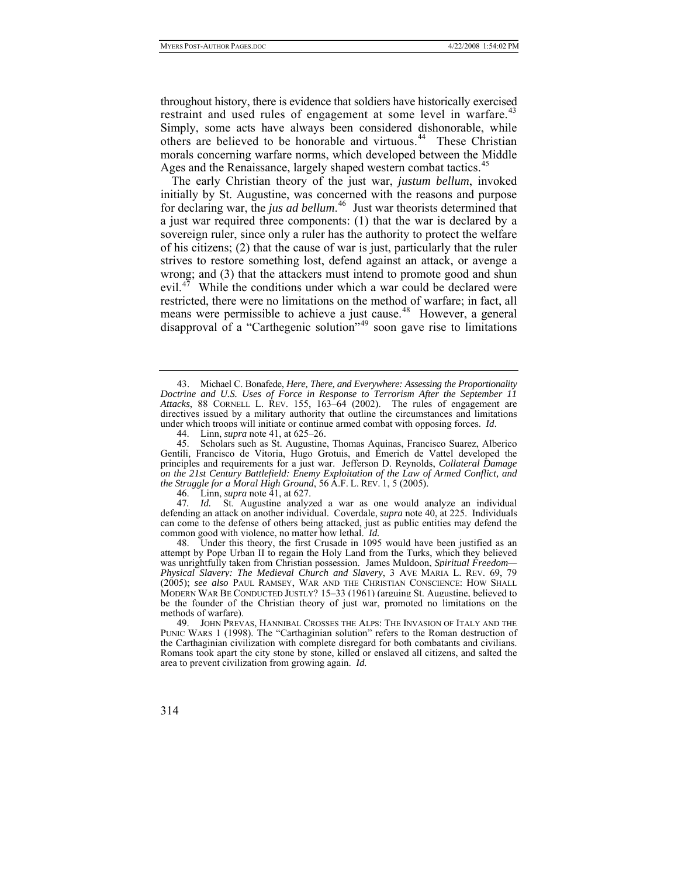throughout history, there is evidence that soldiers have historically exercised restraint and used rules of engagement at some level in warfare.[43] Simply, some acts have always been considered dishonorable, while others are believed to be honorable and virtuous.[44] These Christian morals concerning warfare norms, which developed between the Middle Ages and the Renaissance, largely shaped western combat tactics.[45]

The early Christian theory of the just war, *justum bellum*, invoked initially by St. Augustine, was concerned with the reasons and purpose for declaring war, the *jus ad bellum*.[46] Just war theorists determined that a just war required three components: (1) that the war is declared by a sovereign ruler, since only a ruler has the authority to protect the welfare of his citizens; (2) that the cause of war is just, particularly that the ruler strives to restore something lost, defend against an attack, or avenge a wrong; and (3) that the attackers must intend to promote good and shun evil.[47] While the conditions under which a war could be declared were restricted, there were no limitations on the method of warfare; in fact, all means were permissible to achieve a just cause.[48] However, a general disapproval of a "Carthegenic solution"[49] soon gave rise to limitations

---

43. Michael C. Bonafede, *Here, There, and Everywhere: Assessing the Proportionality Doctrine and U.S. Uses of Force in Response to Terrorism After the September 11 Attacks*, 88 CORNELL L. REV. 155, 163–64 (2002). The rules of engagement are directives issued by a military authority that outline the circumstances and limitations under which troops will initiate or continue armed combat with opposing forces. *Id*.

44. Linn, *supra* note 41, at 625–26.

45. Scholars such as St. Augustine, Thomas Aquinas, Francisco Suarez, Alberico Gentili, Francisco de Vitoria, Hugo Grotuis, and Emerich de Vattel developed the principles and requirements for a just war. Jefferson D. Reynolds, *Collateral Damage on the 21st Century Battlefield: Enemy Exploitation of the Law of Armed Conflict, and the Struggle for a Moral High Ground*, 56 A.F. L. REV. 1, 5 (2005).

46. Linn, *supra* note 41, at 627.

47. *Id.* St. Augustine analyzed a war as one would analyze an individual defending an attack on another individual. Coverdale, *supra* note 40, at 225. Individuals can come to the defense of others being attacked, just as public entities may defend the common good with violence, no matter how lethal. *Id.*

48. Under this theory, the first Crusade in 1095 would have been justified as an attempt by Pope Urban II to regain the Holy Land from the Turks, which they believed was unrightfully taken from Christian possession. James Muldoon, *Spiritual Freedom—Physical Slavery: The Medieval Church and Slavery*, 3 AVE MARIA L. REV. 69, 79 (2005); *see also* PAUL RAMSEY, WAR AND THE CHRISTIAN CONSCIENCE: HOW SHALL MODERN WAR BE CONDUCTED JUSTLY? 15–33 (1961) (arguing St. Augustine, believed to be the founder of the Christian theory of just war, promoted no limitations on the methods of warfare).

49. JOHN PREVAS, HANNIBAL CROSSES THE ALPS: THE INVASION OF ITALY AND THE PUNIC WARS 1 (1998). The "Carthaginian solution" refers to the Roman destruction of the Carthaginian civilization with complete disregard for both combatants and civilians. Romans took apart the city stone by stone, killed or enslaved all citizens, and salted the area to prevent civilization from growing again. *Id.*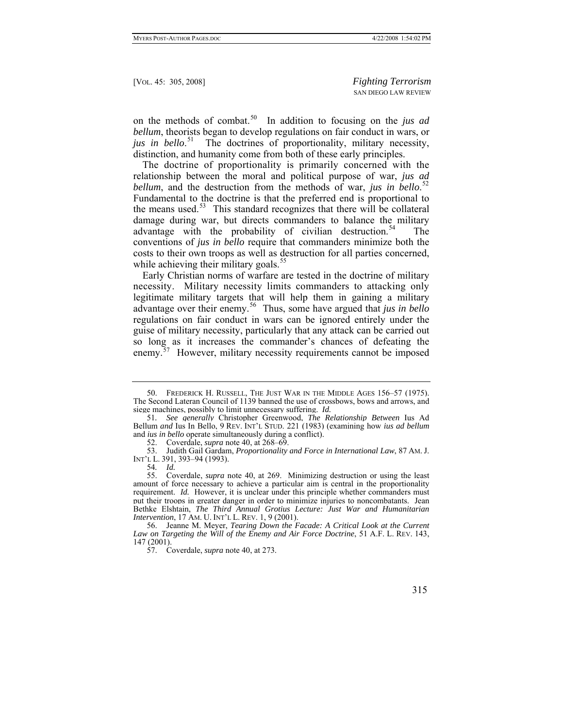on the methods of combat.[50] In addition to focusing on the *jus ad bellum*, theorists began to develop regulations on fair conduct in wars, or *jus in bello*.[51] The doctrines of proportionality, military necessity, distinction, and humanity come from both of these early principles.

The doctrine of proportionality is primarily concerned with the relationship between the moral and political purpose of war, *jus ad bellum*, and the destruction from the methods of war, *jus in bello*.[52] Fundamental to the doctrine is that the preferred end is proportional to the means used.[53] This standard recognizes that there will be collateral damage during war, but directs commanders to balance the military advantage with the probability of civilian destruction.[54] The conventions of *jus in bello* require that commanders minimize both the costs to their own troops as well as destruction for all parties concerned, while achieving their military goals.[55]

Early Christian norms of warfare are tested in the doctrine of military necessity. Military necessity limits commanders to attacking only legitimate military targets that will help them in gaining a military advantage over their enemy.[56] Thus, some have argued that *jus in bello* regulations on fair conduct in wars can be ignored entirely under the guise of military necessity, particularly that any attack can be carried out so long as it increases the commander's chances of defeating the enemy.[57] However, military necessity requirements cannot be imposed

---

50. FREDERICK H. RUSSELL, THE JUST WAR IN THE MIDDLE AGES 156–57 (1975). The Second Lateran Council of 1139 banned the use of crossbows, bows and arrows, and siege machines, possibly to limit unnecessary suffering. *Id.*

51. *See generally* Christopher Greenwood, *The Relationship Between* Ius Ad Bellum *and* Ius In Bello, 9 REV. INT'L STUD. 221 (1983) (examining how *ius ad bellum* and *ius in bello* operate simultaneously during a conflict).

52. Coverdale, *supra* note 40, at 268–69.

53. Judith Gail Gardam, *Proportionality and Force in International Law*, 87 AM. J. INT'L L. 391, 393–94 (1993).

54. *Id.*

55. Coverdale, *supra* note 40, at 269. Minimizing destruction or using the least amount of force necessary to achieve a particular aim is central in the proportionality requirement. *Id.* However, it is unclear under this principle whether commanders must put their troops in greater danger in order to minimize injuries to noncombatants. Jean Bethke Elshtain, *The Third Annual Grotius Lecture: Just War and Humanitarian Intervention*, 17 AM. U. INT'L L. REV. 1, 9 (2001).

56. Jeanne M. Meyer, *Tearing Down the Facade: A Critical Look at the Current Law on Targeting the Will of the Enemy and Air Force Doctrine*, 51 A.F. L. REV. 143, 147 (2001).

57. Coverdale, *supra* note 40, at 273.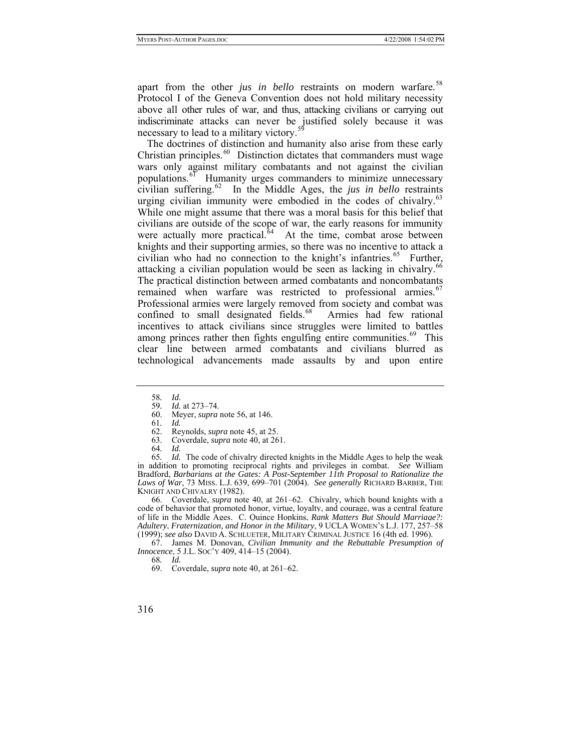apart from the other *jus in bello* restraints on modern warfare.[58] Protocol I of the Geneva Convention does not hold military necessity above all other rules of war, and thus, attacking civilians or carrying out indiscriminate attacks can never be justified solely because it was necessary to lead to a military victory.[59]

The doctrines of distinction and humanity also arise from these early Christian principles.[60] Distinction dictates that commanders must wage wars only against military combatants and not against the civilian populations.[61] Humanity urges commanders to minimize unnecessary civilian suffering.[62] In the Middle Ages, the *jus in bello* restraints urging civilian immunity were embodied in the codes of chivalry.[63] While one might assume that there was a moral basis for this belief that civilians are outside of the scope of war, the early reasons for immunity were actually more practical.[64] At the time, combat arose between knights and their supporting armies, so there was no incentive to attack a civilian who had no connection to the knight's infantries.[65] Further, attacking a civilian population would be seen as lacking in chivalry.[66] The practical distinction between armed combatants and noncombatants remained when warfare was restricted to professional armies.[67] Professional armies were largely removed from society and combat was confined to small designated fields.[68] Armies had few rational incentives to attack civilians since struggles were limited to battles among princes rather then fights engulfing entire communities.[69] This clear line between armed combatants and civilians blurred as technological advancements made assaults by and upon entire

---

58. *Id.*

59. *Id.* at 273–74.

60. Meyer, *supra* note 56, at 146.

61. *Id.*

62. Reynolds, *supra* note 45, at 25.

63. Coverdale, *supra* note 40, at 261.

64. *Id.*

65. *Id.* The code of chivalry directed knights in the Middle Ages to help the weak in addition to promoting reciprocal rights and privileges in combat. *See* William Bradford, *Barbarians at the Gates: A Post-September 11th Proposal to Rationalize the Laws of War*, 73 MISS. L.J. 639, 699–701 (2004). *See generally* RICHARD BARBER, THE KNIGHT AND CHIVALRY (1982).

66. Coverdale, *supra* note 40, at 261–62. Chivalry, which bound knights with a code of behavior that promoted honor, virtue, loyalty, and courage, was a central feature of life in the Middle Ages. C. Quince Hopkins, *Rank Matters But Should Marriage?: Adultery, Fraternization, and Honor in the Military*, 9 UCLA WOMEN'S L.J. 177, 257–58 (1999); *see also* DAVID A. SCHLUETER, MILITARY CRIMINAL JUSTICE 16 (4th ed. 1996).

67. James M. Donovan, *Civilian Immunity and the Rebuttable Presumption of Innocence*, 5 J.L. SOC'Y 409, 414–15 (2004).

68. *Id.*

69. Coverdale, *supra* note 40, at 261–62.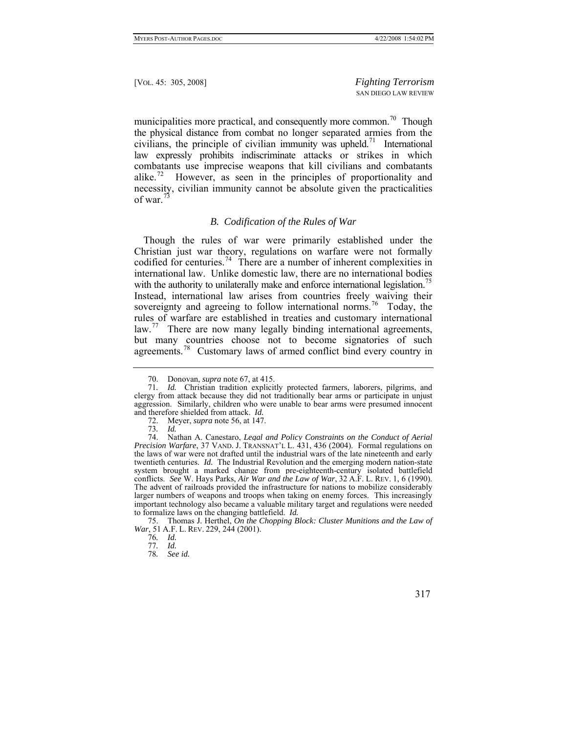municipalities more practical, and consequently more common.[70] Though the physical distance from combat no longer separated armies from the civilians, the principle of civilian immunity was upheld.[71] International law expressly prohibits indiscriminate attacks or strikes in which combatants use imprecise weapons that kill civilians and combatants alike.[72] However, as seen in the principles of proportionality and necessity, civilian immunity cannot be absolute given the practicalities of war.[73]

### *B. Codification of the Rules of War*

Though the rules of war were primarily established under the Christian just war theory, regulations on warfare were not formally codified for centuries.[74] There are a number of inherent complexities in international law. Unlike domestic law, there are no international bodies with the authority to unilaterally make and enforce international legislation.[75] Instead, international law arises from countries freely waiving their sovereignty and agreeing to follow international norms.[76] Today, the rules of warfare are established in treaties and customary international law.[77] There are now many legally binding international agreements, but many countries choose not to become signatories of such agreements.[78] Customary laws of armed conflict bind every country in

---

70. Donovan, *supra* note 67, at 415.

71. *Id.* Christian tradition explicitly protected farmers, laborers, pilgrims, and clergy from attack because they did not traditionally bear arms or participate in unjust aggression. Similarly, children who were unable to bear arms were presumed innocent and therefore shielded from attack. *Id.*

72. Meyer, *supra* note 56, at 147.

73. *Id.*

74. Nathan A. Canestaro, *Legal and Policy Constraints on the Conduct of Aerial Precision Warfare*, 37 VAND. J. TRANSNAT'L L. 431, 436 (2004). Formal regulations on the laws of war were not drafted until the industrial wars of the late nineteenth and early twentieth centuries. *Id.* The Industrial Revolution and the emerging modern nation-state system brought a marked change from pre-eighteenth-century isolated battlefield conflicts. *See* W. Hays Parks, *Air War and the Law of War*, 32 A.F. L. REV. 1, 6 (1990). The advent of railroads provided the infrastructure for nations to mobilize considerably larger numbers of weapons and troops when taking on enemy forces. This increasingly important technology also became a valuable military target and regulations were needed to formalize laws on the changing battlefield. *Id.*

75. Thomas J. Herthel, *On the Chopping Block: Cluster Munitions and the Law of War*, 51 A.F. L. REV. 229, 244 (2001).

76. *Id.*

77. *Id.*

78. *See id.*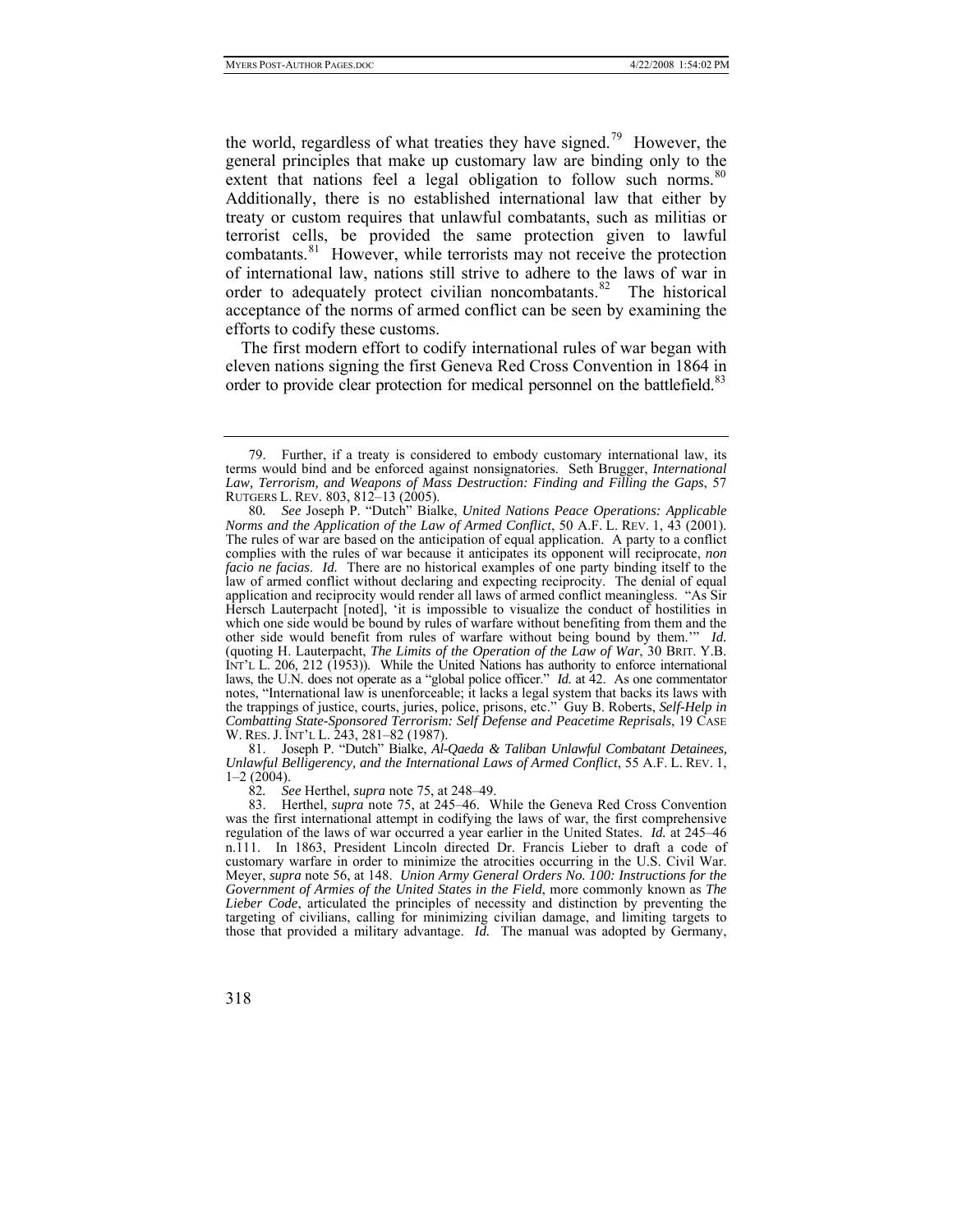the world, regardless of what treaties they have signed.[79] However, the general principles that make up customary law are binding only to the extent that nations feel a legal obligation to follow such norms.[80] Additionally, there is no established international law that either by treaty or custom requires that unlawful combatants, such as militias or terrorist cells, be provided the same protection given to lawful combatants.[81] However, while terrorists may not receive the protection of international law, nations still strive to adhere to the laws of war in order to adequately protect civilian noncombatants.[82] The historical acceptance of the norms of armed conflict can be seen by examining the efforts to codify these customs.

The first modern effort to codify international rules of war began with eleven nations signing the first Geneva Red Cross Convention in 1864 in order to provide clear protection for medical personnel on the battlefield.[83]

---

79. Further, if a treaty is considered to embody customary international law, its terms would bind and be enforced against nonsignatories. Seth Brugger, *International Law, Terrorism, and Weapons of Mass Destruction: Finding and Filling the Gaps*, 57 RUTGERS L. REV. 803, 812–13 (2005).

80. *See* Joseph P. "Dutch" Bialke, *United Nations Peace Operations: Applicable Norms and the Application of the Law of Armed Conflict*, 50 A.F. L. REV. 1, 43 (2001). The rules of war are based on the anticipation of equal application. A party to a conflict complies with the rules of war because it anticipates its opponent will reciprocate, *non facio ne facias*. *Id.* There are no historical examples of one party binding itself to the law of armed conflict without declaring and expecting reciprocity. The denial of equal application and reciprocity would render all laws of armed conflict meaningless. "As Sir Hersch Lauterpacht [noted], 'it is impossible to visualize the conduct of hostilities in which one side would be bound by rules of warfare without benefiting from them and the other side would benefit from rules of warfare without being bound by them.'" *Id.* (quoting H. Lauterpacht, *The Limits of the Operation of the Law of War*, 30 BRIT. Y.B. INT'L L. 206, 212 (1953)). While the United Nations has authority to enforce international laws, the U.N. does not operate as a "global police officer." *Id.* at 42. As one commentator notes, "International law is unenforceable; it lacks a legal system that backs its laws with the trappings of justice, courts, juries, police, prisons, etc." Guy B. Roberts, *Self-Help in Combatting State-Sponsored Terrorism: Self Defense and Peacetime Reprisals*, 19 CASE W. RES. J. INT'L L. 243, 281–82 (1987).

81. Joseph P. "Dutch" Bialke, *Al-Qaeda & Taliban Unlawful Combatant Detainees, Unlawful Belligerency, and the International Laws of Armed Conflict*, 55 A.F. L. REV. 1, 1–2 (2004).

82. *See* Herthel, *supra* note 75, at 248–49.

83. Herthel, *supra* note 75, at 245–46. While the Geneva Red Cross Convention was the first international attempt in codifying the laws of war, the first comprehensive regulation of the laws of war occurred a year earlier in the United States. *Id.* at 245–46 n.111. In 1863, President Lincoln directed Dr. Francis Lieber to draft a code of customary warfare in order to minimize the atrocities occurring in the U.S. Civil War. Meyer, *supra* note 56, at 148. *Union Army General Orders No. 100: Instructions for the Government of Armies of the United States in the Field*, more commonly known as *The Lieber Code*, articulated the principles of necessity and distinction by preventing the targeting of civilians, calling for minimizing civilian damage, and limiting targets to those that provided a military advantage. *Id.* The manual was adopted by Germany,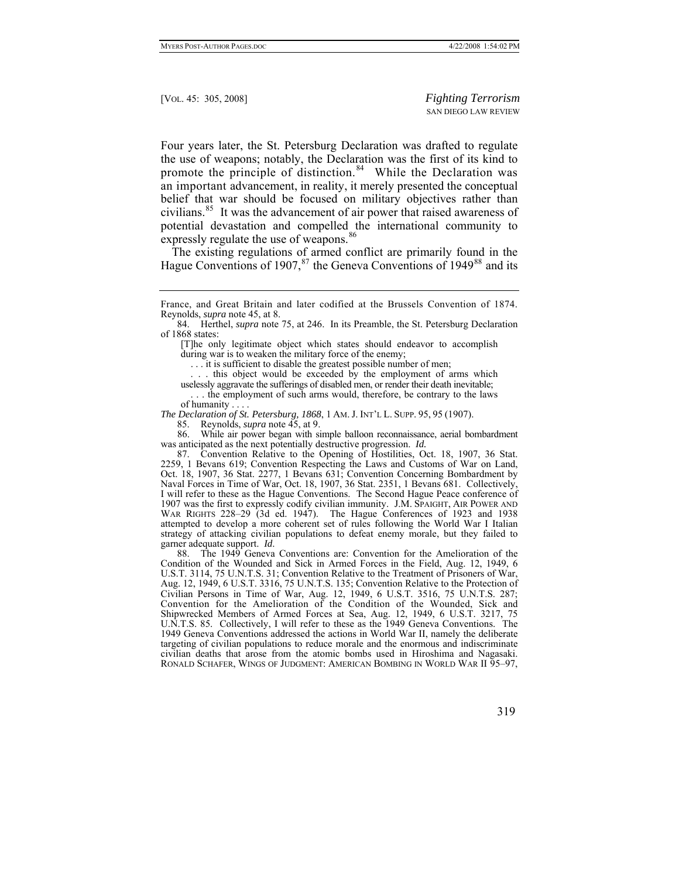Four years later, the St. Petersburg Declaration was drafted to regulate the use of weapons; notably, the Declaration was the first of its kind to promote the principle of distinction.[84] While the Declaration was an important advancement, in reality, it merely presented the conceptual belief that war should be focused on military objectives rather than civilians.[85] It was the advancement of air power that raised awareness of potential devastation and compelled the international community to expressly regulate the use of weapons.[86]

The existing regulations of armed conflict are primarily found in the Hague Conventions of 1907,[87] the Geneva Conventions of 1949[88] and its

---

France, and Great Britain and later codified at the Brussels Convention of 1874. Reynolds, *supra* note 45, at 8.

84. Herthel, *supra* note 75, at 246. In its Preamble, the St. Petersburg Declaration of 1868 states:

> [T]he only legitimate object which states should endeavor to accomplish during war is to weaken the military force of the enemy;
>
> . . . it is sufficient to disable the greatest possible number of men;
>
> . . . this object would be exceeded by the employment of arms which uselessly aggravate the sufferings of disabled men, or render their death inevitable;
>
> . . . the employment of such arms would, therefore, be contrary to the laws of humanity . . . .

*The Declaration of St. Petersburg, 1868*, 1 AM. J. INT'L L. SUPP. 95, 95 (1907).

85. Reynolds, *supra* note 45, at 9.

86. While air power began with simple balloon reconnaissance, aerial bombardment was anticipated as the next potentially destructive progression. *Id.*

87. Convention Relative to the Opening of Hostilities, Oct. 18, 1907, 36 Stat. 2259, 1 Bevans 619; Convention Respecting the Laws and Customs of War on Land, Oct. 18, 1907, 36 Stat. 2277, 1 Bevans 631; Convention Concerning Bombardment by Naval Forces in Time of War, Oct. 18, 1907, 36 Stat. 2351, 1 Bevans 681. Collectively, I will refer to these as the Hague Conventions. The Second Hague Peace conference of 1907 was the first to expressly codify civilian immunity. J.M. SPAIGHT, AIR POWER AND WAR RIGHTS 228–29 (3d ed. 1947). The Hague Conferences of 1923 and 1938 attempted to develop a more coherent set of rules following the World War I Italian strategy of attacking civilian populations to defeat enemy morale, but they failed to garner adequate support. *Id.*

88. The 1949 Geneva Conventions are: Convention for the Amelioration of the Condition of the Wounded and Sick in Armed Forces in the Field, Aug. 12, 1949, 6 U.S.T. 3114, 75 U.N.T.S. 31; Convention Relative to the Treatment of Prisoners of War, Aug. 12, 1949, 6 U.S.T. 3316, 75 U.N.T.S. 135; Convention Relative to the Protection of Civilian Persons in Time of War, Aug. 12, 1949, 6 U.S.T. 3516, 75 U.N.T.S. 287; Convention for the Amelioration of the Condition of the Wounded, Sick and Shipwrecked Members of Armed Forces at Sea, Aug. 12, 1949, 6 U.S.T. 3217, 75 U.N.T.S. 85. Collectively, I will refer to these as the 1949 Geneva Conventions. The 1949 Geneva Conventions addressed the actions in World War II, namely the deliberate targeting of civilian populations to reduce morale and the enormous and indiscriminate civilian deaths that arose from the atomic bombs used in Hiroshima and Nagasaki. RONALD SCHAFER, WINGS OF JUDGMENT: AMERICAN BOMBING IN WORLD WAR II 95–97,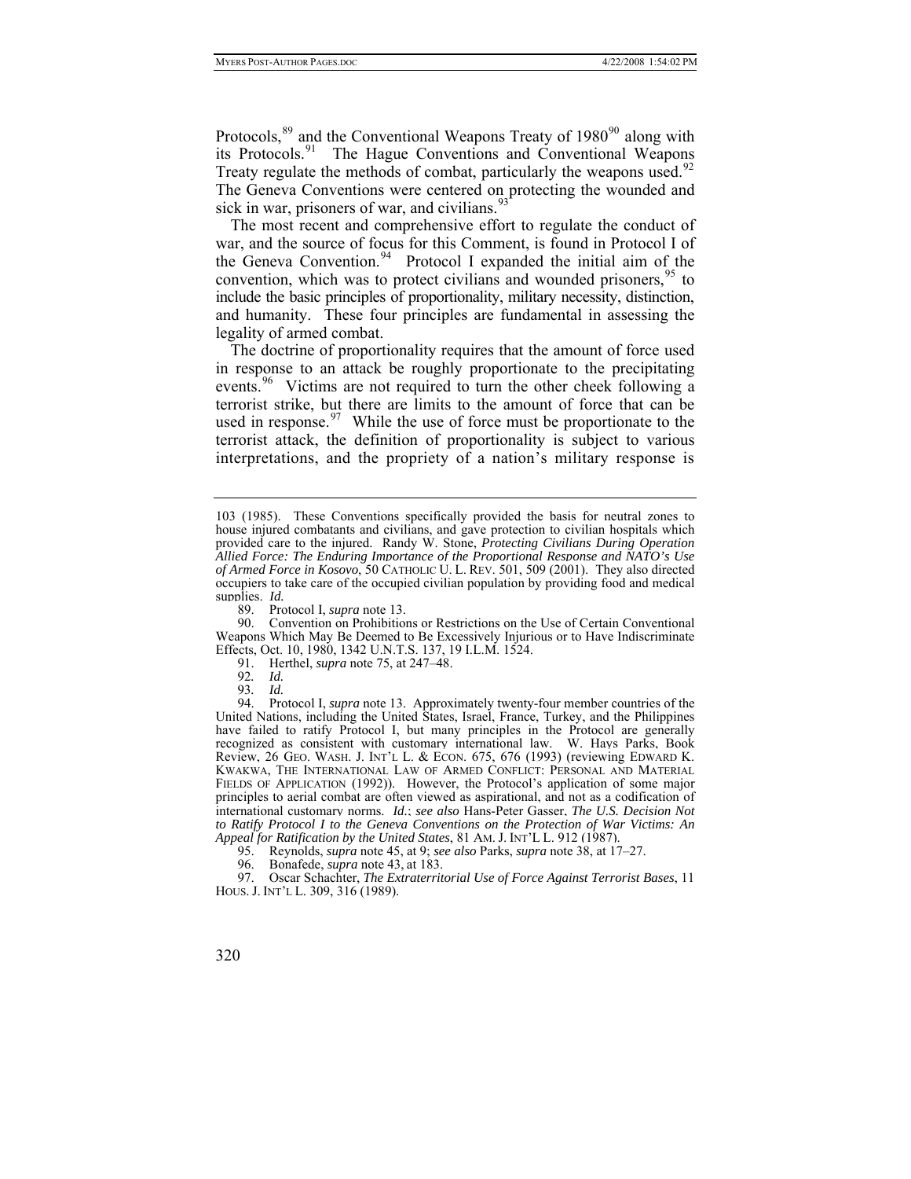Protocols,[89] and the Conventional Weapons Treaty of 1980[90] along with its Protocols.[91] The Hague Conventions and Conventional Weapons Treaty regulate the methods of combat, particularly the weapons used.[92] The Geneva Conventions were centered on protecting the wounded and sick in war, prisoners of war, and civilians.[93]

The most recent and comprehensive effort to regulate the conduct of war, and the source of focus for this Comment, is found in Protocol I of the Geneva Convention.[94] Protocol I expanded the initial aim of the convention, which was to protect civilians and wounded prisoners,[95] to include the basic principles of proportionality, military necessity, distinction, and humanity. These four principles are fundamental in assessing the legality of armed combat.

The doctrine of proportionality requires that the amount of force used in response to an attack be roughly proportionate to the precipitating events.[96] Victims are not required to turn the other cheek following a terrorist strike, but there are limits to the amount of force that can be used in response.[97] While the use of force must be proportionate to the terrorist attack, the definition of proportionality is subject to various interpretations, and the propriety of a nation's military response is

---

103 (1985). These Conventions specifically provided the basis for neutral zones to house injured combatants and civilians, and gave protection to civilian hospitals which provided care to the injured. Randy W. Stone, *Protecting Civilians During Operation Allied Force: The Enduring Importance of the Proportional Response and NATO's Use of Armed Force in Kosovo*, 50 CATHOLIC U. L. REV. 501, 509 (2001). They also directed occupiers to take care of the occupied civilian population by providing food and medical supplies. *Id.*

89. Protocol I, *supra* note 13.

90. Convention on Prohibitions or Restrictions on the Use of Certain Conventional Weapons Which May Be Deemed to Be Excessively Injurious or to Have Indiscriminate Effects, Oct. 10, 1980, 1342 U.N.T.S. 137, 19 I.L.M. 1524.

91. Herthel, *supra* note 75, at 247–48.

92. *Id.*

93. *Id.*

94. Protocol I, *supra* note 13. Approximately twenty-four member countries of the United Nations, including the United States, Israel, France, Turkey, and the Philippines have failed to ratify Protocol I, but many principles in the Protocol are generally recognized as consistent with customary international law. W. Hays Parks, Book Review, 26 GEO. WASH. J. INT'L L. & ECON. 675, 676 (1993) (reviewing EDWARD K. KWAKWA, THE INTERNATIONAL LAW OF ARMED CONFLICT: PERSONAL AND MATERIAL FIELDS OF APPLICATION (1992)). However, the Protocol's application of some major principles to aerial combat are often viewed as aspirational, and not as a codification of international customary norms. *Id.*; *see also* Hans-Peter Gasser, *The U.S. Decision Not to Ratify Protocol I to the Geneva Conventions on the Protection of War Victims: An Appeal for Ratification by the United States*, 81 AM. J. INT'L L. 912 (1987).

95. Reynolds, *supra* note 45, at 9; *see also* Parks, *supra* note 38, at 17–27.

96. Bonafede, *supra* note 43, at 183.

97. Oscar Schachter, *The Extraterritorial Use of Force Against Terrorist Bases*, 11 HOUS. J. INT'L L. 309, 316 (1989).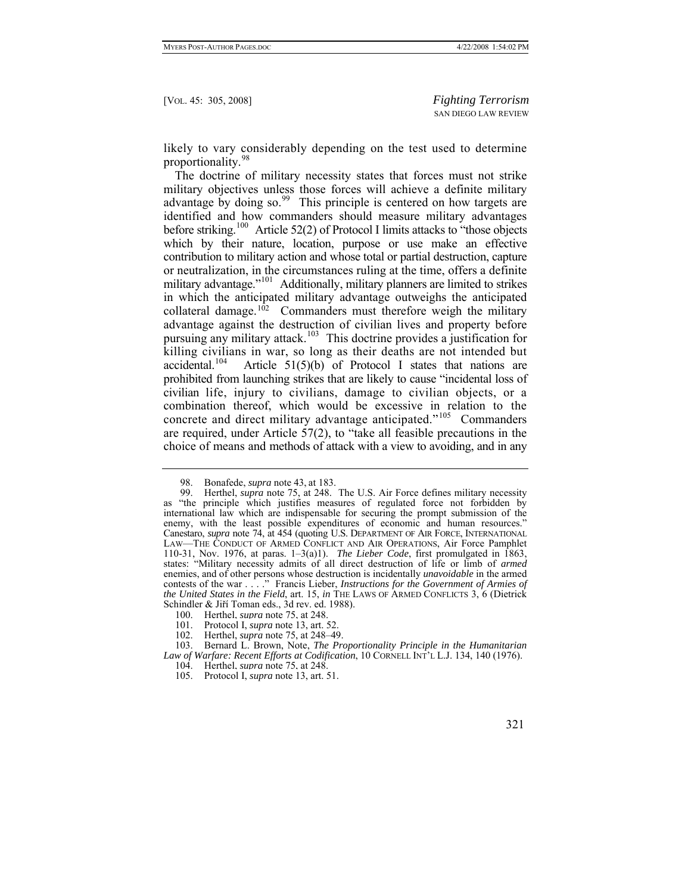likely to vary considerably depending on the test used to determine proportionality.[98]

The doctrine of military necessity states that forces must not strike military objectives unless those forces will achieve a definite military advantage by doing so.[99] This principle is centered on how targets are identified and how commanders should measure military advantages before striking.[100] Article 52(2) of Protocol I limits attacks to "those objects which by their nature, location, purpose or use make an effective contribution to military action and whose total or partial destruction, capture or neutralization, in the circumstances ruling at the time, offers a definite military advantage."[101] Additionally, military planners are limited to strikes in which the anticipated military advantage outweighs the anticipated collateral damage.[102] Commanders must therefore weigh the military advantage against the destruction of civilian lives and property before pursuing any military attack.[103] This doctrine provides a justification for killing civilians in war, so long as their deaths are not intended but accidental.[104] Article 51(5)(b) of Protocol I states that nations are prohibited from launching strikes that are likely to cause "incidental loss of civilian life, injury to civilians, damage to civilian objects, or a combination thereof, which would be excessive in relation to the concrete and direct military advantage anticipated."[105] Commanders are required, under Article 57(2), to "take all feasible precautions in the choice of means and methods of attack with a view to avoiding, and in any

---

98. Bonafede, *supra* note 43, at 183.

99. Herthel, *supra* note 75, at 248. The U.S. Air Force defines military necessity as "the principle which justifies measures of regulated force not forbidden by international law which are indispensable for securing the prompt submission of the enemy, with the least possible expenditures of economic and human resources." Canestaro, *supra* note 74, at 454 (quoting U.S. DEPARTMENT OF AIR FORCE, INTERNATIONAL LAW—THE CONDUCT OF ARMED CONFLICT AND AIR OPERATIONS, Air Force Pamphlet 110-31, Nov. 1976, at paras. 1–3(a)1). *The Lieber Code*, first promulgated in 1863, states: "Military necessity admits of all direct destruction of life or limb of *armed* enemies, and of other persons whose destruction is incidentally *unavoidable* in the armed contests of the war . . . ." Francis Lieber, *Instructions for the Government of Armies of the United States in the Field*, art. 15, *in* THE LAWS OF ARMED CONFLICTS 3, 6 (Dietrick Schindler & Jiří Toman eds., 3d rev. ed. 1988).

100. Herthel, *supra* note 75, at 248.

101. Protocol I, *supra* note 13, art. 52.

102. Herthel, *supra* note 75, at 248–49.

103. Bernard L. Brown, Note, *The Proportionality Principle in the Humanitarian Law of Warfare: Recent Efforts at Codification*, 10 CORNELL INT'L L.J. 134, 140 (1976).

104. Herthel, *supra* note 75, at 248.

105. Protocol I, *supra* note 13, art. 51.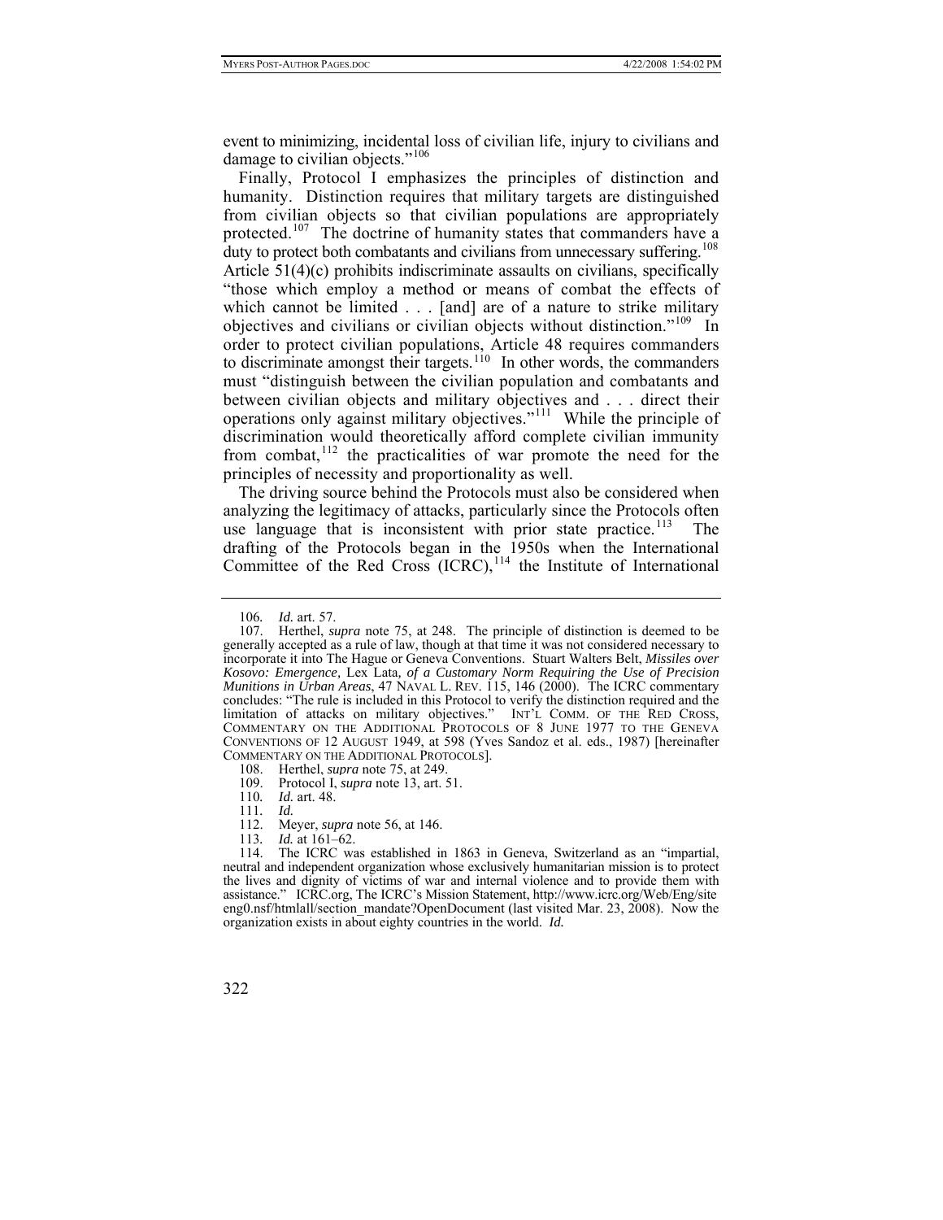event to minimizing, incidental loss of civilian life, injury to civilians and damage to civilian objects."[106]

Finally, Protocol I emphasizes the principles of distinction and humanity. Distinction requires that military targets are distinguished from civilian objects so that civilian populations are appropriately protected.[107] The doctrine of humanity states that commanders have a duty to protect both combatants and civilians from unnecessary suffering.[108] Article 51(4)(c) prohibits indiscriminate assaults on civilians, specifically "those which employ a method or means of combat the effects of which cannot be limited . . . [and] are of a nature to strike military objectives and civilians or civilian objects without distinction."[109] In order to protect civilian populations, Article 48 requires commanders to discriminate amongst their targets.[110] In other words, the commanders must "distinguish between the civilian population and combatants and between civilian objects and military objectives and . . . direct their operations only against military objectives."[111] While the principle of discrimination would theoretically afford complete civilian immunity from combat,[112] the practicalities of war promote the need for the principles of necessity and proportionality as well.

The driving source behind the Protocols must also be considered when analyzing the legitimacy of attacks, particularly since the Protocols often use language that is inconsistent with prior state practice.[113] The drafting of the Protocols began in the 1950s when the International Committee of the Red Cross (ICRC),[114] the Institute of International

---

106. *Id.* art. 57.

107. Herthel, *supra* note 75, at 248. The principle of distinction is deemed to be generally accepted as a rule of law, though at that time it was not considered necessary to incorporate it into The Hague or Geneva Conventions. Stuart Walters Belt, *Missiles over Kosovo: Emergence,* Lex Lata*, of a Customary Norm Requiring the Use of Precision Munitions in Urban Areas*, 47 NAVAL L. REV. 115, 146 (2000). The ICRC commentary concludes: "The rule is included in this Protocol to verify the distinction required and the limitation of attacks on military objectives." INT'L COMM. OF THE RED CROSS, COMMENTARY ON THE ADDITIONAL PROTOCOLS OF 8 JUNE 1977 TO THE GENEVA CONVENTIONS OF 12 AUGUST 1949, at 598 (Yves Sandoz et al. eds., 1987) [hereinafter COMMENTARY ON THE ADDITIONAL PROTOCOLS].

108. Herthel, *supra* note 75, at 249.

109. Protocol I, *supra* note 13, art. 51.

110. *Id.* art. 48.

111. *Id.*

112. Meyer, *supra* note 56, at 146.

113. *Id.* at 161–62.

114. The ICRC was established in 1863 in Geneva, Switzerland as an "impartial, neutral and independent organization whose exclusively humanitarian mission is to protect the lives and dignity of victims of war and internal violence and to provide them with assistance." ICRC.org, The ICRC's Mission Statement, http://www.icrc.org/Web/Eng/siteeng0.nsf/htmlall/section_mandate?OpenDocument (last visited Mar. 23, 2008). Now the organization exists in about eighty countries in the world. *Id.*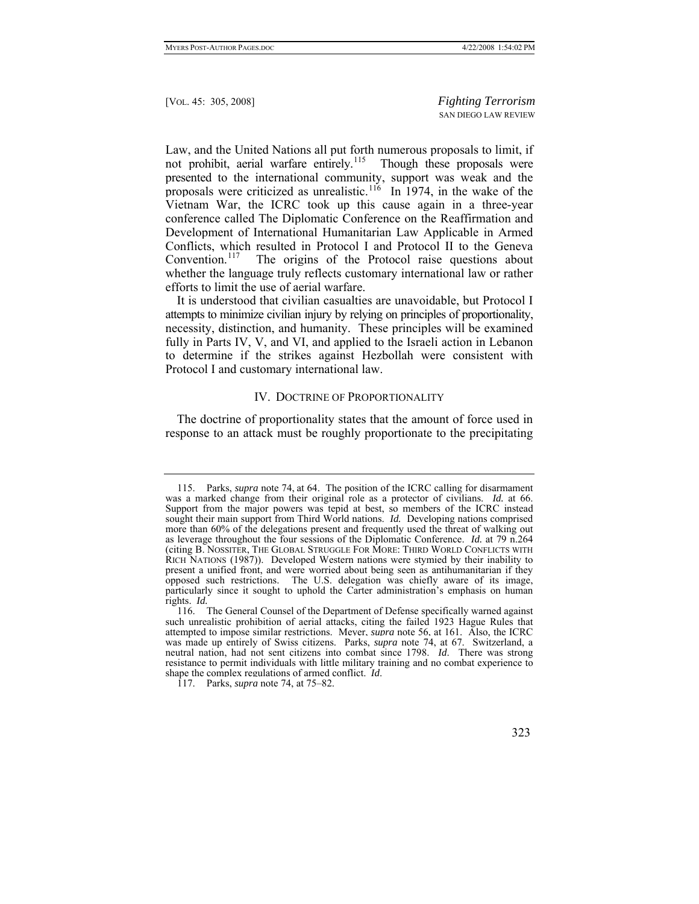Law, and the United Nations all put forth numerous proposals to limit, if not prohibit, aerial warfare entirely.[115] Though these proposals were presented to the international community, support was weak and the proposals were criticized as unrealistic.[116] In 1974, in the wake of the Vietnam War, the ICRC took up this cause again in a three-year conference called The Diplomatic Conference on the Reaffirmation and Development of International Humanitarian Law Applicable in Armed Conflicts, which resulted in Protocol I and Protocol II to the Geneva Convention.[117] The origins of the Protocol raise questions about whether the language truly reflects customary international law or rather efforts to limit the use of aerial warfare.

It is understood that civilian casualties are unavoidable, but Protocol I attempts to minimize civilian injury by relying on principles of proportionality, necessity, distinction, and humanity. These principles will be examined fully in Parts IV, V, and VI, and applied to the Israeli action in Lebanon to determine if the strikes against Hezbollah were consistent with Protocol I and customary international law.

## IV. DOCTRINE OF PROPORTIONALITY

The doctrine of proportionality states that the amount of force used in response to an attack must be roughly proportionate to the precipitating

---

115. Parks, *supra* note 74, at 64. The position of the ICRC calling for disarmament was a marked change from their original role as a protector of civilians. *Id.* at 66. Support from the major powers was tepid at best, so members of the ICRC instead sought their main support from Third World nations. *Id.* Developing nations comprised more than 60% of the delegations present and frequently used the threat of walking out as leverage throughout the four sessions of the Diplomatic Conference. *Id.* at 79 n.264 (citing B. NOSSITER, THE GLOBAL STRUGGLE FOR MORE: THIRD WORLD CONFLICTS WITH RICH NATIONS (1987)). Developed Western nations were stymied by their inability to present a unified front, and were worried about being seen as antihumanitarian if they opposed such restrictions. The U.S. delegation was chiefly aware of its image, particularly since it sought to uphold the Carter administration's emphasis on human rights. *Id.*

116. The General Counsel of the Department of Defense specifically warned against such unrealistic prohibition of aerial attacks, citing the failed 1923 Hague Rules that attempted to impose similar restrictions. Meyer, *supra* note 56, at 161. Also, the ICRC was made up entirely of Swiss citizens. Parks, *supra* note 74, at 67. Switzerland, a neutral nation, had not sent citizens into combat since 1798. *Id*. There was strong resistance to permit individuals with little military training and no combat experience to shape the complex regulations of armed conflict. *Id*.

117. Parks, *supra* note 74, at 75–82.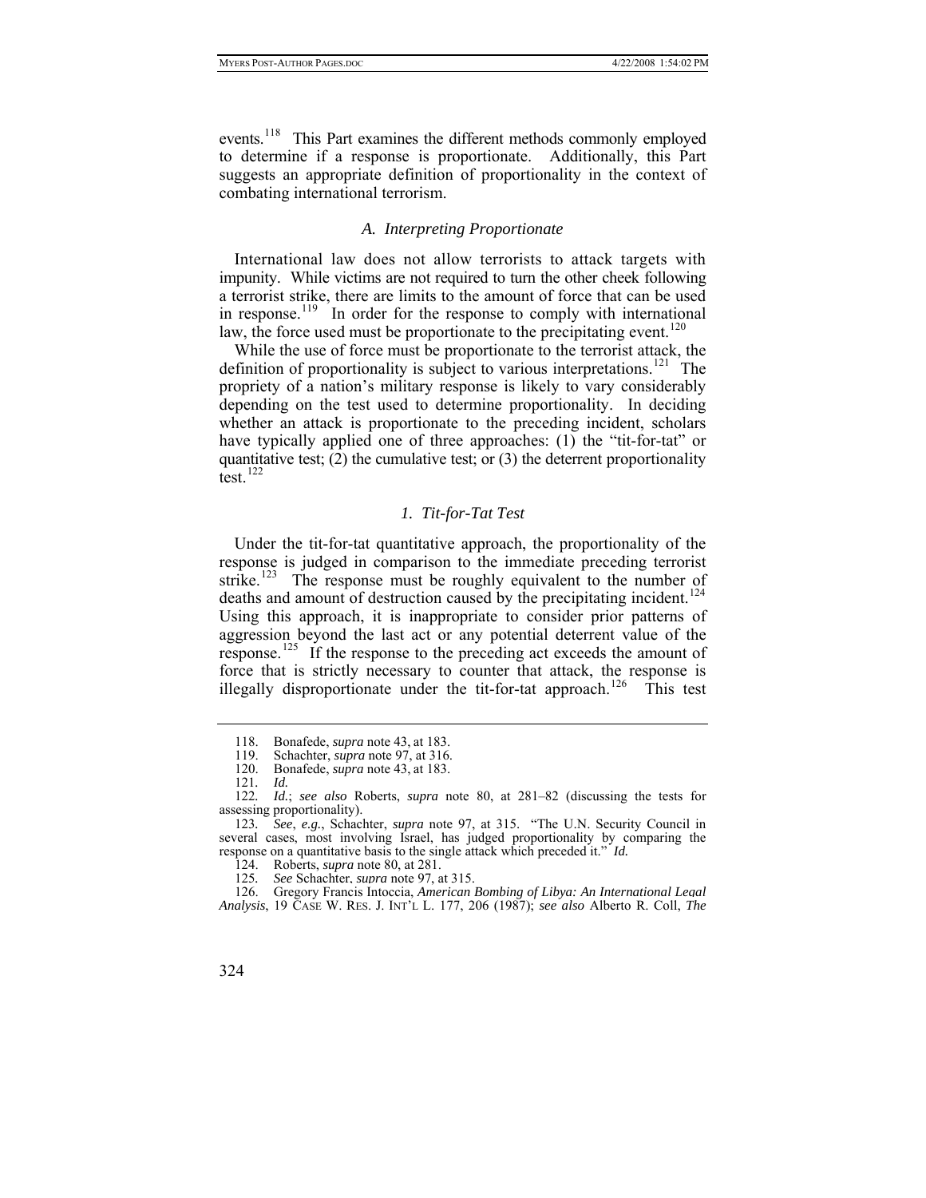events.[118] This Part examines the different methods commonly employed to determine if a response is proportionate. Additionally, this Part suggests an appropriate definition of proportionality in the context of combating international terrorism.

### *A. Interpreting Proportionate*

International law does not allow terrorists to attack targets with impunity. While victims are not required to turn the other cheek following a terrorist strike, there are limits to the amount of force that can be used in response.[119] In order for the response to comply with international law, the force used must be proportionate to the precipitating event.[120]

While the use of force must be proportionate to the terrorist attack, the definition of proportionality is subject to various interpretations.[121] The propriety of a nation's military response is likely to vary considerably depending on the test used to determine proportionality. In deciding whether an attack is proportionate to the preceding incident, scholars have typically applied one of three approaches: (1) the "tit-for-tat" or quantitative test; (2) the cumulative test; or (3) the deterrent proportionality test.[122]

#### *1. Tit-for-Tat Test*

Under the tit-for-tat quantitative approach, the proportionality of the response is judged in comparison to the immediate preceding terrorist strike.[123] The response must be roughly equivalent to the number of deaths and amount of destruction caused by the precipitating incident.[124] Using this approach, it is inappropriate to consider prior patterns of aggression beyond the last act or any potential deterrent value of the response.[125] If the response to the preceding act exceeds the amount of force that is strictly necessary to counter that attack, the response is illegally disproportionate under the tit-for-tat approach.[126] This test

---

118. Bonafede, *supra* note 43, at 183.

119. Schachter, *supra* note 97, at 316.

120. Bonafede, *supra* note 43, at 183.

121. *Id.*

122. *Id.*; *see also* Roberts, *supra* note 80, at 281–82 (discussing the tests for assessing proportionality).

123. *See*, *e.g.*, Schachter, *supra* note 97, at 315. "The U.N. Security Council in several cases, most involving Israel, has judged proportionality by comparing the response on a quantitative basis to the single attack which preceded it." *Id.*

124. Roberts, *supra* note 80, at 281.

125. *See* Schachter, *supra* note 97, at 315.

126. Gregory Francis Intoccia, *American Bombing of Libya: An International Legal Analysis*, 19 CASE W. RES. J. INT'L L. 177, 206 (1987); *see also* Alberto R. Coll, *The*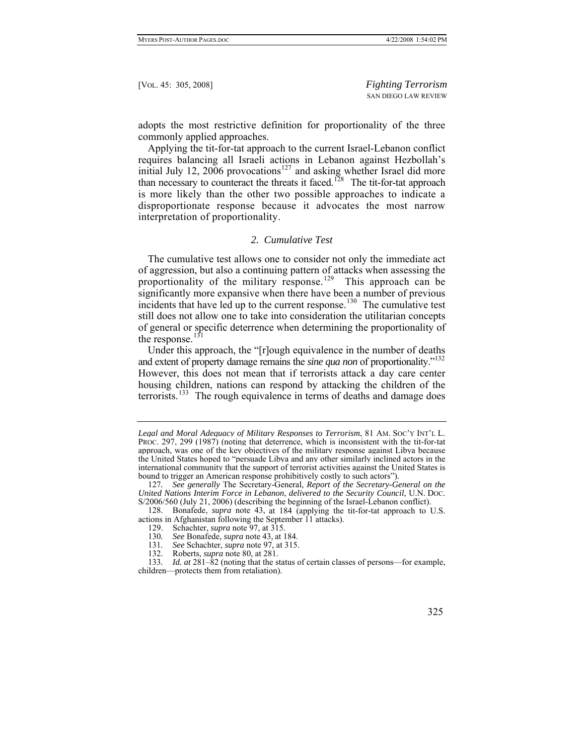adopts the most restrictive definition for proportionality of the three commonly applied approaches.

Applying the tit-for-tat approach to the current Israel-Lebanon conflict requires balancing all Israeli actions in Lebanon against Hezbollah's initial July 12, 2006 provocations[127] and asking whether Israel did more than necessary to counteract the threats it faced.[128] The tit-for-tat approach is more likely than the other two possible approaches to indicate a disproportionate response because it advocates the most narrow interpretation of proportionality.

### *2. Cumulative Test*

The cumulative test allows one to consider not only the immediate act of aggression, but also a continuing pattern of attacks when assessing the proportionality of the military response.[129] This approach can be significantly more expansive when there have been a number of previous incidents that have led up to the current response.[130] The cumulative test still does not allow one to take into consideration the utilitarian concepts of general or specific deterrence when determining the proportionality of the response.[131]

Under this approach, the "[r]ough equivalence in the number of deaths and extent of property damage remains the *sine qua non* of proportionality."[132] However, this does not mean that if terrorists attack a day care center housing children, nations can respond by attacking the children of the terrorists.[133] The rough equivalence in terms of deaths and damage does

---

*Legal and Moral Adequacy of Military Responses to Terrorism*, 81 AM. SOC'Y INT'L L. PROC. 297, 299 (1987) (noting that deterrence, which is inconsistent with the tit-for-tat approach, was one of the key objectives of the military response against Libya because the United States hoped to "persuade Libya and any other similarly inclined actors in the international community that the support of terrorist activities against the United States is bound to trigger an American response prohibitively costly to such actors").

127. *See generally* The Secretary-General, *Report of the Secretary-General on the United Nations Interim Force in Lebanon*, *delivered to the Security Council*, U.N. DOC. S/2006/560 (July 21, 2006) (describing the beginning of the Israel-Lebanon conflict).

128. Bonafede, *supra* note 43, at 184 (applying the tit-for-tat approach to U.S. actions in Afghanistan following the September 11 attacks).

129. Schachter, *supra* note 97, at 315.

130. *See* Bonafede, *supra* note 43, at 184.

131. *See* Schachter, *supra* note 97, at 315.

132. Roberts, *supra* note 80, at 281.

133. *Id. at* 281–82 (noting that the status of certain classes of persons—for example, children—protects them from retaliation).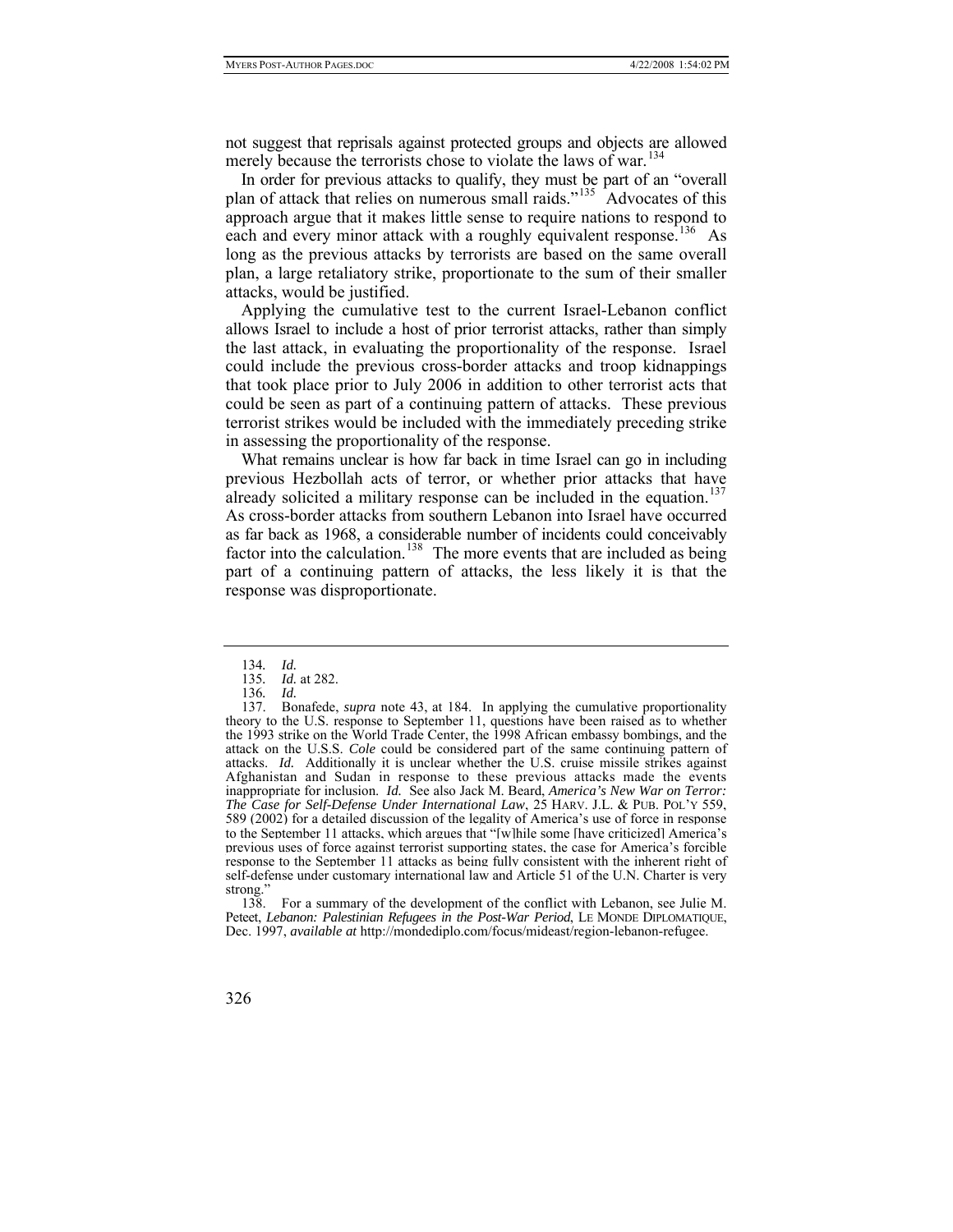not suggest that reprisals against protected groups and objects are allowed merely because the terrorists chose to violate the laws of war.[134]

In order for previous attacks to qualify, they must be part of an "overall plan of attack that relies on numerous small raids."[135] Advocates of this approach argue that it makes little sense to require nations to respond to each and every minor attack with a roughly equivalent response.[136] As long as the previous attacks by terrorists are based on the same overall plan, a large retaliatory strike, proportionate to the sum of their smaller attacks, would be justified.

Applying the cumulative test to the current Israel-Lebanon conflict allows Israel to include a host of prior terrorist attacks, rather than simply the last attack, in evaluating the proportionality of the response. Israel could include the previous cross-border attacks and troop kidnappings that took place prior to July 2006 in addition to other terrorist acts that could be seen as part of a continuing pattern of attacks. These previous terrorist strikes would be included with the immediately preceding strike in assessing the proportionality of the response.

What remains unclear is how far back in time Israel can go in including previous Hezbollah acts of terror, or whether prior attacks that have already solicited a military response can be included in the equation.[137] As cross-border attacks from southern Lebanon into Israel have occurred as far back as 1968, a considerable number of incidents could conceivably factor into the calculation.[138] The more events that are included as being part of a continuing pattern of attacks, the less likely it is that the response was disproportionate.

---

134. *Id.*

135. *Id.* at 282.

136. *Id.*

137. Bonafede, *supra* note 43, at 184. In applying the cumulative proportionality theory to the U.S. response to September 11, questions have been raised as to whether the 1993 strike on the World Trade Center, the 1998 African embassy bombings, and the attack on the U.S.S. *Cole* could be considered part of the same continuing pattern of attacks. *Id.* Additionally it is unclear whether the U.S. cruise missile strikes against Afghanistan and Sudan in response to these previous attacks made the events inappropriate for inclusion. *Id.* See also Jack M. Beard, *America's New War on Terror: The Case for Self-Defense Under International Law*, 25 HARV. J.L. & PUB. POL'Y 559, 589 (2002) for a detailed discussion of the legality of America's use of force in response to the September 11 attacks, which argues that "[w]hile some [have criticized] America's previous uses of force against terrorist supporting states, the case for America's forcible response to the September 11 attacks as being fully consistent with the inherent right of self-defense under customary international law and Article 51 of the U.N. Charter is very strong."

138. For a summary of the development of the conflict with Lebanon, see Julie M. Peteet, *Lebanon: Palestinian Refugees in the Post-War Period*, LE MONDE DIPLOMATIQUE, Dec. 1997, *available at* http://mondediplo.com/focus/mideast/region-lebanon-refugee.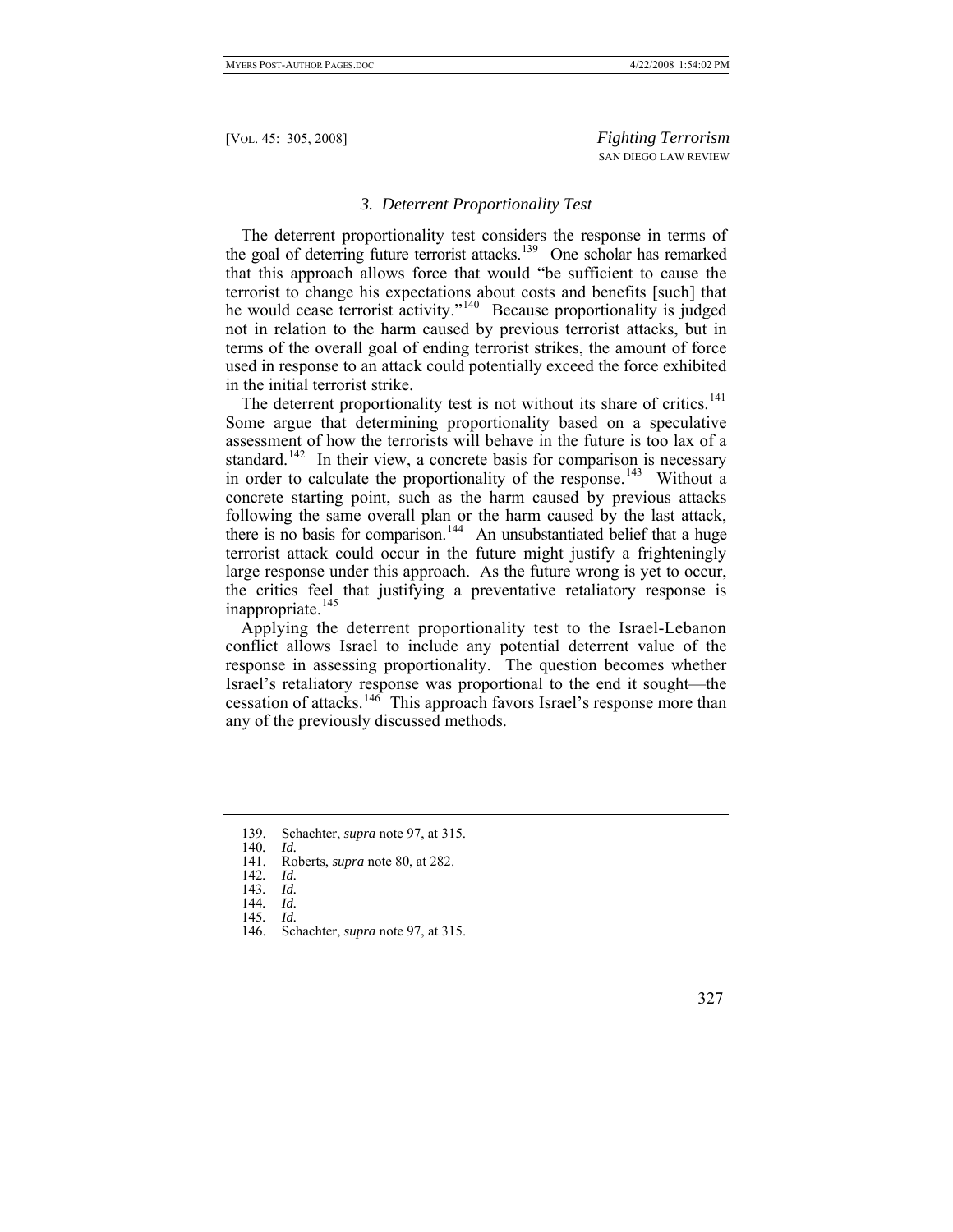### *3. Deterrent Proportionality Test*

The deterrent proportionality test considers the response in terms of the goal of deterring future terrorist attacks.[139] One scholar has remarked that this approach allows force that would "be sufficient to cause the terrorist to change his expectations about costs and benefits [such] that he would cease terrorist activity."[140] Because proportionality is judged not in relation to the harm caused by previous terrorist attacks, but in terms of the overall goal of ending terrorist strikes, the amount of force used in response to an attack could potentially exceed the force exhibited in the initial terrorist strike.

The deterrent proportionality test is not without its share of critics.[141] Some argue that determining proportionality based on a speculative assessment of how the terrorists will behave in the future is too lax of a standard.[142] In their view, a concrete basis for comparison is necessary in order to calculate the proportionality of the response.[143] Without a concrete starting point, such as the harm caused by previous attacks following the same overall plan or the harm caused by the last attack, there is no basis for comparison.[144] An unsubstantiated belief that a huge terrorist attack could occur in the future might justify a frighteningly large response under this approach. As the future wrong is yet to occur, the critics feel that justifying a preventative retaliatory response is inappropriate.[145]

Applying the deterrent proportionality test to the Israel-Lebanon conflict allows Israel to include any potential deterrent value of the response in assessing proportionality. The question becomes whether Israel's retaliatory response was proportional to the end it sought—the cessation of attacks.[146] This approach favors Israel's response more than any of the previously discussed methods.

139. Schachter, *supra* note 97, at 315.
140. *Id.*
141. Roberts, *supra* note 80, at 282.
142. *Id.*
143. *Id.*
144. *Id.*
145. *Id.*
146. Schachter, *supra* note 97, at 315.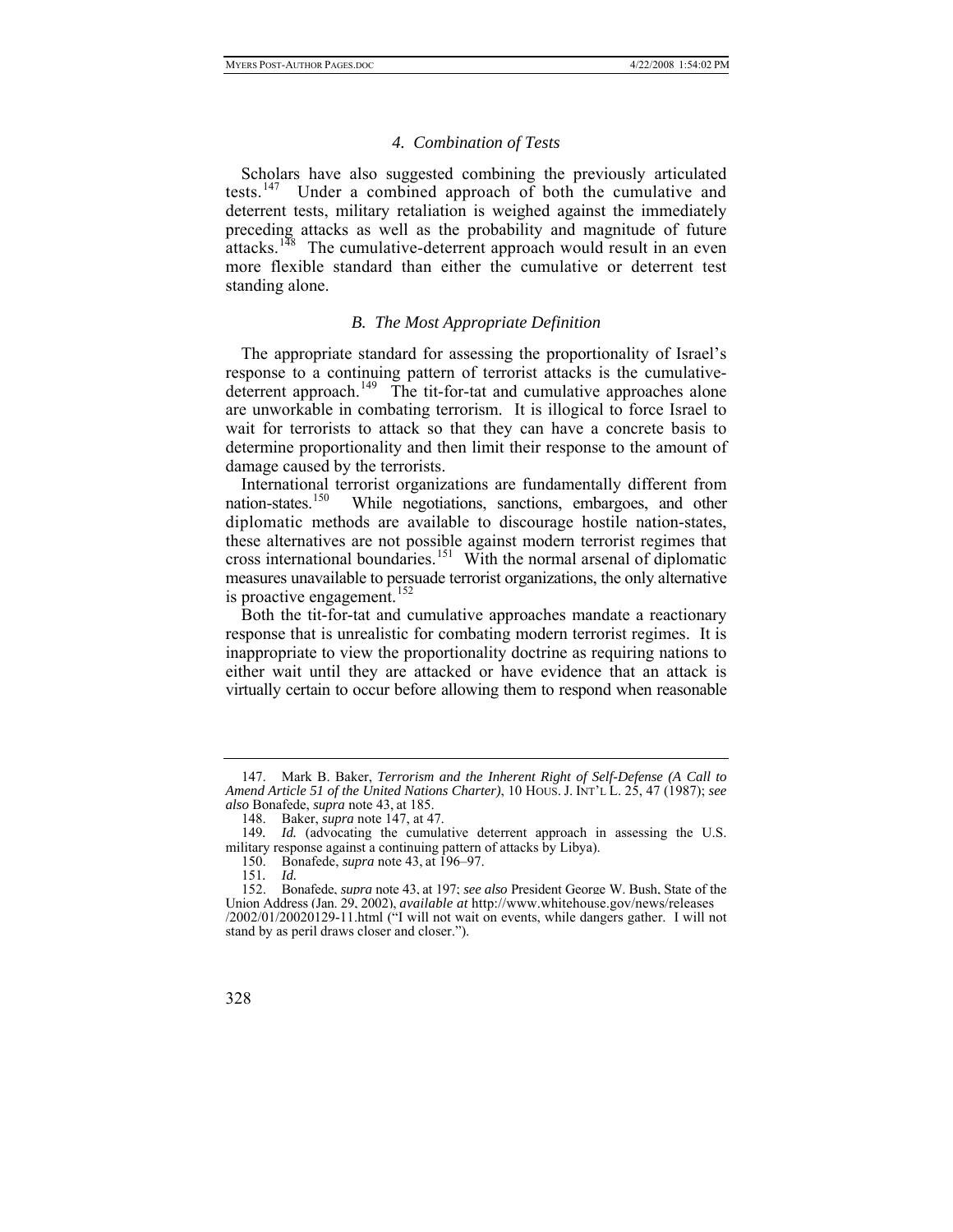#### *4. Combination of Tests*

Scholars have also suggested combining the previously articulated tests.[147] Under a combined approach of both the cumulative and deterrent tests, military retaliation is weighed against the immediately preceding attacks as well as the probability and magnitude of future attacks.[148] The cumulative-deterrent approach would result in an even more flexible standard than either the cumulative or deterrent test standing alone.

### *B. The Most Appropriate Definition*

The appropriate standard for assessing the proportionality of Israel's response to a continuing pattern of terrorist attacks is the cumulative-deterrent approach.[149] The tit-for-tat and cumulative approaches alone are unworkable in combating terrorism. It is illogical to force Israel to wait for terrorists to attack so that they can have a concrete basis to determine proportionality and then limit their response to the amount of damage caused by the terrorists.

International terrorist organizations are fundamentally different from nation-states.[150] While negotiations, sanctions, embargoes, and other diplomatic methods are available to discourage hostile nation-states, these alternatives are not possible against modern terrorist regimes that cross international boundaries.[151] With the normal arsenal of diplomatic measures unavailable to persuade terrorist organizations, the only alternative is proactive engagement.[152]

Both the tit-for-tat and cumulative approaches mandate a reactionary response that is unrealistic for combating modern terrorist regimes. It is inappropriate to view the proportionality doctrine as requiring nations to either wait until they are attacked or have evidence that an attack is virtually certain to occur before allowing them to respond when reasonable

---

147. Mark B. Baker, *Terrorism and the Inherent Right of Self-Defense (A Call to Amend Article 51 of the United Nations Charter)*, 10 HOUS. J. INT'L L. 25, 47 (1987); *see also* Bonafede, *supra* note 43, at 185.

148. Baker, *supra* note 147, at 47.

149. *Id.* (advocating the cumulative deterrent approach in assessing the U.S. military response against a continuing pattern of attacks by Libya).

150. Bonafede, *supra* note 43, at 196–97.

151. *Id.*

152. Bonafede, *supra* note 43, at 197; *see also* President George W. Bush, State of the Union Address (Jan. 29, 2002), *available at* http://www.whitehouse.gov/news/releases/2002/01/20020129-11.html ("I will not wait on events, while dangers gather. I will not stand by as peril draws closer and closer.").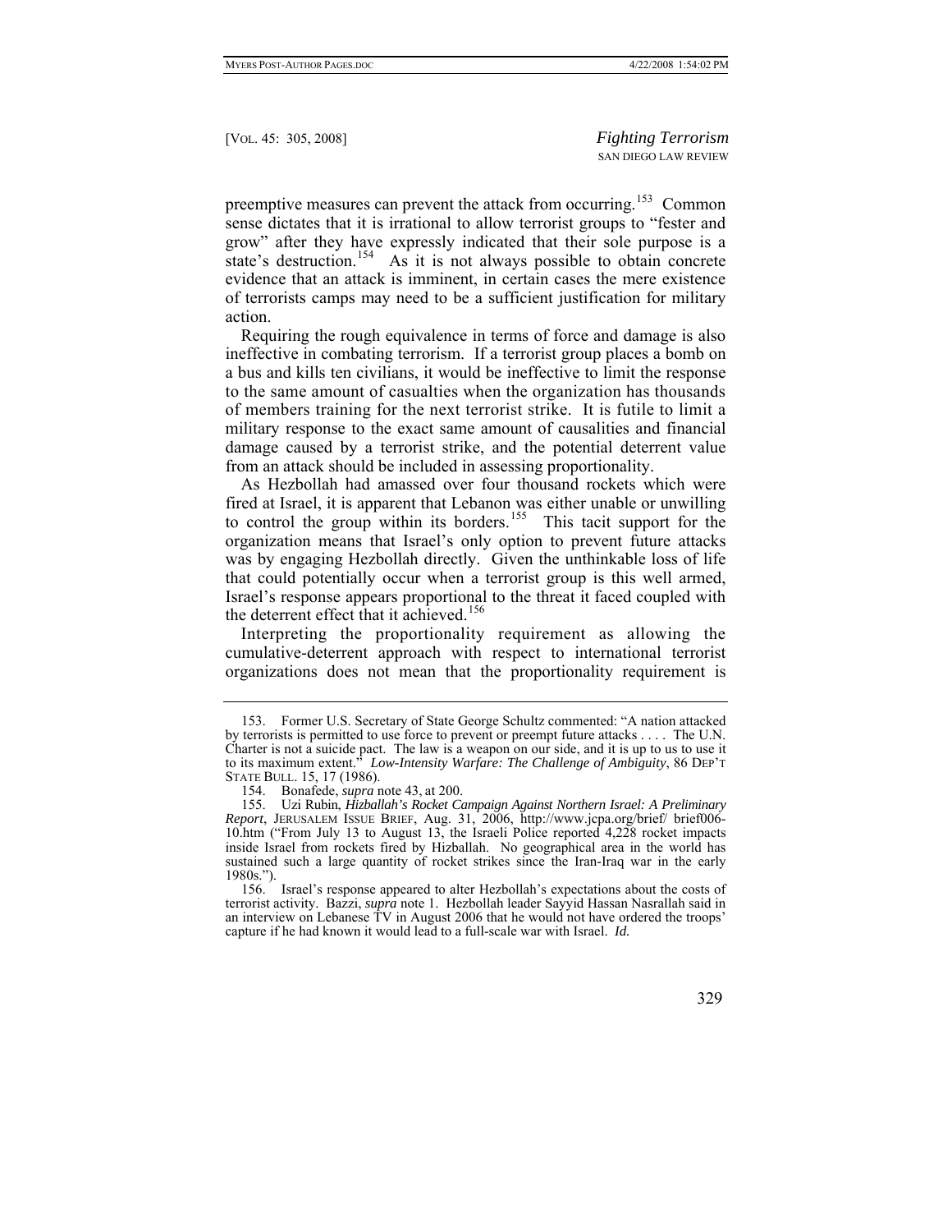preemptive measures can prevent the attack from occurring.[153] Common sense dictates that it is irrational to allow terrorist groups to "fester and grow" after they have expressly indicated that their sole purpose is a state's destruction.[154] As it is not always possible to obtain concrete evidence that an attack is imminent, in certain cases the mere existence of terrorists camps may need to be a sufficient justification for military action.

Requiring the rough equivalence in terms of force and damage is also ineffective in combating terrorism. If a terrorist group places a bomb on a bus and kills ten civilians, it would be ineffective to limit the response to the same amount of casualties when the organization has thousands of members training for the next terrorist strike. It is futile to limit a military response to the exact same amount of causalities and financial damage caused by a terrorist strike, and the potential deterrent value from an attack should be included in assessing proportionality.

As Hezbollah had amassed over four thousand rockets which were fired at Israel, it is apparent that Lebanon was either unable or unwilling to control the group within its borders.[155] This tacit support for the organization means that Israel's only option to prevent future attacks was by engaging Hezbollah directly. Given the unthinkable loss of life that could potentially occur when a terrorist group is this well armed, Israel's response appears proportional to the threat it faced coupled with the deterrent effect that it achieved.[156]

Interpreting the proportionality requirement as allowing the cumulative-deterrent approach with respect to international terrorist organizations does not mean that the proportionality requirement is

---

153. Former U.S. Secretary of State George Schultz commented: "A nation attacked by terrorists is permitted to use force to prevent or preempt future attacks . . . . The U.N. Charter is not a suicide pact. The law is a weapon on our side, and it is up to us to use it to its maximum extent." *Low-Intensity Warfare: The Challenge of Ambiguity*, 86 DEP'T STATE BULL. 15, 17 (1986).

154. Bonafede, *supra* note 43, at 200.

155. Uzi Rubin, *Hizballah's Rocket Campaign Against Northern Israel: A Preliminary Report*, JERUSALEM ISSUE BRIEF, Aug. 31, 2006, http://www.jcpa.org/brief/ brief006-10.htm ("From July 13 to August 13, the Israeli Police reported 4,228 rocket impacts inside Israel from rockets fired by Hizballah. No geographical area in the world has sustained such a large quantity of rocket strikes since the Iran-Iraq war in the early 1980s.").

156. Israel's response appeared to alter Hezbollah's expectations about the costs of terrorist activity. Bazzi, *supra* note 1. Hezbollah leader Sayyid Hassan Nasrallah said in an interview on Lebanese TV in August 2006 that he would not have ordered the troops' capture if he had known it would lead to a full-scale war with Israel. *Id.*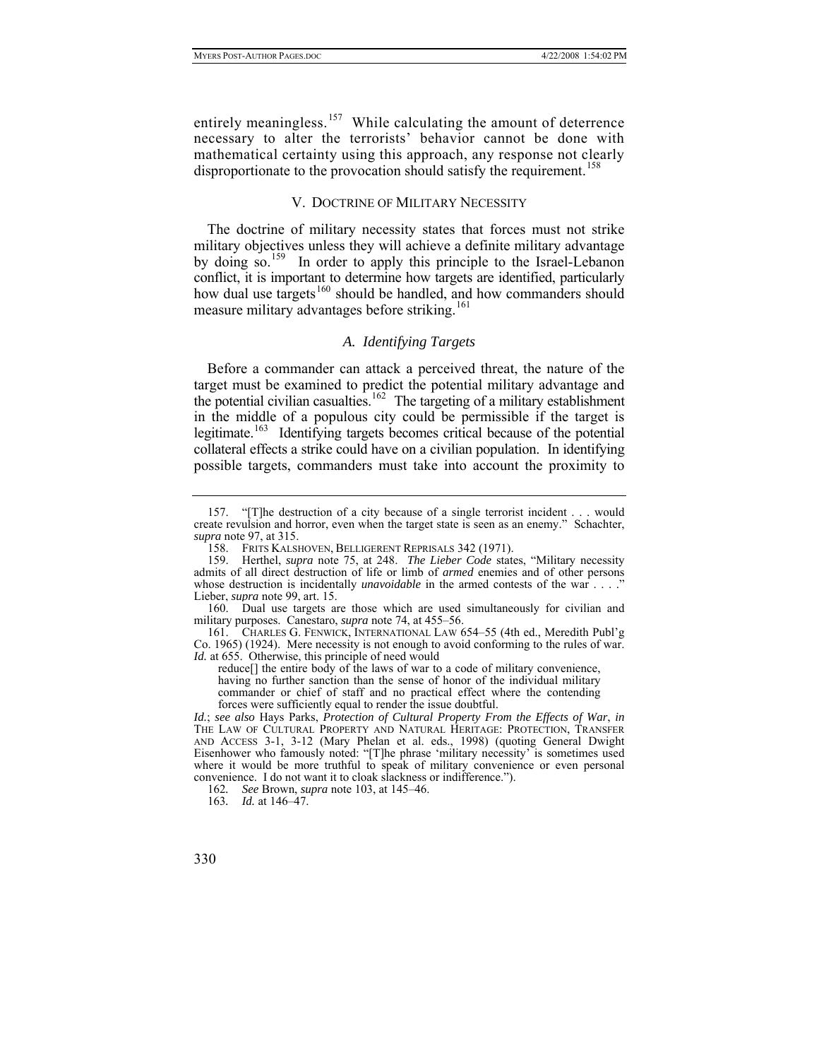entirely meaningless.[157] While calculating the amount of deterrence necessary to alter the terrorists' behavior cannot be done with mathematical certainty using this approach, any response not clearly disproportionate to the provocation should satisfy the requirement.[158]

## V. DOCTRINE OF MILITARY NECESSITY

The doctrine of military necessity states that forces must not strike military objectives unless they will achieve a definite military advantage by doing so.[159] In order to apply this principle to the Israel-Lebanon conflict, it is important to determine how targets are identified, particularly how dual use targets[160] should be handled, and how commanders should measure military advantages before striking.[161]

### *A. Identifying Targets*

Before a commander can attack a perceived threat, the nature of the target must be examined to predict the potential military advantage and the potential civilian casualties.[162] The targeting of a military establishment in the middle of a populous city could be permissible if the target is legitimate.[163] Identifying targets becomes critical because of the potential collateral effects a strike could have on a civilian population. In identifying possible targets, commanders must take into account the proximity to

---

157. "[T]he destruction of a city because of a single terrorist incident . . . would create revulsion and horror, even when the target state is seen as an enemy." Schachter, *supra* note 97, at 315.

158. FRITS KALSHOVEN, BELLIGERENT REPRISALS 342 (1971).

159. Herthel, *supra* note 75, at 248. *The Lieber Code* states, "Military necessity admits of all direct destruction of life or limb of *armed* enemies and of other persons whose destruction is incidentally *unavoidable* in the armed contests of the war . . . ." Lieber, *supra* note 99, art. 15.

160. Dual use targets are those which are used simultaneously for civilian and military purposes. Canestaro, *supra* note 74, at 455–56.

161. CHARLES G. FENWICK, INTERNATIONAL LAW 654–55 (4th ed., Meredith Publ'g Co. 1965) (1924). Mere necessity is not enough to avoid conforming to the rules of war. *Id.* at 655. Otherwise, this principle of need would

> reduce[] the entire body of the laws of war to a code of military convenience, having no further sanction than the sense of honor of the individual military commander or chief of staff and no practical effect where the contending forces were sufficiently equal to render the issue doubtful.

*Id.*; *see also* Hays Parks, *Protection of Cultural Property From the Effects of War*, *in* THE LAW OF CULTURAL PROPERTY AND NATURAL HERITAGE: PROTECTION, TRANSFER AND ACCESS 3-1, 3-12 (Mary Phelan et al. eds., 1998) (quoting General Dwight Eisenhower who famously noted: "[T]he phrase 'military necessity' is sometimes used where it would be more truthful to speak of military convenience or even personal convenience. I do not want it to cloak slackness or indifference.").

162. *See* Brown, *supra* note 103, at 145–46.

163. *Id.* at 146–47.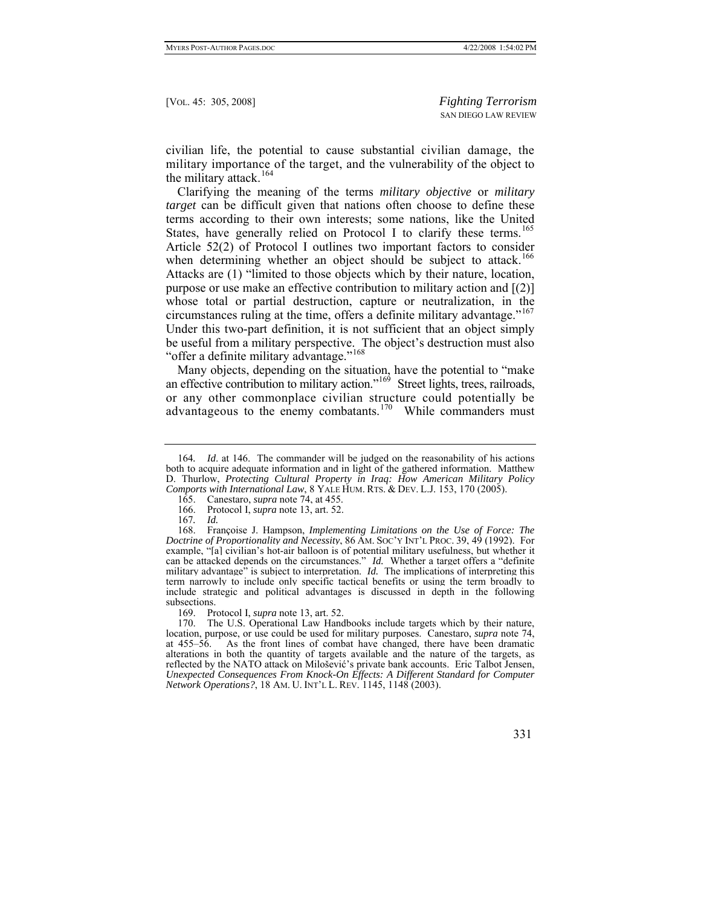civilian life, the potential to cause substantial civilian damage, the military importance of the target, and the vulnerability of the object to the military attack.[164]

Clarifying the meaning of the terms *military objective* or *military target* can be difficult given that nations often choose to define these terms according to their own interests; some nations, like the United States, have generally relied on Protocol I to clarify these terms.[165] Article 52(2) of Protocol I outlines two important factors to consider when determining whether an object should be subject to attack.[166] Attacks are (1) "limited to those objects which by their nature, location, purpose or use make an effective contribution to military action and [(2)] whose total or partial destruction, capture or neutralization, in the circumstances ruling at the time, offers a definite military advantage."[167] Under this two-part definition, it is not sufficient that an object simply be useful from a military perspective. The object's destruction must also "offer a definite military advantage."[168]

Many objects, depending on the situation, have the potential to "make an effective contribution to military action."[169] Street lights, trees, railroads, or any other commonplace civilian structure could potentially be advantageous to the enemy combatants.[170] While commanders must

---

164. *Id*. at 146. The commander will be judged on the reasonability of his actions both to acquire adequate information and in light of the gathered information. Matthew D. Thurlow, *Protecting Cultural Property in Iraq: How American Military Policy Comports with International Law*, 8 YALE HUM. RTS. & DEV. L.J. 153, 170 (2005).

165. Canestaro, *supra* note 74, at 455.

166. Protocol I, *supra* note 13, art. 52.

167. *Id.*

168. Françoise J. Hampson, *Implementing Limitations on the Use of Force: The Doctrine of Proportionality and Necessity*, 86 AM. SOC'Y INT'L PROC. 39, 49 (1992). For example, "[a] civilian's hot-air balloon is of potential military usefulness, but whether it can be attacked depends on the circumstances." *Id.* Whether a target offers a "definite military advantage" is subject to interpretation. *Id.* The implications of interpreting this term narrowly to include only specific tactical benefits or using the term broadly to include strategic and political advantages is discussed in depth in the following subsections.

169. Protocol I, *supra* note 13, art. 52.

170. The U.S. Operational Law Handbooks include targets which by their nature, location, purpose, or use could be used for military purposes. Canestaro, *supra* note 74, at 455–56. As the front lines of combat have changed, there have been dramatic alterations in both the quantity of targets available and the nature of the targets, as reflected by the NATO attack on Milošević's private bank accounts. Eric Talbot Jensen, *Unexpected Consequences From Knock-On Effects: A Different Standard for Computer Network Operations?*, 18 AM. U. INT'L L. REV. 1145, 1148 (2003).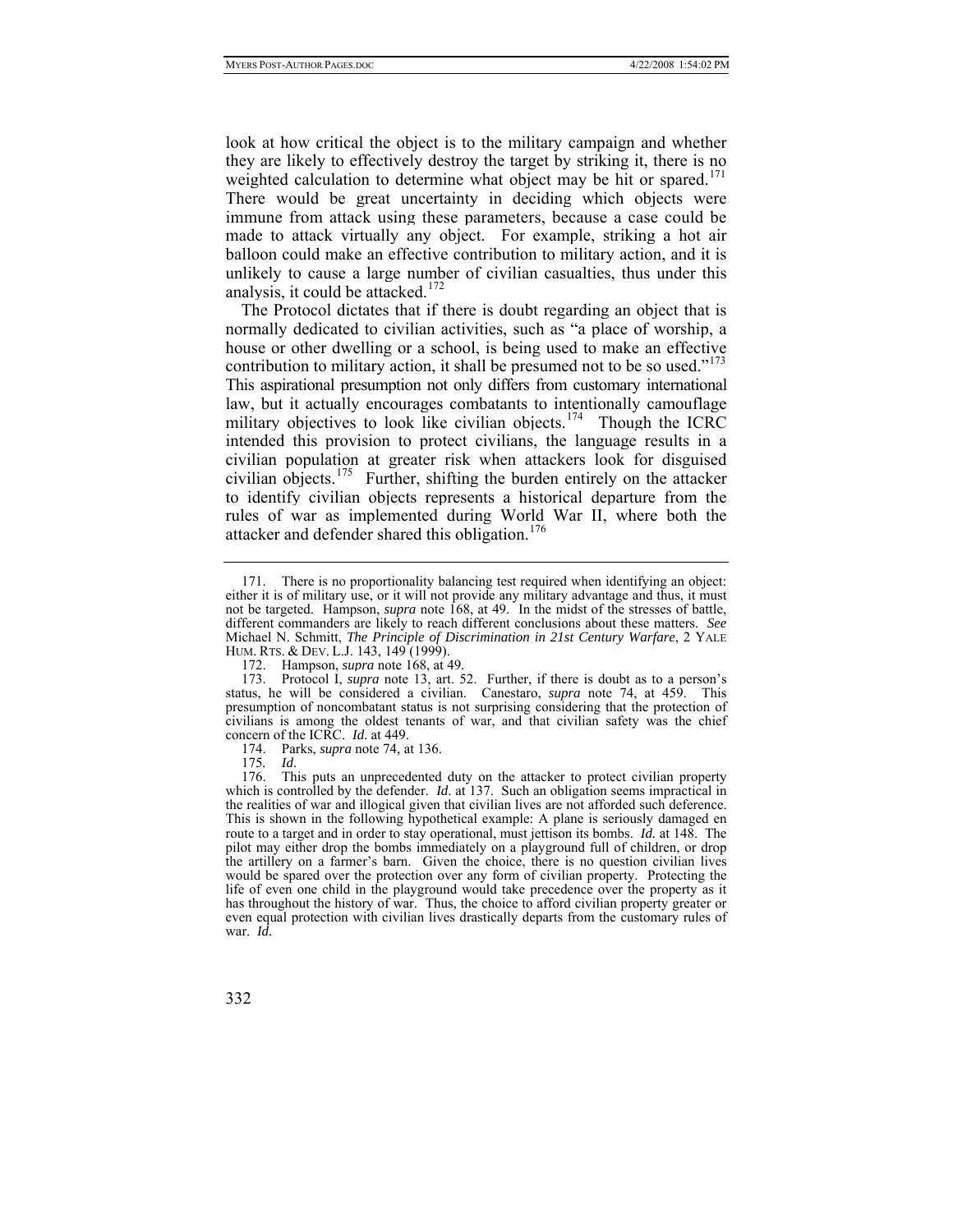look at how critical the object is to the military campaign and whether they are likely to effectively destroy the target by striking it, there is no weighted calculation to determine what object may be hit or spared.[171] There would be great uncertainty in deciding which objects were immune from attack using these parameters, because a case could be made to attack virtually any object. For example, striking a hot air balloon could make an effective contribution to military action, and it is unlikely to cause a large number of civilian casualties, thus under this analysis, it could be attacked.[172]

The Protocol dictates that if there is doubt regarding an object that is normally dedicated to civilian activities, such as "a place of worship, a house or other dwelling or a school, is being used to make an effective contribution to military action, it shall be presumed not to be so used."[173] This aspirational presumption not only differs from customary international law, but it actually encourages combatants to intentionally camouflage military objectives to look like civilian objects.[174] Though the ICRC intended this provision to protect civilians, the language results in a civilian population at greater risk when attackers look for disguised civilian objects.[175] Further, shifting the burden entirely on the attacker to identify civilian objects represents a historical departure from the rules of war as implemented during World War II, where both the attacker and defender shared this obligation.[176]

---

171. There is no proportionality balancing test required when identifying an object: either it is of military use, or it will not provide any military advantage and thus, it must not be targeted. Hampson, *supra* note 168, at 49. In the midst of the stresses of battle, different commanders are likely to reach different conclusions about these matters. *See* Michael N. Schmitt, *The Principle of Discrimination in 21st Century Warfare*, 2 YALE HUM. RTS. & DEV. L.J. 143, 149 (1999).

172. Hampson, *supra* note 168, at 49.

173. Protocol I, *supra* note 13, art. 52. Further, if there is doubt as to a person's status, he will be considered a civilian. Canestaro, *supra* note 74, at 459. This presumption of noncombatant status is not surprising considering that the protection of civilians is among the oldest tenants of war, and that civilian safety was the chief concern of the ICRC. *Id.* at 449.

174. Parks, *supra* note 74, at 136.

175. *Id*.

176. This puts an unprecedented duty on the attacker to protect civilian property which is controlled by the defender. *Id*. at 137. Such an obligation seems impractical in the realities of war and illogical given that civilian lives are not afforded such deference. This is shown in the following hypothetical example: A plane is seriously damaged en route to a target and in order to stay operational, must jettison its bombs. *Id.* at 148. The pilot may either drop the bombs immediately on a playground full of children, or drop the artillery on a farmer's barn. Given the choice, there is no question civilian lives would be spared over the protection over any form of civilian property. Protecting the life of even one child in the playground would take precedence over the property as it has throughout the history of war. Thus, the choice to afford civilian property greater or even equal protection with civilian lives drastically departs from the customary rules of war. *Id.*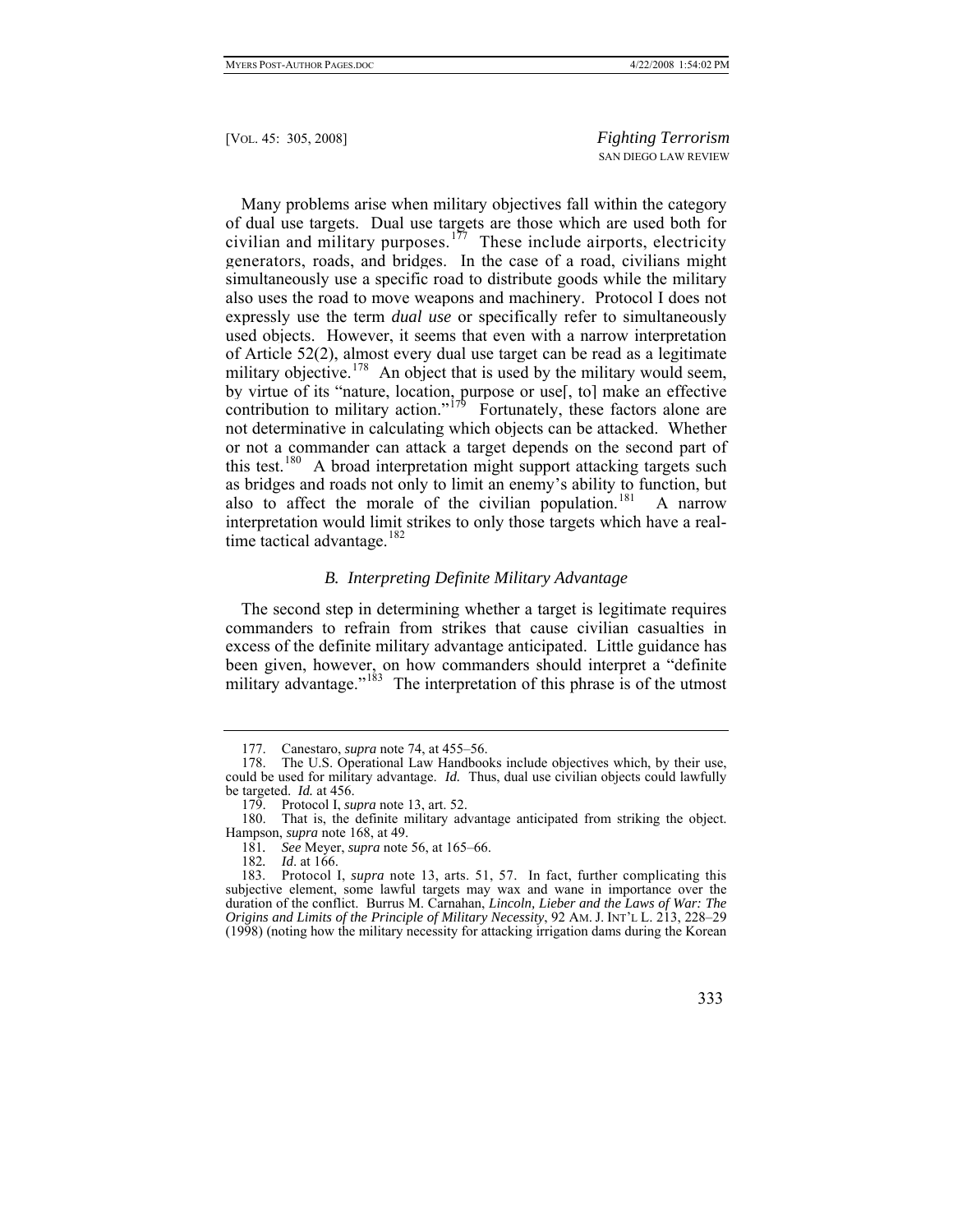Many problems arise when military objectives fall within the category of dual use targets. Dual use targets are those which are used both for civilian and military purposes.[177] These include airports, electricity generators, roads, and bridges. In the case of a road, civilians might simultaneously use a specific road to distribute goods while the military also uses the road to move weapons and machinery. Protocol I does not expressly use the term *dual use* or specifically refer to simultaneously used objects. However, it seems that even with a narrow interpretation of Article 52(2), almost every dual use target can be read as a legitimate military objective.[178] An object that is used by the military would seem, by virtue of its "nature, location, purpose or use[, to] make an effective contribution to military action."[179] Fortunately, these factors alone are not determinative in calculating which objects can be attacked. Whether or not a commander can attack a target depends on the second part of this test.[180] A broad interpretation might support attacking targets such as bridges and roads not only to limit an enemy's ability to function, but also to affect the morale of the civilian population.[181] A narrow interpretation would limit strikes to only those targets which have a real-time tactical advantage.[182]

### *B. Interpreting Definite Military Advantage*

The second step in determining whether a target is legitimate requires commanders to refrain from strikes that cause civilian casualties in excess of the definite military advantage anticipated. Little guidance has been given, however, on how commanders should interpret a "definite military advantage."[183] The interpretation of this phrase is of the utmost

---

177. Canestaro, *supra* note 74, at 455–56.

178. The U.S. Operational Law Handbooks include objectives which, by their use, could be used for military advantage. *Id.* Thus, dual use civilian objects could lawfully be targeted. *Id.* at 456.

179. Protocol I, *supra* note 13, art. 52.

180. That is, the definite military advantage anticipated from striking the object. Hampson, *supra* note 168, at 49.

181. *See* Meyer, *supra* note 56, at 165–66.

182. *Id.* at 166.

183. Protocol I, *supra* note 13, arts. 51, 57. In fact, further complicating this subjective element, some lawful targets may wax and wane in importance over the duration of the conflict. Burrus M. Carnahan, *Lincoln, Lieber and the Laws of War: The Origins and Limits of the Principle of Military Necessity*, 92 AM. J. INT'L L. 213, 228–29 (1998) (noting how the military necessity for attacking irrigation dams during the Korean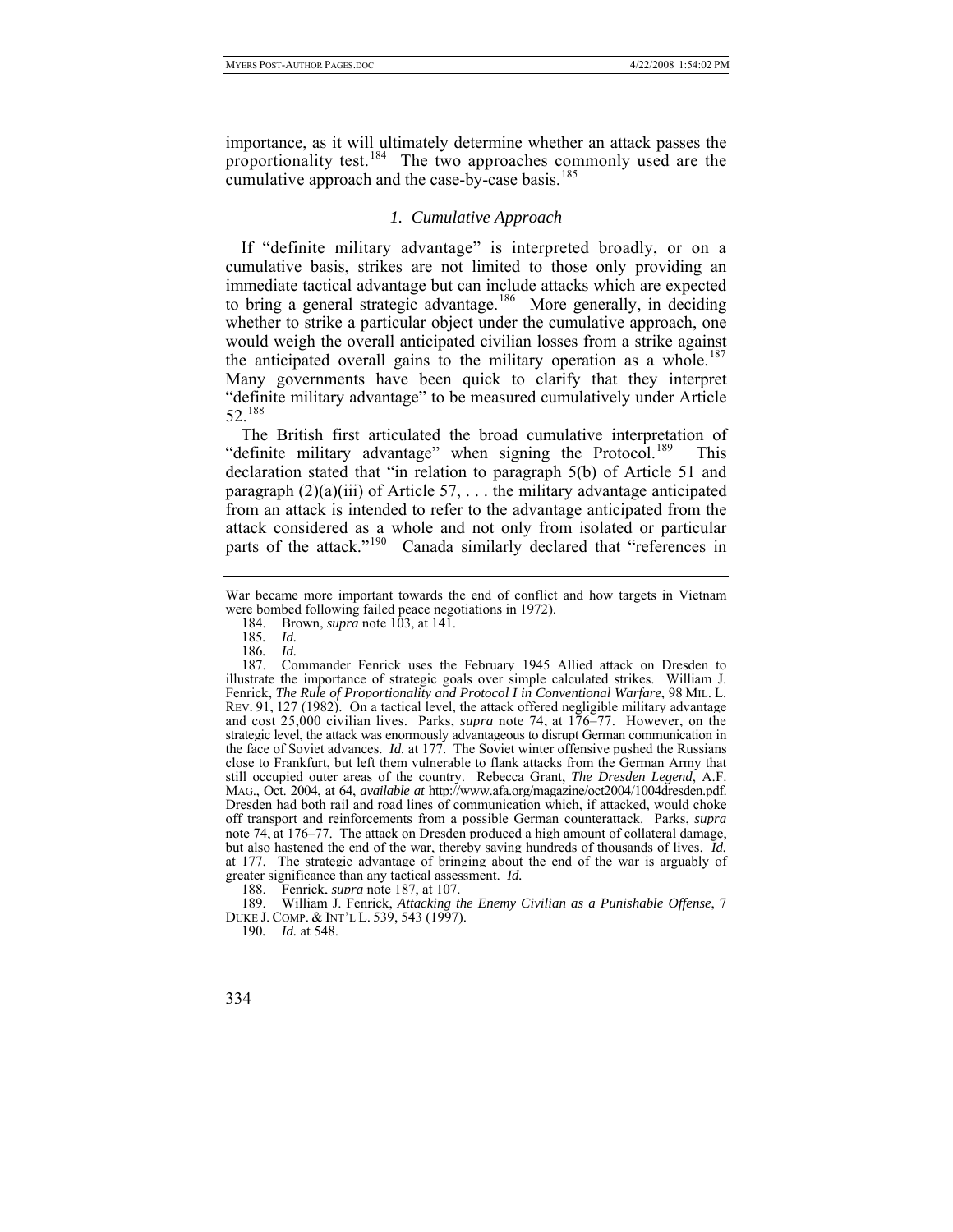importance, as it will ultimately determine whether an attack passes the proportionality test.[184] The two approaches commonly used are the cumulative approach and the case-by-case basis.[185]

### *1. Cumulative Approach*

If "definite military advantage" is interpreted broadly, or on a cumulative basis, strikes are not limited to those only providing an immediate tactical advantage but can include attacks which are expected to bring a general strategic advantage.[186] More generally, in deciding whether to strike a particular object under the cumulative approach, one would weigh the overall anticipated civilian losses from a strike against the anticipated overall gains to the military operation as a whole.[187] Many governments have been quick to clarify that they interpret "definite military advantage" to be measured cumulatively under Article 52.[188]

The British first articulated the broad cumulative interpretation of "definite military advantage" when signing the Protocol.[189] This declaration stated that "in relation to paragraph 5(b) of Article 51 and paragraph (2)(a)(iii) of Article 57, . . . the military advantage anticipated from an attack is intended to refer to the advantage anticipated from the attack considered as a whole and not only from isolated or particular parts of the attack."[190] Canada similarly declared that "references in

---

War became more important towards the end of conflict and how targets in Vietnam were bombed following failed peace negotiations in 1972).

184. Brown, *supra* note 103, at 141.

185. *Id.*

186. *Id.*

187. Commander Fenrick uses the February 1945 Allied attack on Dresden to illustrate the importance of strategic goals over simple calculated strikes. William J. Fenrick, *The Rule of Proportionality and Protocol I in Conventional Warfare*, 98 MIL. L. REV. 91, 127 (1982). On a tactical level, the attack offered negligible military advantage and cost 25,000 civilian lives. Parks, *supra* note 74, at 176–77. However, on the strategic level, the attack was enormously advantageous to disrupt German communication in the face of Soviet advances. *Id.* at 177. The Soviet winter offensive pushed the Russians close to Frankfurt, but left them vulnerable to flank attacks from the German Army that still occupied outer areas of the country. Rebecca Grant, *The Dresden Legend*, A.F. MAG., Oct. 2004, at 64, *available at* http://www.afa.org/magazine/oct2004/1004dresden.pdf. Dresden had both rail and road lines of communication which, if attacked, would choke off transport and reinforcements from a possible German counterattack. Parks, *supra* note 74, at 176–77. The attack on Dresden produced a high amount of collateral damage, but also hastened the end of the war, thereby saving hundreds of thousands of lives. *Id.* at 177. The strategic advantage of bringing about the end of the war is arguably of greater significance than any tactical assessment. *Id.*

188. Fenrick, *supra* note 187, at 107.

189. William J. Fenrick, *Attacking the Enemy Civilian as a Punishable Offense*, 7 DUKE J. COMP. & INT'L L. 539, 543 (1997).

190. *Id.* at 548.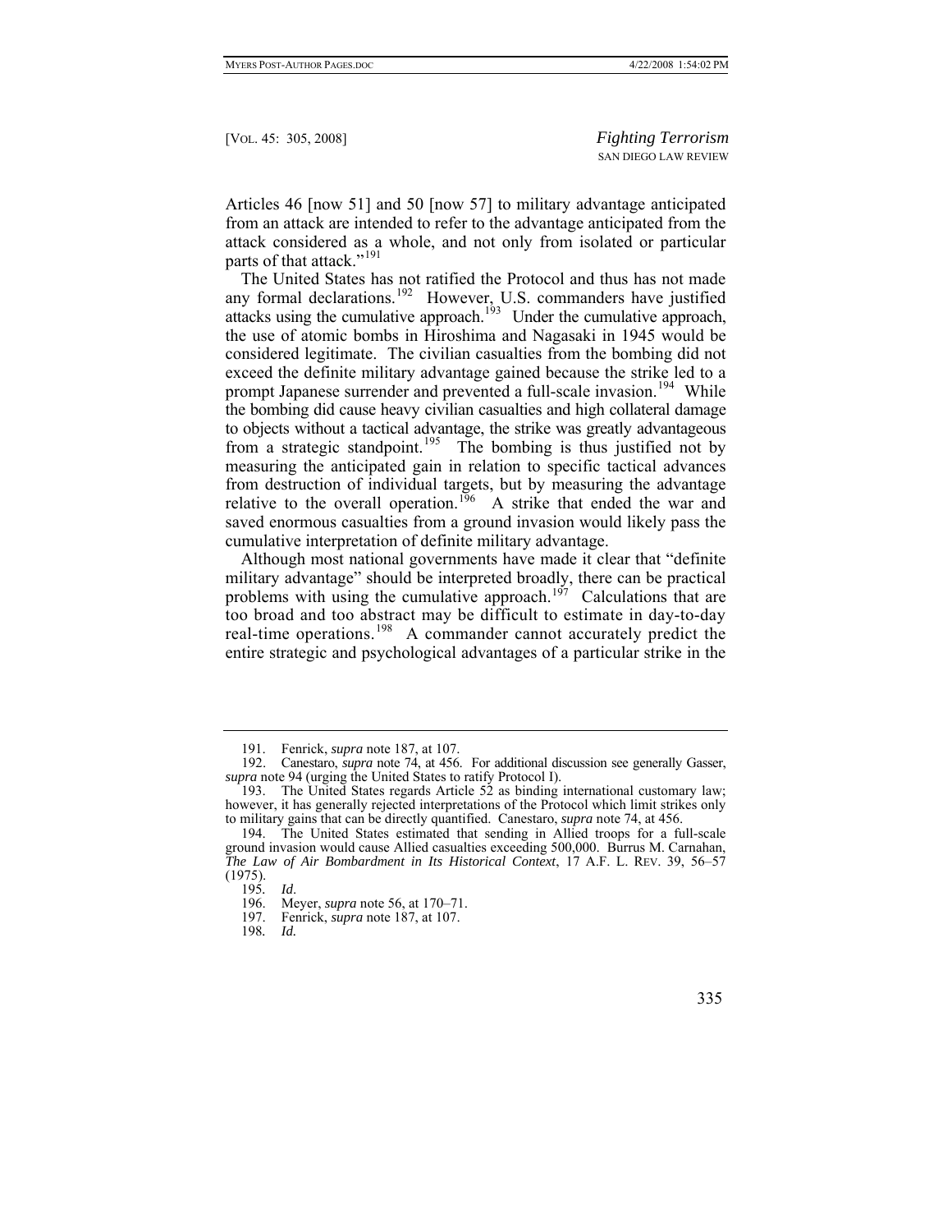Articles 46 [now 51] and 50 [now 57] to military advantage anticipated from an attack are intended to refer to the advantage anticipated from the attack considered as a whole, and not only from isolated or particular parts of that attack."[191]

The United States has not ratified the Protocol and thus has not made any formal declarations.[192] However, U.S. commanders have justified attacks using the cumulative approach.[193] Under the cumulative approach, the use of atomic bombs in Hiroshima and Nagasaki in 1945 would be considered legitimate. The civilian casualties from the bombing did not exceed the definite military advantage gained because the strike led to a prompt Japanese surrender and prevented a full-scale invasion.[194] While the bombing did cause heavy civilian casualties and high collateral damage to objects without a tactical advantage, the strike was greatly advantageous from a strategic standpoint.[195] The bombing is thus justified not by measuring the anticipated gain in relation to specific tactical advances from destruction of individual targets, but by measuring the advantage relative to the overall operation.[196] A strike that ended the war and saved enormous casualties from a ground invasion would likely pass the cumulative interpretation of definite military advantage.

Although most national governments have made it clear that "definite military advantage" should be interpreted broadly, there can be practical problems with using the cumulative approach.[197] Calculations that are too broad and too abstract may be difficult to estimate in day-to-day real-time operations.[198] A commander cannot accurately predict the entire strategic and psychological advantages of a particular strike in the

---

191. Fenrick, *supra* note 187, at 107.

192. Canestaro, *supra* note 74, at 456. For additional discussion see generally Gasser, *supra* note 94 (urging the United States to ratify Protocol I).

193. The United States regards Article 52 as binding international customary law; however, it has generally rejected interpretations of the Protocol which limit strikes only to military gains that can be directly quantified. Canestaro, *supra* note 74, at 456.

194. The United States estimated that sending in Allied troops for a full-scale ground invasion would cause Allied casualties exceeding 500,000. Burrus M. Carnahan, *The Law of Air Bombardment in Its Historical Context*, 17 A.F. L. REV. 39, 56–57 (1975).

195. *Id*.

196. Meyer, *supra* note 56, at 170–71.

197. Fenrick, *supra* note 187, at 107.

198. *Id.*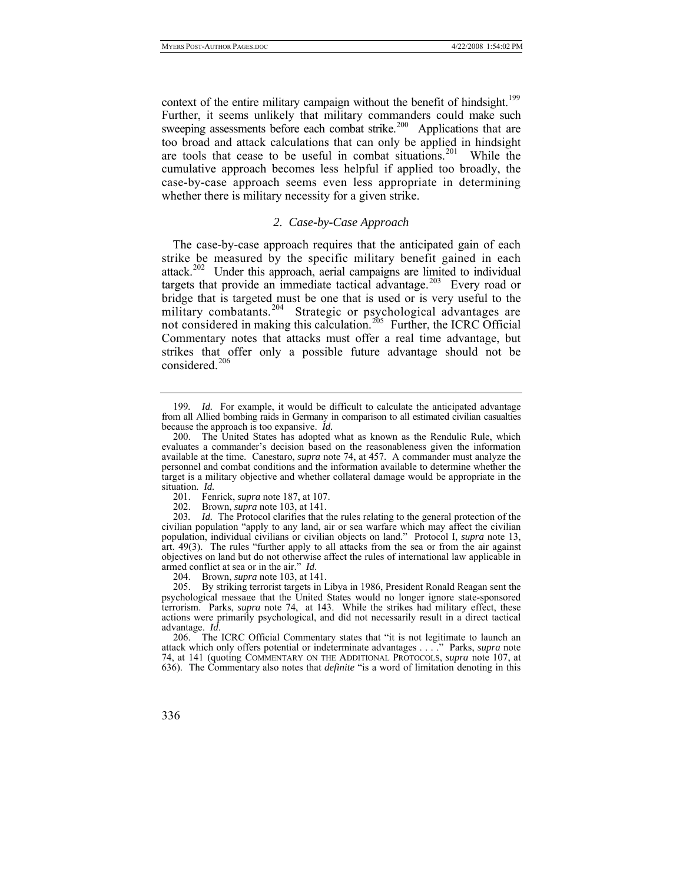context of the entire military campaign without the benefit of hindsight.[199] Further, it seems unlikely that military commanders could make such sweeping assessments before each combat strike.[200] Applications that are too broad and attack calculations that can only be applied in hindsight are tools that cease to be useful in combat situations.[201] While the cumulative approach becomes less helpful if applied too broadly, the case-by-case approach seems even less appropriate in determining whether there is military necessity for a given strike.

### 2. *Case-by-Case Approach*

The case-by-case approach requires that the anticipated gain of each strike be measured by the specific military benefit gained in each attack.[202] Under this approach, aerial campaigns are limited to individual targets that provide an immediate tactical advantage.[203] Every road or bridge that is targeted must be one that is used or is very useful to the military combatants.[204] Strategic or psychological advantages are not considered in making this calculation.[205] Further, the ICRC Official Commentary notes that attacks must offer a real time advantage, but strikes that offer only a possible future advantage should not be considered.[206]

---

199. *Id.* For example, it would be difficult to calculate the anticipated advantage from all Allied bombing raids in Germany in comparison to all estimated civilian casualties because the approach is too expansive. *Id.*

200. The United States has adopted what as known as the Rendulic Rule, which evaluates a commander's decision based on the reasonableness given the information available at the time. Canestaro, *supra* note 74, at 457. A commander must analyze the personnel and combat conditions and the information available to determine whether the target is a military objective and whether collateral damage would be appropriate in the situation. *Id.*

201. Fenrick, *supra* note 187, at 107.

202. Brown, *supra* note 103, at 141.

203. *Id.* The Protocol clarifies that the rules relating to the general protection of the civilian population "apply to any land, air or sea warfare which may affect the civilian population, individual civilians or civilian objects on land." Protocol I, *supra* note 13, art. 49(3). The rules "further apply to all attacks from the sea or from the air against objectives on land but do not otherwise affect the rules of international law applicable in armed conflict at sea or in the air." *Id.*

204. Brown, *supra* note 103, at 141.

205. By striking terrorist targets in Libya in 1986, President Ronald Reagan sent the psychological message that the United States would no longer ignore state-sponsored terrorism. Parks, *supra* note 74, at 143. While the strikes had military effect, these actions were primarily psychological, and did not necessarily result in a direct tactical advantage. *Id.*

206. The ICRC Official Commentary states that "it is not legitimate to launch an attack which only offers potential or indeterminate advantages . . . ." Parks, *supra* note 74, at 141 (quoting COMMENTARY ON THE ADDITIONAL PROTOCOLS, *supra* note 107, at 636). The Commentary also notes that *definite* "is a word of limitation denoting in this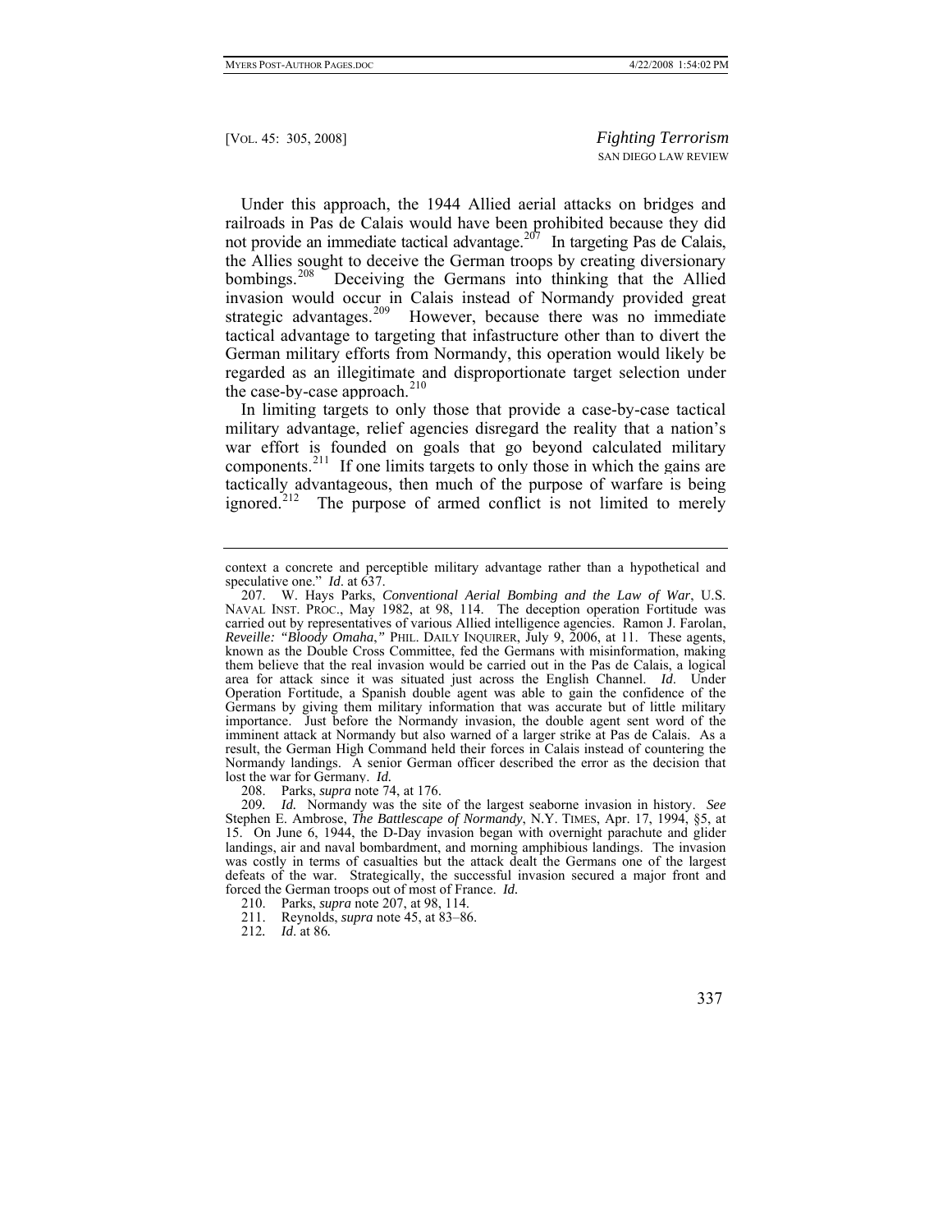Under this approach, the 1944 Allied aerial attacks on bridges and railroads in Pas de Calais would have been prohibited because they did not provide an immediate tactical advantage.[207] In targeting Pas de Calais, the Allies sought to deceive the German troops by creating diversionary bombings.[208] Deceiving the Germans into thinking that the Allied invasion would occur in Calais instead of Normandy provided great strategic advantages.[209] However, because there was no immediate tactical advantage to targeting that infastructure other than to divert the German military efforts from Normandy, this operation would likely be regarded as an illegitimate and disproportionate target selection under the case-by-case approach.[210]

In limiting targets to only those that provide a case-by-case tactical military advantage, relief agencies disregard the reality that a nation's war effort is founded on goals that go beyond calculated military components.[211] If one limits targets to only those in which the gains are tactically advantageous, then much of the purpose of warfare is being ignored.[212] The purpose of armed conflict is not limited to merely

---

context a concrete and perceptible military advantage rather than a hypothetical and speculative one." *Id*. at 637.

207. W. Hays Parks, *Conventional Aerial Bombing and the Law of War*, U.S. NAVAL INST. PROC., May 1982, at 98, 114. The deception operation Fortitude was carried out by representatives of various Allied intelligence agencies. Ramon J. Farolan, *Reveille: "Bloody Omaha*,*"* PHIL. DAILY INQUIRER, July 9, 2006, at 11. These agents, known as the Double Cross Committee, fed the Germans with misinformation, making them believe that the real invasion would be carried out in the Pas de Calais, a logical area for attack since it was situated just across the English Channel. *Id*. Under Operation Fortitude, a Spanish double agent was able to gain the confidence of the Germans by giving them military information that was accurate but of little military importance. Just before the Normandy invasion, the double agent sent word of the imminent attack at Normandy but also warned of a larger strike at Pas de Calais. As a result, the German High Command held their forces in Calais instead of countering the Normandy landings. A senior German officer described the error as the decision that lost the war for Germany. *Id.*

208. Parks, *supra* note 74, at 176.

209. *Id.* Normandy was the site of the largest seaborne invasion in history. *See* Stephen E. Ambrose, *The Battlescape of Normandy*, N.Y. TIMES, Apr. 17, 1994, §5, at 15. On June 6, 1944, the D-Day invasion began with overnight parachute and glider landings, air and naval bombardment, and morning amphibious landings. The invasion was costly in terms of casualties but the attack dealt the Germans one of the largest defeats of the war. Strategically, the successful invasion secured a major front and forced the German troops out of most of France. *Id.*

210. Parks, *supra* note 207, at 98, 114.

211. Reynolds, *supra* note 45, at 83–86.

212. *Id*. at 86.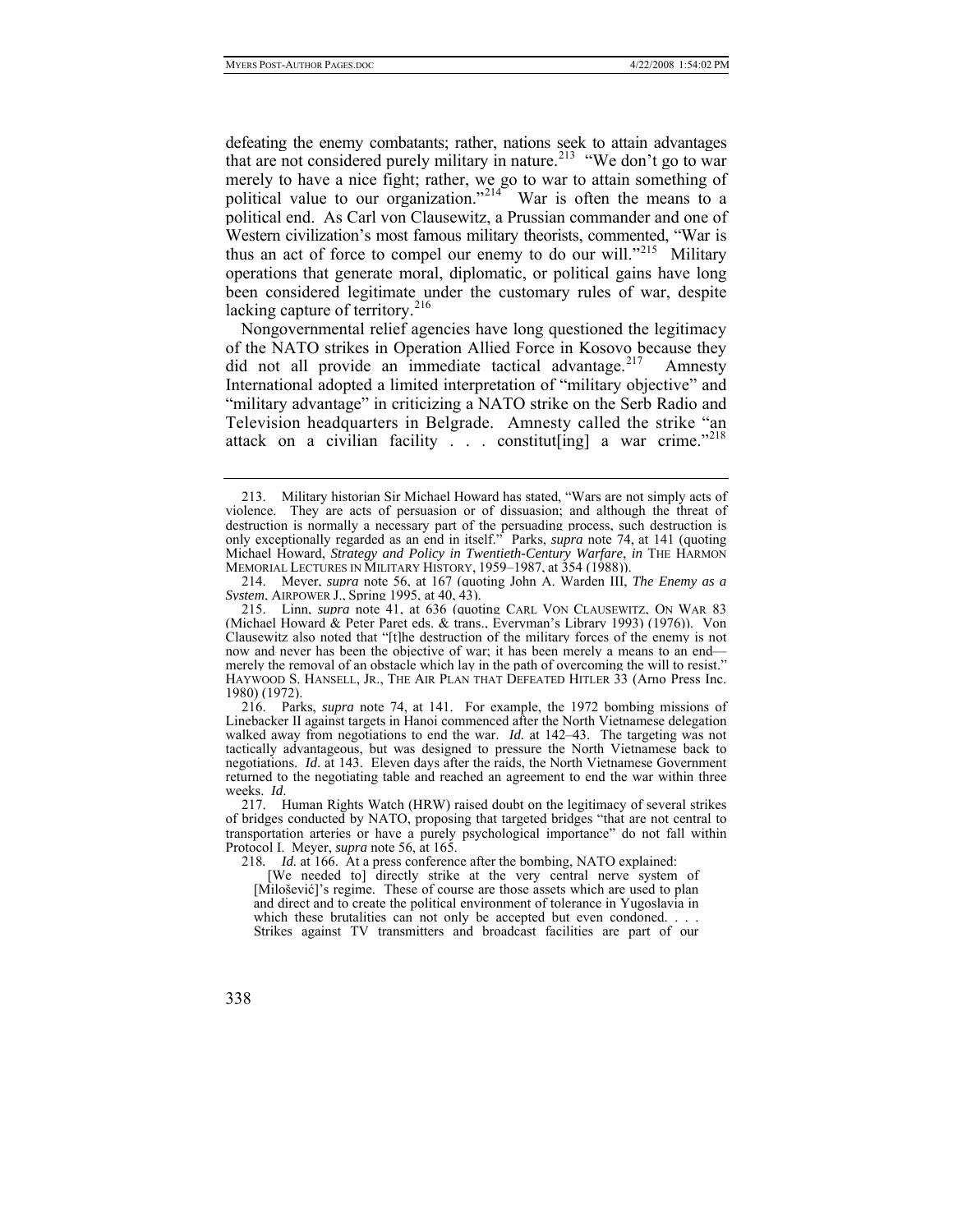defeating the enemy combatants; rather, nations seek to attain advantages that are not considered purely military in nature.[213] "We don't go to war merely to have a nice fight; rather, we go to war to attain something of political value to our organization."[214] War is often the means to a political end. As Carl von Clausewitz, a Prussian commander and one of Western civilization's most famous military theorists, commented, "War is thus an act of force to compel our enemy to do our will."[215] Military operations that generate moral, diplomatic, or political gains have long been considered legitimate under the customary rules of war, despite lacking capture of territory.[216]

Nongovernmental relief agencies have long questioned the legitimacy of the NATO strikes in Operation Allied Force in Kosovo because they did not all provide an immediate tactical advantage.[217] Amnesty International adopted a limited interpretation of "military objective" and "military advantage" in criticizing a NATO strike on the Serb Radio and Television headquarters in Belgrade. Amnesty called the strike "an attack on a civilian facility . . . constitut[ing] a war crime."[218]

---

213. Military historian Sir Michael Howard has stated, "Wars are not simply acts of violence. They are acts of persuasion or of dissuasion; and although the threat of destruction is normally a necessary part of the persuading process, such destruction is only exceptionally regarded as an end in itself." Parks, *supra* note 74, at 141 (quoting Michael Howard, *Strategy and Policy in Twentieth-Century Warfare*, *in* THE HARMON MEMORIAL LECTURES IN MILITARY HISTORY, 1959–1987, at 354 (1988)).

214. Meyer, *supra* note 56, at 167 (quoting John A. Warden III, *The Enemy as a System*, AIRPOWER J., Spring 1995, at 40, 43).

215. Linn, *supra* note 41, at 636 (quoting CARL VON CLAUSEWITZ, ON WAR 83 (Michael Howard & Peter Paret eds. & trans., Everyman's Library 1993) (1976)). Von Clausewitz also noted that "[t]he destruction of the military forces of the enemy is not now and never has been the objective of war; it has been merely a means to an end—merely the removal of an obstacle which lay in the path of overcoming the will to resist." HAYWOOD S. HANSELL, JR., THE AIR PLAN THAT DEFEATED HITLER 33 (Arno Press Inc. 1980) (1972).

216. Parks, *supra* note 74, at 141. For example, the 1972 bombing missions of Linebacker II against targets in Hanoi commenced after the North Vietnamese delegation walked away from negotiations to end the war. *Id.* at 142–43. The targeting was not tactically advantageous, but was designed to pressure the North Vietnamese back to negotiations. *Id*. at 143. Eleven days after the raids, the North Vietnamese Government returned to the negotiating table and reached an agreement to end the war within three weeks. *Id*.

217. Human Rights Watch (HRW) raised doubt on the legitimacy of several strikes of bridges conducted by NATO, proposing that targeted bridges "that are not central to transportation arteries or have a purely psychological importance" do not fall within Protocol I. Meyer, *supra* note 56, at 165.

218. *Id.* at 166. At a press conference after the bombing, NATO explained:

> [We needed to] directly strike at the very central nerve system of [Milošević]'s regime. These of course are those assets which are used to plan and direct and to create the political environment of tolerance in Yugoslavia in which these brutalities can not only be accepted but even condoned. . . . Strikes against TV transmitters and broadcast facilities are part of our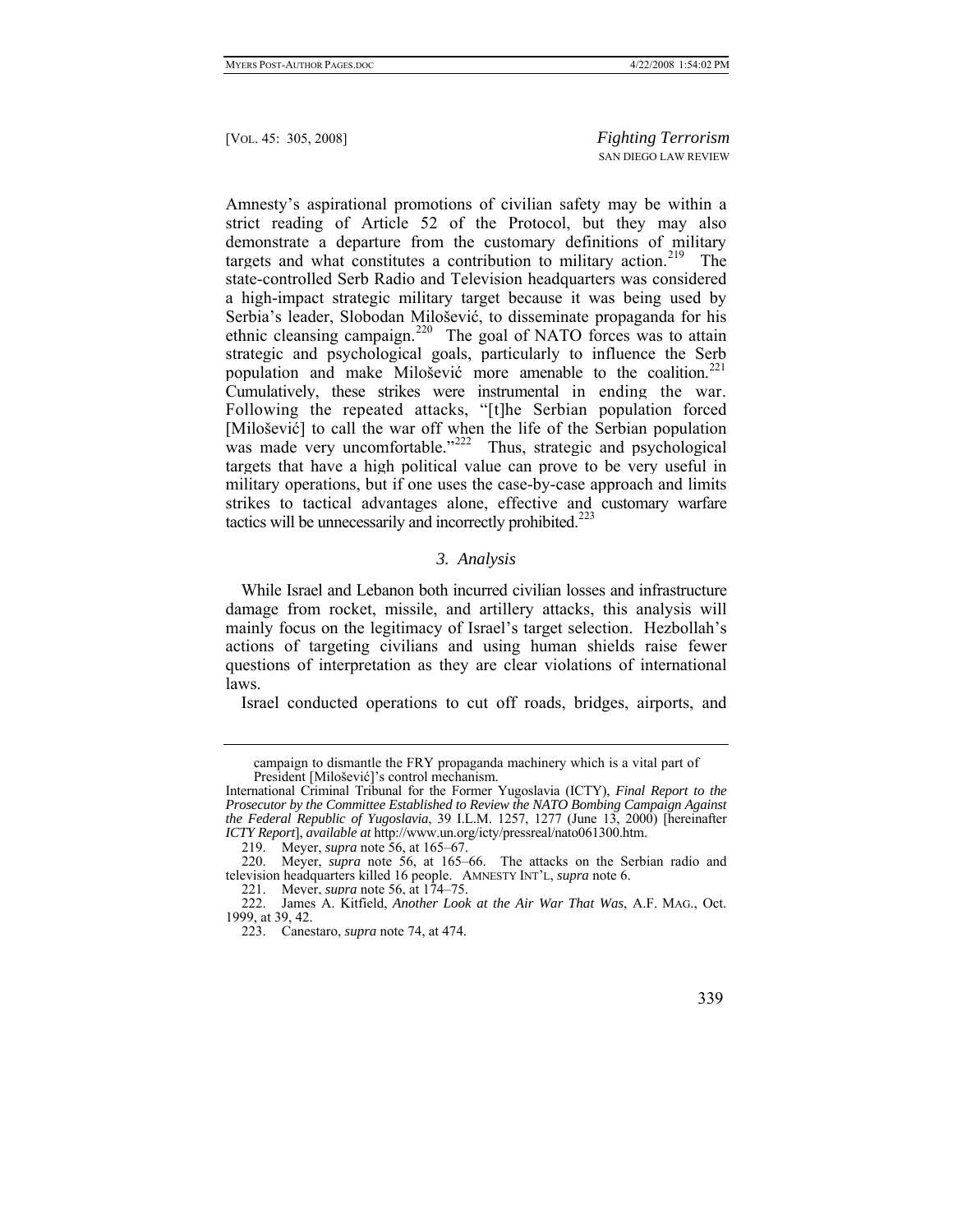Amnesty's aspirational promotions of civilian safety may be within a strict reading of Article 52 of the Protocol, but they may also demonstrate a departure from the customary definitions of military targets and what constitutes a contribution to military action.[219] The state-controlled Serb Radio and Television headquarters was considered a high-impact strategic military target because it was being used by Serbia's leader, Slobodan Milošević, to disseminate propaganda for his ethnic cleansing campaign.[220] The goal of NATO forces was to attain strategic and psychological goals, particularly to influence the Serb population and make Milošević more amenable to the coalition.[221] Cumulatively, these strikes were instrumental in ending the war. Following the repeated attacks, "[t]he Serbian population forced [Milošević] to call the war off when the life of the Serbian population was made very uncomfortable."[222] Thus, strategic and psychological targets that have a high political value can prove to be very useful in military operations, but if one uses the case-by-case approach and limits strikes to tactical advantages alone, effective and customary warfare tactics will be unnecessarily and incorrectly prohibited.[223]

### *3. Analysis*

While Israel and Lebanon both incurred civilian losses and infrastructure damage from rocket, missile, and artillery attacks, this analysis will mainly focus on the legitimacy of Israel's target selection. Hezbollah's actions of targeting civilians and using human shields raise fewer questions of interpretation as they are clear violations of international laws.

Israel conducted operations to cut off roads, bridges, airports, and

---

> campaign to dismantle the FRY propaganda machinery which is a vital part of President [Milošević]'s control mechanism.

International Criminal Tribunal for the Former Yugoslavia (ICTY), *Final Report to the Prosecutor by the Committee Established to Review the NATO Bombing Campaign Against the Federal Republic of Yugoslavia*, 39 I.L.M. 1257, 1277 (June 13, 2000) [hereinafter *ICTY Report*], *available at* http://www.un.org/icty/pressreal/nato061300.htm.

219. Meyer, *supra* note 56, at 165–67.

220. Meyer, *supra* note 56, at 165–66. The attacks on the Serbian radio and television headquarters killed 16 people. AMNESTY INT'L, *supra* note 6.

221. Meyer, *supra* note 56, at 174–75.

222. James A. Kitfield, *Another Look at the Air War That Was*, A.F. MAG., Oct. 1999, at 39, 42.

223. Canestaro, *supra* note 74, at 474.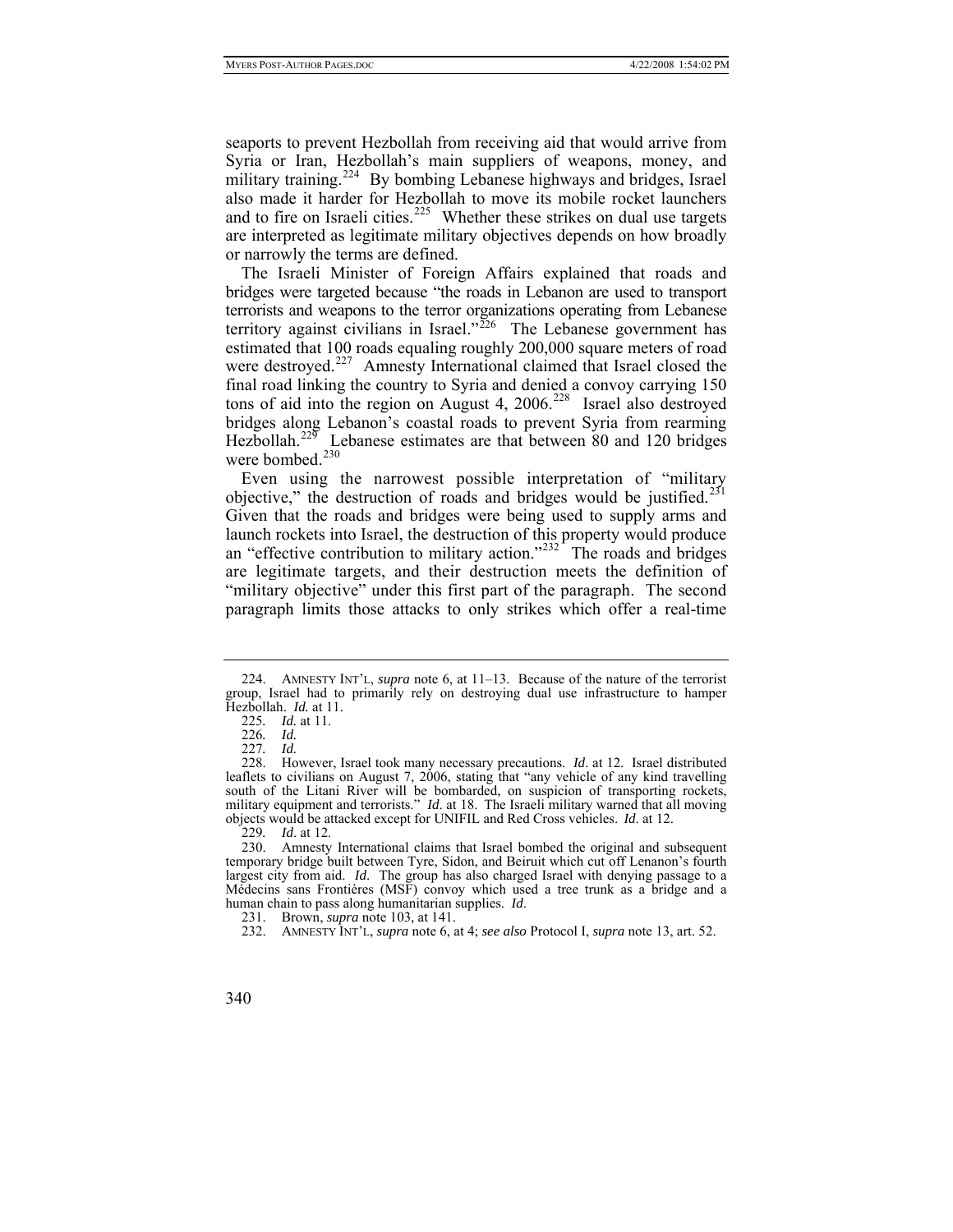seaports to prevent Hezbollah from receiving aid that would arrive from Syria or Iran, Hezbollah's main suppliers of weapons, money, and military training.[224] By bombing Lebanese highways and bridges, Israel also made it harder for Hezbollah to move its mobile rocket launchers and to fire on Israeli cities.[225] Whether these strikes on dual use targets are interpreted as legitimate military objectives depends on how broadly or narrowly the terms are defined.

The Israeli Minister of Foreign Affairs explained that roads and bridges were targeted because "the roads in Lebanon are used to transport terrorists and weapons to the terror organizations operating from Lebanese territory against civilians in Israel."[226] The Lebanese government has estimated that 100 roads equaling roughly 200,000 square meters of road were destroyed.[227] Amnesty International claimed that Israel closed the final road linking the country to Syria and denied a convoy carrying 150 tons of aid into the region on August 4, 2006.[228] Israel also destroyed bridges along Lebanon's coastal roads to prevent Syria from rearming Hezbollah.[229] Lebanese estimates are that between 80 and 120 bridges were bombed.[230]

Even using the narrowest possible interpretation of "military objective," the destruction of roads and bridges would be justified.[231] Given that the roads and bridges were being used to supply arms and launch rockets into Israel, the destruction of this property would produce an "effective contribution to military action."[232] The roads and bridges are legitimate targets, and their destruction meets the definition of "military objective" under this first part of the paragraph. The second paragraph limits those attacks to only strikes which offer a real-time

---

224. AMNESTY INT'L, *supra* note 6, at 11–13. Because of the nature of the terrorist group, Israel had to primarily rely on destroying dual use infrastructure to hamper Hezbollah. *Id.* at 11.

225. *Id.* at 11.

226. *Id.*

227. *Id.*

228. However, Israel took many necessary precautions. *Id*. at 12. Israel distributed leaflets to civilians on August 7, 2006, stating that "any vehicle of any kind travelling south of the Litani River will be bombarded, on suspicion of transporting rockets, military equipment and terrorists." *Id*. at 18. The Israeli military warned that all moving objects would be attacked except for UNIFIL and Red Cross vehicles. *Id*. at 12.

229. *Id*. at 12.

230. Amnesty International claims that Israel bombed the original and subsequent temporary bridge built between Tyre, Sidon, and Beiruit which cut off Lenanon's fourth largest city from aid. *Id*. The group has also charged Israel with denying passage to a Médecins sans Frontières (MSF) convoy which used a tree trunk as a bridge and a human chain to pass along humanitarian supplies. *Id*.

231. Brown, *supra* note 103, at 141.

232. AMNESTY INT'L, *supra* note 6, at 4; *see also* Protocol I, *supra* note 13, art. 52.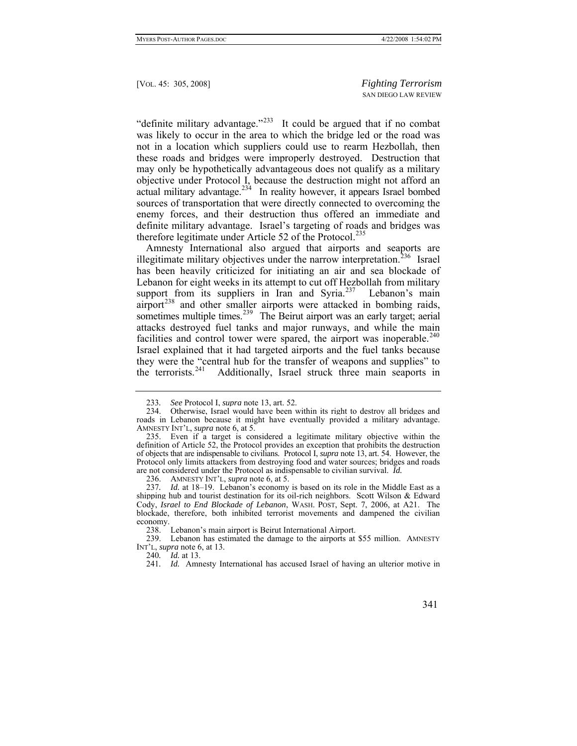"definite military advantage."[233] It could be argued that if no combat was likely to occur in the area to which the bridge led or the road was not in a location which suppliers could use to rearm Hezbollah, then these roads and bridges were improperly destroyed. Destruction that may only be hypothetically advantageous does not qualify as a military objective under Protocol I, because the destruction might not afford an actual military advantage.[234] In reality however, it appears Israel bombed sources of transportation that were directly connected to overcoming the enemy forces, and their destruction thus offered an immediate and definite military advantage. Israel's targeting of roads and bridges was therefore legitimate under Article 52 of the Protocol.[235]

Amnesty International also argued that airports and seaports are illegitimate military objectives under the narrow interpretation.[236] Israel has been heavily criticized for initiating an air and sea blockade of Lebanon for eight weeks in its attempt to cut off Hezbollah from military support from its suppliers in Iran and Syria.[237] Lebanon's main airport[238] and other smaller airports were attacked in bombing raids, sometimes multiple times.[239] The Beirut airport was an early target; aerial attacks destroyed fuel tanks and major runways, and while the main facilities and control tower were spared, the airport was inoperable.[240] Israel explained that it had targeted airports and the fuel tanks because they were the "central hub for the transfer of weapons and supplies" to the terrorists.[241] Additionally, Israel struck three main seaports in

---

233. *See* Protocol I, *supra* note 13, art. 52.

234. Otherwise, Israel would have been within its right to destroy all bridges and roads in Lebanon because it might have eventually provided a military advantage. AMNESTY INT'L, *supra* note 6, at 5.

235. Even if a target is considered a legitimate military objective within the definition of Article 52, the Protocol provides an exception that prohibits the destruction of objects that are indispensable to civilians. Protocol I, *supra* note 13, art. 54. However, the Protocol only limits attackers from destroying food and water sources; bridges and roads are not considered under the Protocol as indispensable to civilian survival. *Id.*

236. AMNESTY INT'L, *supra* note 6, at 5.

237. *Id.* at 18–19. Lebanon's economy is based on its role in the Middle East as a shipping hub and tourist destination for its oil-rich neighbors. Scott Wilson & Edward Cody, *Israel to End Blockade of Lebanon*, WASH. POST, Sept. 7, 2006, at A21. The blockade, therefore, both inhibited terrorist movements and dampened the civilian economy.

238. Lebanon's main airport is Beirut International Airport.

239. Lebanon has estimated the damage to the airports at $55 million. AMNESTY INT'L, *supra* note 6, at 13.

240. *Id.* at 13.

241. *Id.* Amnesty International has accused Israel of having an ulterior motive in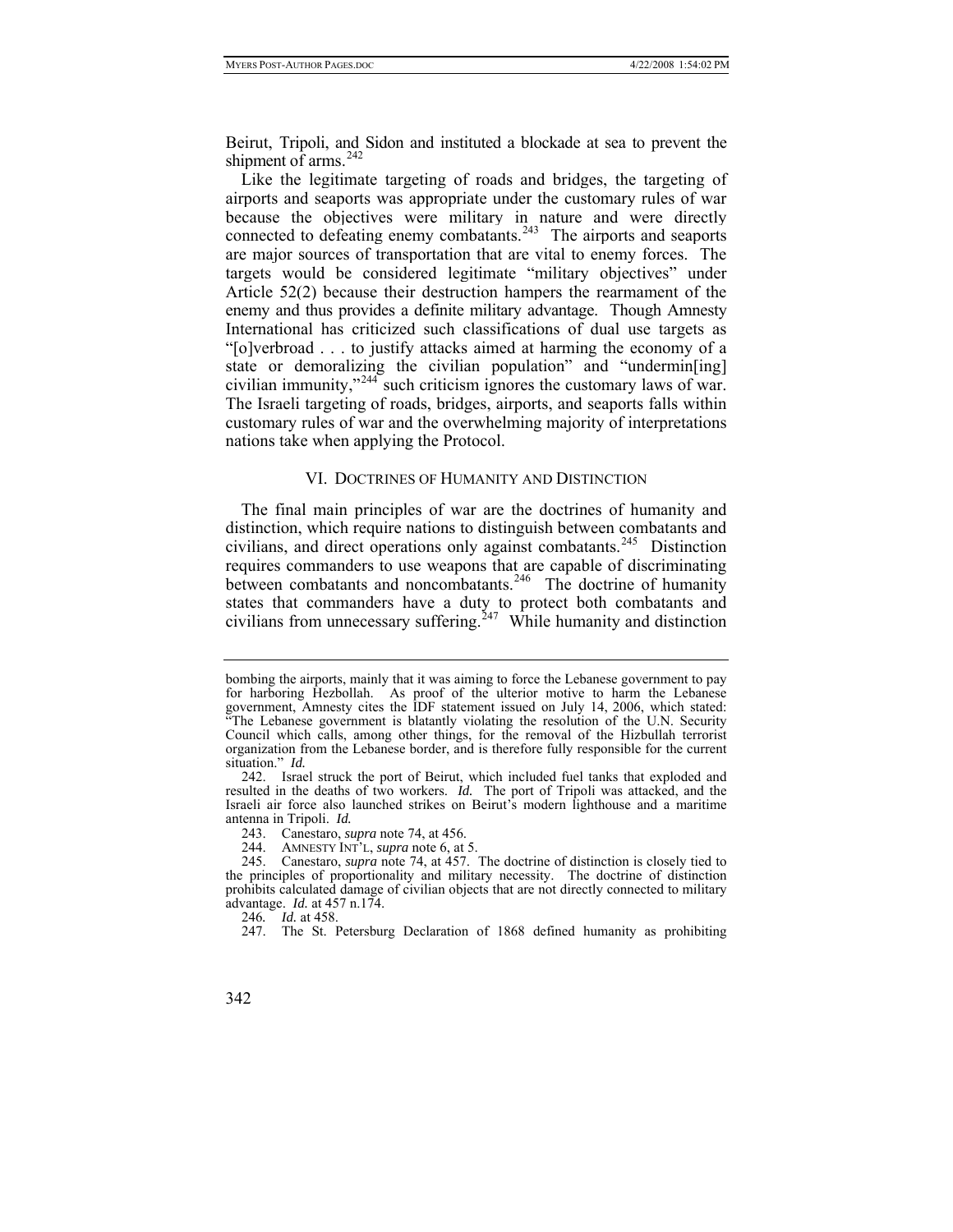Beirut, Tripoli, and Sidon and instituted a blockade at sea to prevent the shipment of arms.[242]

Like the legitimate targeting of roads and bridges, the targeting of airports and seaports was appropriate under the customary rules of war because the objectives were military in nature and were directly connected to defeating enemy combatants.[243] The airports and seaports are major sources of transportation that are vital to enemy forces. The targets would be considered legitimate "military objectives" under Article 52(2) because their destruction hampers the rearmament of the enemy and thus provides a definite military advantage. Though Amnesty International has criticized such classifications of dual use targets as "[o]verbroad . . . to justify attacks aimed at harming the economy of a state or demoralizing the civilian population" and "undermin[ing] civilian immunity,"[244] such criticism ignores the customary laws of war. The Israeli targeting of roads, bridges, airports, and seaports falls within customary rules of war and the overwhelming majority of interpretations nations take when applying the Protocol.

## VI. DOCTRINES OF HUMANITY AND DISTINCTION

The final main principles of war are the doctrines of humanity and distinction, which require nations to distinguish between combatants and civilians, and direct operations only against combatants.[245] Distinction requires commanders to use weapons that are capable of discriminating between combatants and noncombatants.[246] The doctrine of humanity states that commanders have a duty to protect both combatants and civilians from unnecessary suffering.[247] While humanity and distinction

---

bombing the airports, mainly that it was aiming to force the Lebanese government to pay for harboring Hezbollah. As proof of the ulterior motive to harm the Lebanese government, Amnesty cites the IDF statement issued on July 14, 2006, which stated: "The Lebanese government is blatantly violating the resolution of the U.N. Security Council which calls, among other things, for the removal of the Hizbullah terrorist organization from the Lebanese border, and is therefore fully responsible for the current situation." *Id.*

242. Israel struck the port of Beirut, which included fuel tanks that exploded and resulted in the deaths of two workers. *Id.* The port of Tripoli was attacked, and the Israeli air force also launched strikes on Beirut's modern lighthouse and a maritime antenna in Tripoli. *Id.*

243. Canestaro, *supra* note 74, at 456.

244. AMNESTY INT'L, *supra* note 6, at 5.

245. Canestaro, *supra* note 74, at 457. The doctrine of distinction is closely tied to the principles of proportionality and military necessity. The doctrine of distinction prohibits calculated damage of civilian objects that are not directly connected to military advantage. *Id.* at 457 n.174.

246. *Id.* at 458.

247. The St. Petersburg Declaration of 1868 defined humanity as prohibiting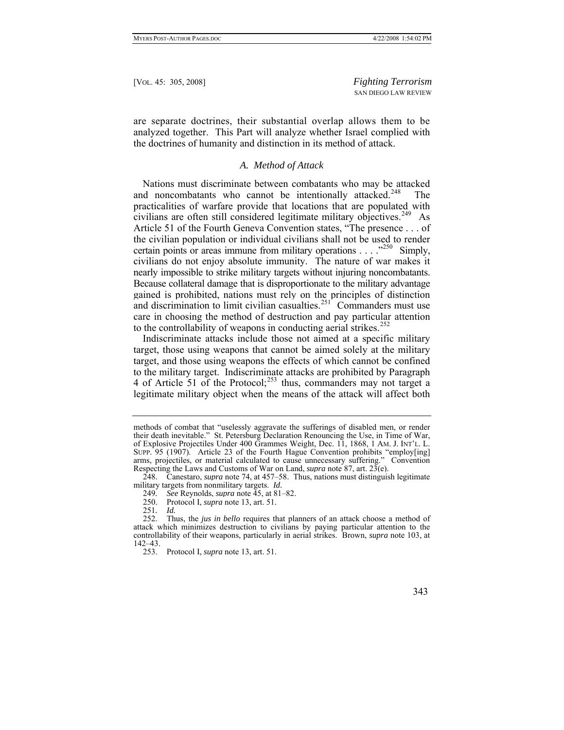are separate doctrines, their substantial overlap allows them to be analyzed together. This Part will analyze whether Israel complied with the doctrines of humanity and distinction in its method of attack.

### *A. Method of Attack*

Nations must discriminate between combatants who may be attacked and noncombatants who cannot be intentionally attacked.[248] The practicalities of warfare provide that locations that are populated with civilians are often still considered legitimate military objectives.[249] As Article 51 of the Fourth Geneva Convention states, "The presence . . . of the civilian population or individual civilians shall not be used to render certain points or areas immune from military operations . . . ."[250] Simply, civilians do not enjoy absolute immunity. The nature of war makes it nearly impossible to strike military targets without injuring noncombatants. Because collateral damage that is disproportionate to the military advantage gained is prohibited, nations must rely on the principles of distinction and discrimination to limit civilian casualties.[251] Commanders must use care in choosing the method of destruction and pay particular attention to the controllability of weapons in conducting aerial strikes.[252]

Indiscriminate attacks include those not aimed at a specific military target, those using weapons that cannot be aimed solely at the military target, and those using weapons the effects of which cannot be confined to the military target. Indiscriminate attacks are prohibited by Paragraph 4 of Article 51 of the Protocol;[253] thus, commanders may not target a legitimate military object when the means of the attack will affect both

---

methods of combat that "uselessly aggravate the sufferings of disabled men, or render their death inevitable." St. Petersburg Declaration Renouncing the Use, in Time of War, of Explosive Projectiles Under 400 Grammes Weight, Dec. 11, 1868, 1 AM. J. INT'L. L. SUPP. 95 (1907). Article 23 of the Fourth Hague Convention prohibits "employ[ing] arms, projectiles, or material calculated to cause unnecessary suffering." Convention Respecting the Laws and Customs of War on Land, *supra* note 87, art. 23(e).

248. Canestaro, *supra* note 74, at 457–58. Thus, nations must distinguish legitimate military targets from nonmilitary targets. *Id.*

249. *See* Reynolds, *supra* note 45, at 81–82.

250. Protocol I, *supra* note 13, art. 51.

251. *Id.*

252. Thus, the *jus in bello* requires that planners of an attack choose a method of attack which minimizes destruction to civilians by paying particular attention to the controllability of their weapons, particularly in aerial strikes. Brown, *supra* note 103, at 142–43.

253. Protocol I, *supra* note 13, art. 51.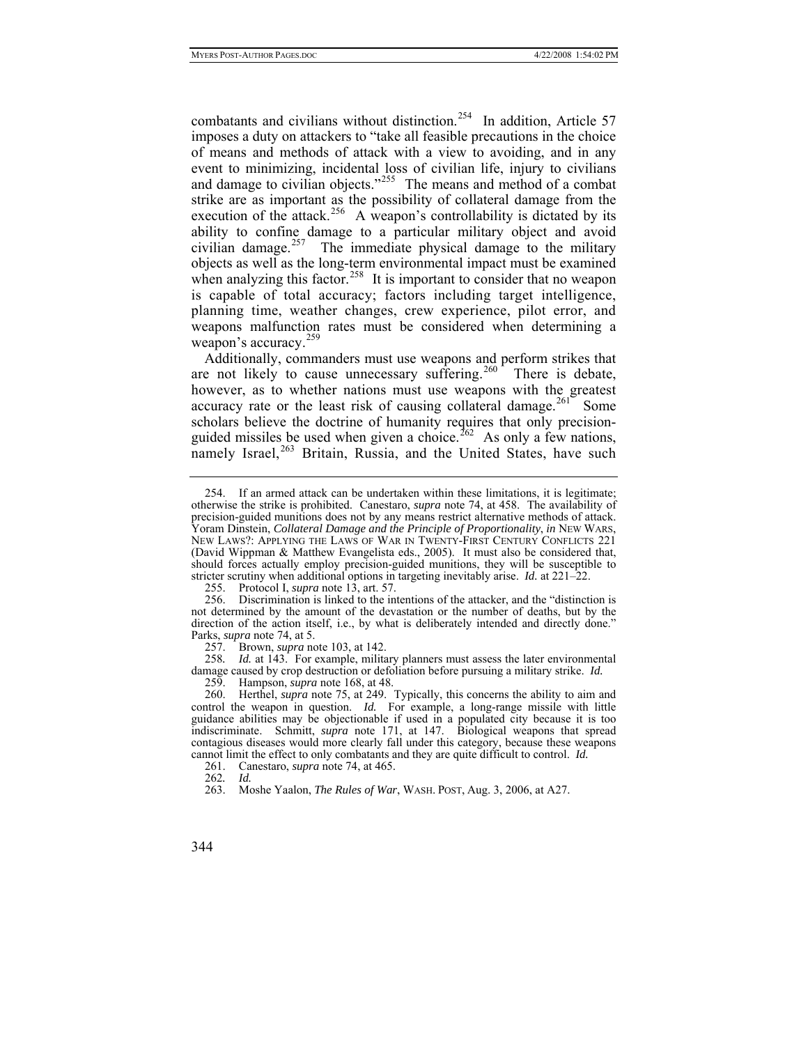combatants and civilians without distinction.[254] In addition, Article 57 imposes a duty on attackers to "take all feasible precautions in the choice of means and methods of attack with a view to avoiding, and in any event to minimizing, incidental loss of civilian life, injury to civilians and damage to civilian objects."[255] The means and method of a combat strike are as important as the possibility of collateral damage from the execution of the attack.[256] A weapon's controllability is dictated by its ability to confine damage to a particular military object and avoid civilian damage.[257] The immediate physical damage to the military objects as well as the long-term environmental impact must be examined when analyzing this factor.[258] It is important to consider that no weapon is capable of total accuracy; factors including target intelligence, planning time, weather changes, crew experience, pilot error, and weapons malfunction rates must be considered when determining a weapon's accuracy.[259]

Additionally, commanders must use weapons and perform strikes that are not likely to cause unnecessary suffering.[260] There is debate, however, as to whether nations must use weapons with the greatest accuracy rate or the least risk of causing collateral damage.[261] Some scholars believe the doctrine of humanity requires that only precision-guided missiles be used when given a choice.[262] As only a few nations, namely Israel,[263] Britain, Russia, and the United States, have such

---

254. If an armed attack can be undertaken within these limitations, it is legitimate; otherwise the strike is prohibited. Canestaro, *supra* note 74, at 458. The availability of precision-guided munitions does not by any means restrict alternative methods of attack. Yoram Dinstein, *Collateral Damage and the Principle of Proportionality*, *in* NEW WARS, NEW LAWS?: APPLYING THE LAWS OF WAR IN TWENTY-FIRST CENTURY CONFLICTS 221 (David Wippman & Matthew Evangelista eds., 2005). It must also be considered that, should forces actually employ precision-guided munitions, they will be susceptible to stricter scrutiny when additional options in targeting inevitably arise. *Id.* at 221–22.

255. Protocol I, *supra* note 13, art. 57.

256. Discrimination is linked to the intentions of the attacker, and the "distinction is not determined by the amount of the devastation or the number of deaths, but by the direction of the action itself, i.e., by what is deliberately intended and directly done." Parks, *supra* note 74, at 5.

257. Brown, *supra* note 103, at 142.

258. *Id.* at 143. For example, military planners must assess the later environmental damage caused by crop destruction or defoliation before pursuing a military strike. *Id.*

259. Hampson, *supra* note 168, at 48.

260. Herthel, *supra* note 75, at 249. Typically, this concerns the ability to aim and control the weapon in question. *Id.* For example, a long-range missile with little guidance abilities may be objectionable if used in a populated city because it is too indiscriminate. Schmitt, *supra* note 171, at 147. Biological weapons that spread contagious diseases would more clearly fall under this category, because these weapons cannot limit the effect to only combatants and they are quite difficult to control. *Id.*

261. Canestaro, *supra* note 74, at 465.

262. *Id.*

263. Moshe Yaalon, *The Rules of War*, WASH. POST, Aug. 3, 2006, at A27.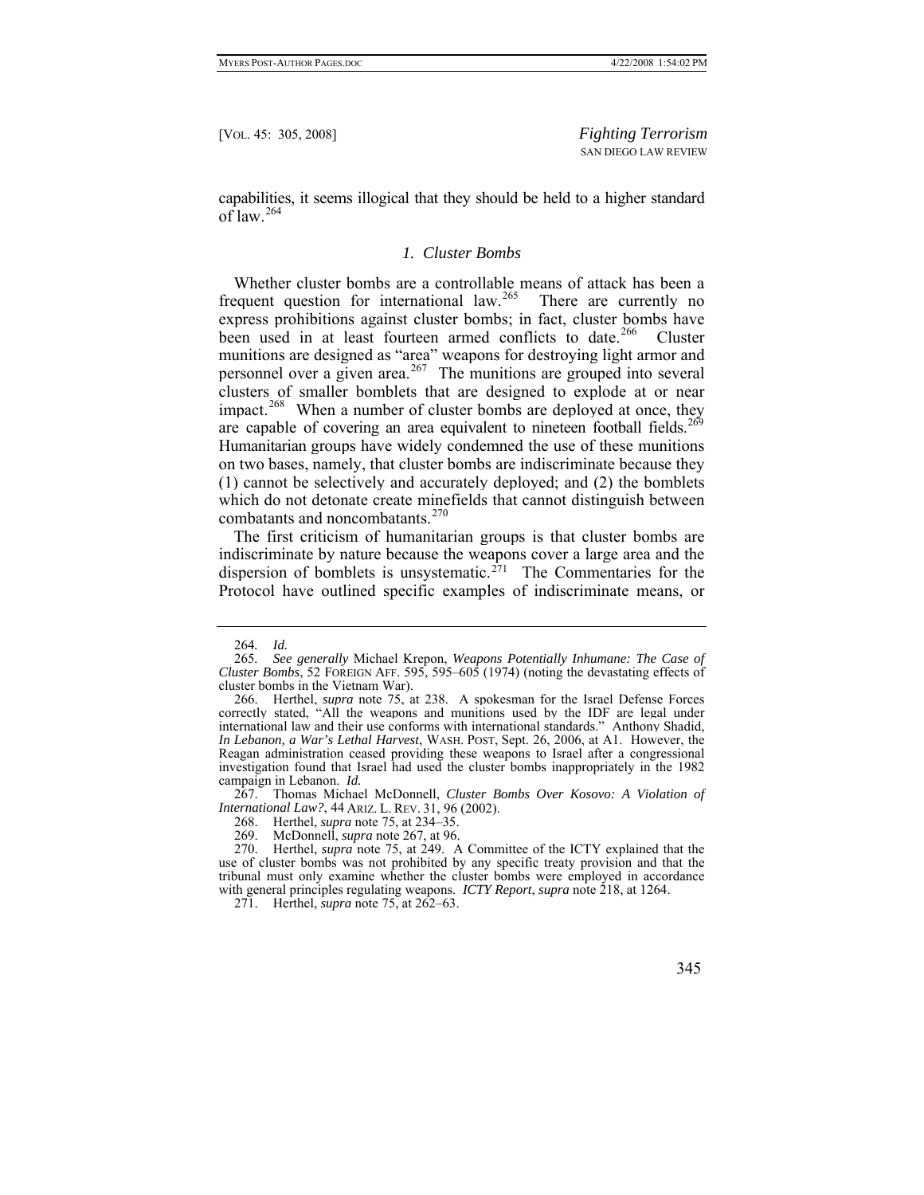capabilities, it seems illogical that they should be held to a higher standard of law.[264]

### *1. Cluster Bombs*

Whether cluster bombs are a controllable means of attack has been a frequent question for international law.[265] There are currently no express prohibitions against cluster bombs; in fact, cluster bombs have been used in at least fourteen armed conflicts to date.[266] Cluster munitions are designed as "area" weapons for destroying light armor and personnel over a given area.[267] The munitions are grouped into several clusters of smaller bomblets that are designed to explode at or near impact.[268] When a number of cluster bombs are deployed at once, they are capable of covering an area equivalent to nineteen football fields.[269] Humanitarian groups have widely condemned the use of these munitions on two bases, namely, that cluster bombs are indiscriminate because they (1) cannot be selectively and accurately deployed; and (2) the bomblets which do not detonate create minefields that cannot distinguish between combatants and noncombatants.[270]

The first criticism of humanitarian groups is that cluster bombs are indiscriminate by nature because the weapons cover a large area and the dispersion of bomblets is unsystematic.[271] The Commentaries for the Protocol have outlined specific examples of indiscriminate means, or

---

264. *Id.*

265. *See generally* Michael Krepon, *Weapons Potentially Inhumane: The Case of Cluster Bombs*, 52 FOREIGN AFF. 595, 595–605 (1974) (noting the devastating effects of cluster bombs in the Vietnam War).

266. Herthel, *supra* note 75, at 238. A spokesman for the Israel Defense Forces correctly stated, "All the weapons and munitions used by the IDF are legal under international law and their use conforms with international standards." Anthony Shadid, *In Lebanon, a War's Lethal Harvest*, WASH. POST, Sept. 26, 2006, at A1. However, the Reagan administration ceased providing these weapons to Israel after a congressional investigation found that Israel had used the cluster bombs inappropriately in the 1982 campaign in Lebanon. *Id.*

267. Thomas Michael McDonnell, *Cluster Bombs Over Kosovo: A Violation of International Law?*, 44 ARIZ. L. REV. 31, 96 (2002).

268. Herthel, *supra* note 75, at 234–35.

269. McDonnell, *supra* note 267, at 96.

270. Herthel, *supra* note 75, at 249. A Committee of the ICTY explained that the use of cluster bombs was not prohibited by any specific treaty provision and that the tribunal must only examine whether the cluster bombs were employed in accordance with general principles regulating weapons. *ICTY Report*, *supra* note 218, at 1264.

271. Herthel, *supra* note 75, at 262–63.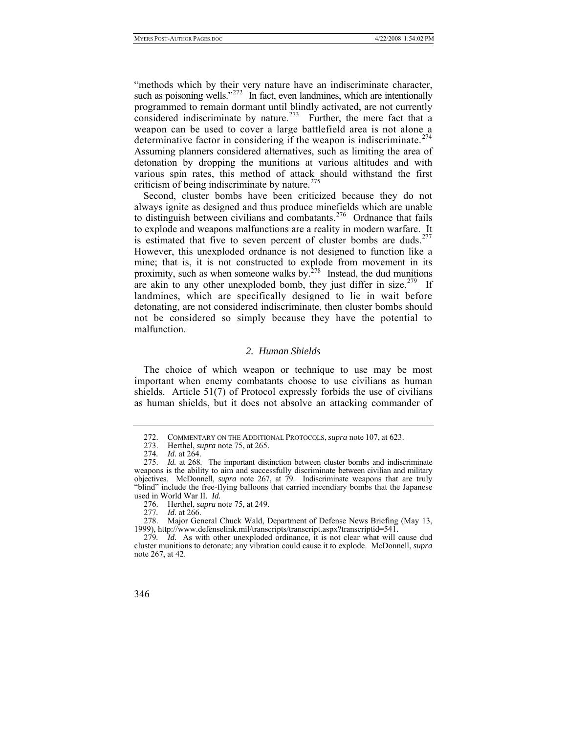"methods which by their very nature have an indiscriminate character, such as poisoning wells."[272] In fact, even landmines, which are intentionally programmed to remain dormant until blindly activated, are not currently considered indiscriminate by nature.[273] Further, the mere fact that a weapon can be used to cover a large battlefield area is not alone a determinative factor in considering if the weapon is indiscriminate.[274] Assuming planners considered alternatives, such as limiting the area of detonation by dropping the munitions at various altitudes and with various spin rates, this method of attack should withstand the first criticism of being indiscriminate by nature.[275]

Second, cluster bombs have been criticized because they do not always ignite as designed and thus produce minefields which are unable to distinguish between civilians and combatants.[276] Ordnance that fails to explode and weapons malfunctions are a reality in modern warfare. It is estimated that five to seven percent of cluster bombs are duds.[277] However, this unexploded ordnance is not designed to function like a mine; that is, it is not constructed to explode from movement in its proximity, such as when someone walks by.[278] Instead, the dud munitions are akin to any other unexploded bomb, they just differ in size.[279] If landmines, which are specifically designed to lie in wait before detonating, are not considered indiscriminate, then cluster bombs should not be considered so simply because they have the potential to malfunction.

### *2. Human Shields*

The choice of which weapon or technique to use may be most important when enemy combatants choose to use civilians as human shields. Article 51(7) of Protocol expressly forbids the use of civilians as human shields, but it does not absolve an attacking commander of

---

272. COMMENTARY ON THE ADDITIONAL PROTOCOLS, *supra* note 107, at 623.

273. Herthel, *supra* note 75, at 265.

274. *Id.* at 264.

275. *Id.* at 268. The important distinction between cluster bombs and indiscriminate weapons is the ability to aim and successfully discriminate between civilian and military objectives. McDonnell, *supra* note 267, at 79. Indiscriminate weapons that are truly "blind" include the free-flying balloons that carried incendiary bombs that the Japanese used in World War II. *Id.*

276. Herthel, *supra* note 75, at 249.

277. *Id.* at 266.

278. Major General Chuck Wald, Department of Defense News Briefing (May 13, 1999), http://www.defenselink.mil/transcripts/transcript.aspx?transcriptid=541.

279. *Id.* As with other unexploded ordinance, it is not clear what will cause dud cluster munitions to detonate; any vibration could cause it to explode. McDonnell, *supra* note 267, at 42.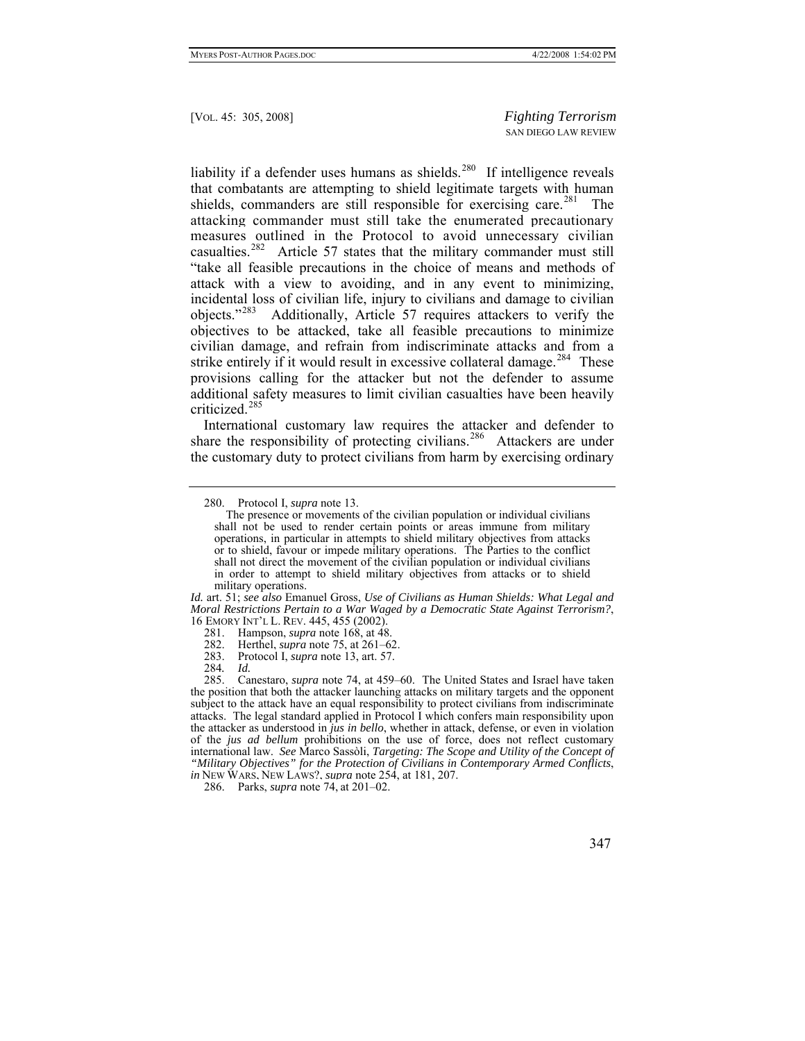liability if a defender uses humans as shields.[280] If intelligence reveals that combatants are attempting to shield legitimate targets with human shields, commanders are still responsible for exercising care.[281] The attacking commander must still take the enumerated precautionary measures outlined in the Protocol to avoid unnecessary civilian casualties.[282] Article 57 states that the military commander must still "take all feasible precautions in the choice of means and methods of attack with a view to avoiding, and in any event to minimizing, incidental loss of civilian life, injury to civilians and damage to civilian objects."[283] Additionally, Article 57 requires attackers to verify the objectives to be attacked, take all feasible precautions to minimize civilian damage, and refrain from indiscriminate attacks and from a strike entirely if it would result in excessive collateral damage.[284] These provisions calling for the attacker but not the defender to assume additional safety measures to limit civilian casualties have been heavily criticized.[285]

International customary law requires the attacker and defender to share the responsibility of protecting civilians.[286] Attackers are under the customary duty to protect civilians from harm by exercising ordinary

---

280. Protocol I, *supra* note 13.

> The presence or movements of the civilian population or individual civilians shall not be used to render certain points or areas immune from military operations, in particular in attempts to shield military objectives from attacks or to shield, favour or impede military operations. The Parties to the conflict shall not direct the movement of the civilian population or individual civilians in order to attempt to shield military objectives from attacks or to shield military operations.

*Id.* art. 51; *see also* Emanuel Gross, *Use of Civilians as Human Shields: What Legal and Moral Restrictions Pertain to a War Waged by a Democratic State Against Terrorism?*, 16 EMORY INT'L L. REV. 445, 455 (2002).

281. Hampson, *supra* note 168, at 48.

282. Herthel, *supra* note 75, at 261–62.

283. Protocol I, *supra* note 13, art. 57.

284. *Id.*

285. Canestaro, *supra* note 74, at 459–60. The United States and Israel have taken the position that both the attacker launching attacks on military targets and the opponent subject to the attack have an equal responsibility to protect civilians from indiscriminate attacks. The legal standard applied in Protocol I which confers main responsibility upon the attacker as understood in *jus in bello*, whether in attack, defense, or even in violation of the *jus ad bellum* prohibitions on the use of force, does not reflect customary international law. *See* Marco Sassòli, *Targeting: The Scope and Utility of the Concept of "Military Objectives" for the Protection of Civilians in Contemporary Armed Conflicts*, *in* NEW WARS, NEW LAWS?, *supra* note 254, at 181, 207.

286. Parks, *supra* note 74, at 201–02.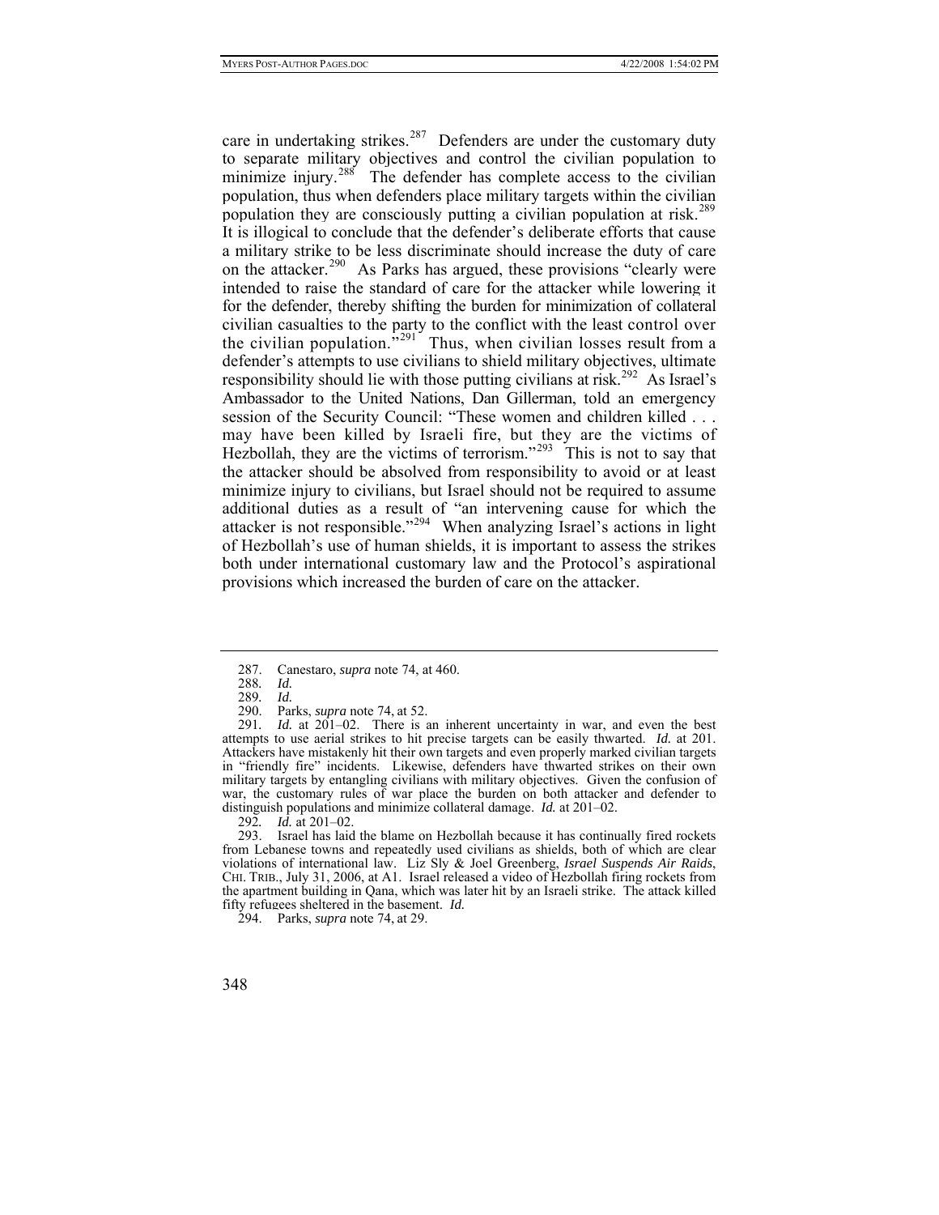care in undertaking strikes.[287] Defenders are under the customary duty to separate military objectives and control the civilian population to minimize injury.[288] The defender has complete access to the civilian population, thus when defenders place military targets within the civilian population they are consciously putting a civilian population at risk.[289] It is illogical to conclude that the defender's deliberate efforts that cause a military strike to be less discriminate should increase the duty of care on the attacker.[290] As Parks has argued, these provisions "clearly were intended to raise the standard of care for the attacker while lowering it for the defender, thereby shifting the burden for minimization of collateral civilian casualties to the party to the conflict with the least control over the civilian population."[291] Thus, when civilian losses result from a defender's attempts to use civilians to shield military objectives, ultimate responsibility should lie with those putting civilians at risk.[292] As Israel's Ambassador to the United Nations, Dan Gillerman, told an emergency session of the Security Council: "These women and children killed . . . may have been killed by Israeli fire, but they are the victims of Hezbollah, they are the victims of terrorism."[293] This is not to say that the attacker should be absolved from responsibility to avoid or at least minimize injury to civilians, but Israel should not be required to assume additional duties as a result of "an intervening cause for which the attacker is not responsible."[294] When analyzing Israel's actions in light of Hezbollah's use of human shields, it is important to assess the strikes both under international customary law and the Protocol's aspirational provisions which increased the burden of care on the attacker.

---

287. Canestaro, *supra* note 74, at 460.

288. *Id.*

289. *Id.*

290. Parks, *supra* note 74, at 52.

291. *Id.* at 201–02. There is an inherent uncertainty in war, and even the best attempts to use aerial strikes to hit precise targets can be easily thwarted. *Id.* at 201. Attackers have mistakenly hit their own targets and even properly marked civilian targets in "friendly fire" incidents. Likewise, defenders have thwarted strikes on their own military targets by entangling civilians with military objectives. Given the confusion of war, the customary rules of war place the burden on both attacker and defender to distinguish populations and minimize collateral damage. *Id.* at 201–02.

292. *Id.* at 201–02.

293. Israel has laid the blame on Hezbollah because it has continually fired rockets from Lebanese towns and repeatedly used civilians as shields, both of which are clear violations of international law. Liz Sly & Joel Greenberg, *Israel Suspends Air Raids*, CHI. TRIB., July 31, 2006, at A1. Israel released a video of Hezbollah firing rockets from the apartment building in Qana, which was later hit by an Israeli strike. The attack killed fifty refugees sheltered in the basement. *Id.*

294. Parks, *supra* note 74, at 29.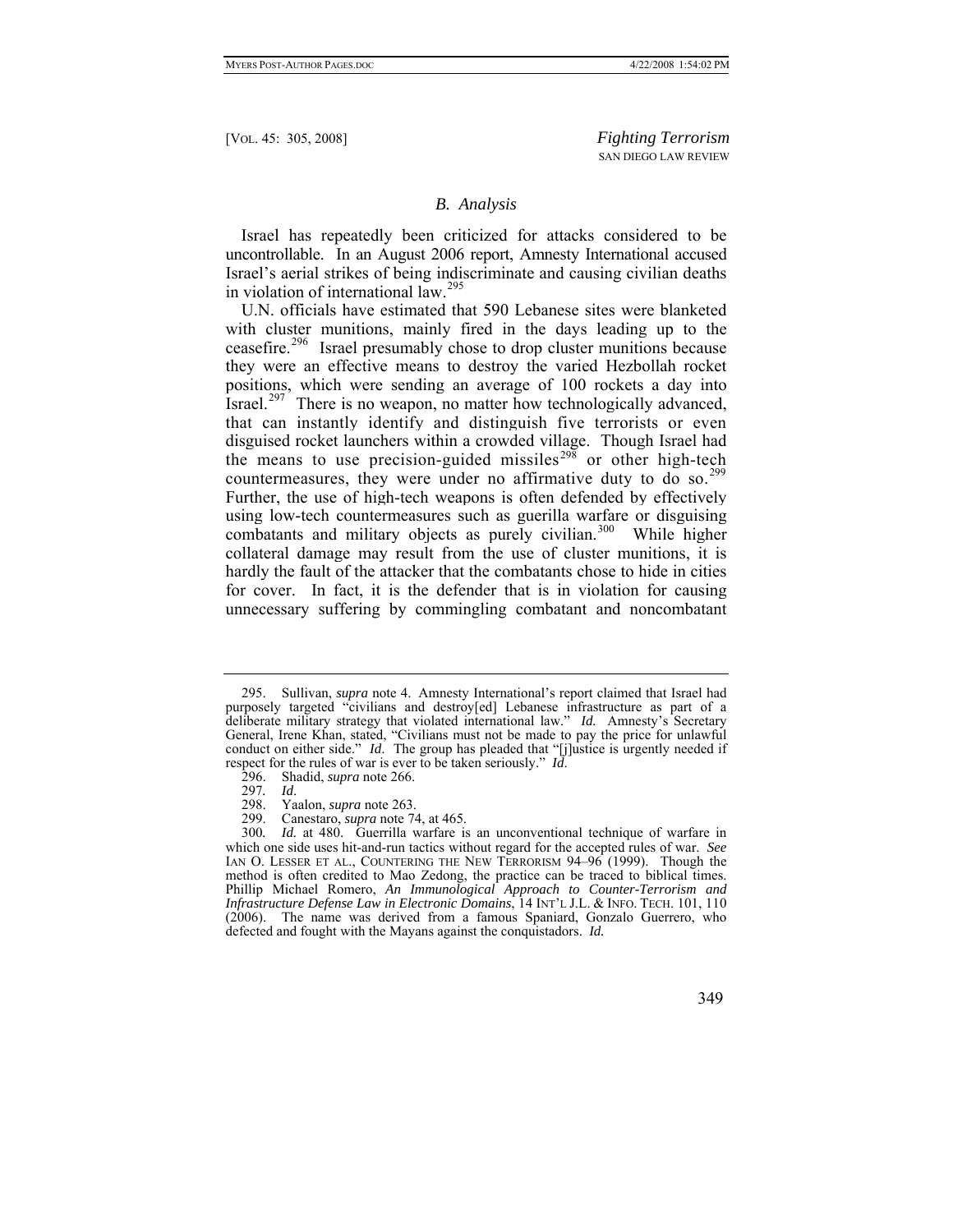### *B. Analysis*

Israel has repeatedly been criticized for attacks considered to be uncontrollable. In an August 2006 report, Amnesty International accused Israel's aerial strikes of being indiscriminate and causing civilian deaths in violation of international law.[295]

U.N. officials have estimated that 590 Lebanese sites were blanketed with cluster munitions, mainly fired in the days leading up to the ceasefire.[296] Israel presumably chose to drop cluster munitions because they were an effective means to destroy the varied Hezbollah rocket positions, which were sending an average of 100 rockets a day into Israel.[297] There is no weapon, no matter how technologically advanced, that can instantly identify and distinguish five terrorists or even disguised rocket launchers within a crowded village. Though Israel had the means to use precision-guided missiles[298] or other high-tech countermeasures, they were under no affirmative duty to do so.[299] Further, the use of high-tech weapons is often defended by effectively using low-tech countermeasures such as guerilla warfare or disguising combatants and military objects as purely civilian.[300] While higher collateral damage may result from the use of cluster munitions, it is hardly the fault of the attacker that the combatants chose to hide in cities for cover. In fact, it is the defender that is in violation for causing unnecessary suffering by commingling combatant and noncombatant

---

295. Sullivan, *supra* note 4. Amnesty International's report claimed that Israel had purposely targeted "civilians and destroy[ed] Lebanese infrastructure as part of a deliberate military strategy that violated international law." *Id.* Amnesty's Secretary General, Irene Khan, stated, "Civilians must not be made to pay the price for unlawful conduct on either side." *Id.* The group has pleaded that "[j]ustice is urgently needed if respect for the rules of war is ever to be taken seriously." *Id.*

296. Shadid, *supra* note 266.

297. *Id.*

298. Yaalon, *supra* note 263.

299. Canestaro, *supra* note 74, at 465.

300. *Id.* at 480. Guerilla warfare is an unconventional technique of warfare in which one side uses hit-and-run tactics without regard for the accepted rules of war. *See* IAN O. LESSER ET AL., COUNTERING THE NEW TERRORISM 94–96 (1999). Though the method is often credited to Mao Zedong, the practice can be traced to biblical times. Phillip Michael Romero, *An Immunological Approach to Counter-Terrorism and Infrastructure Defense Law in Electronic Domains*, 14 INT'L J.L. & INFO. TECH. 101, 110 (2006). The name was derived from a famous Spaniard, Gonzalo Guerrero, who defected and fought with the Mayans against the conquistadors. *Id.*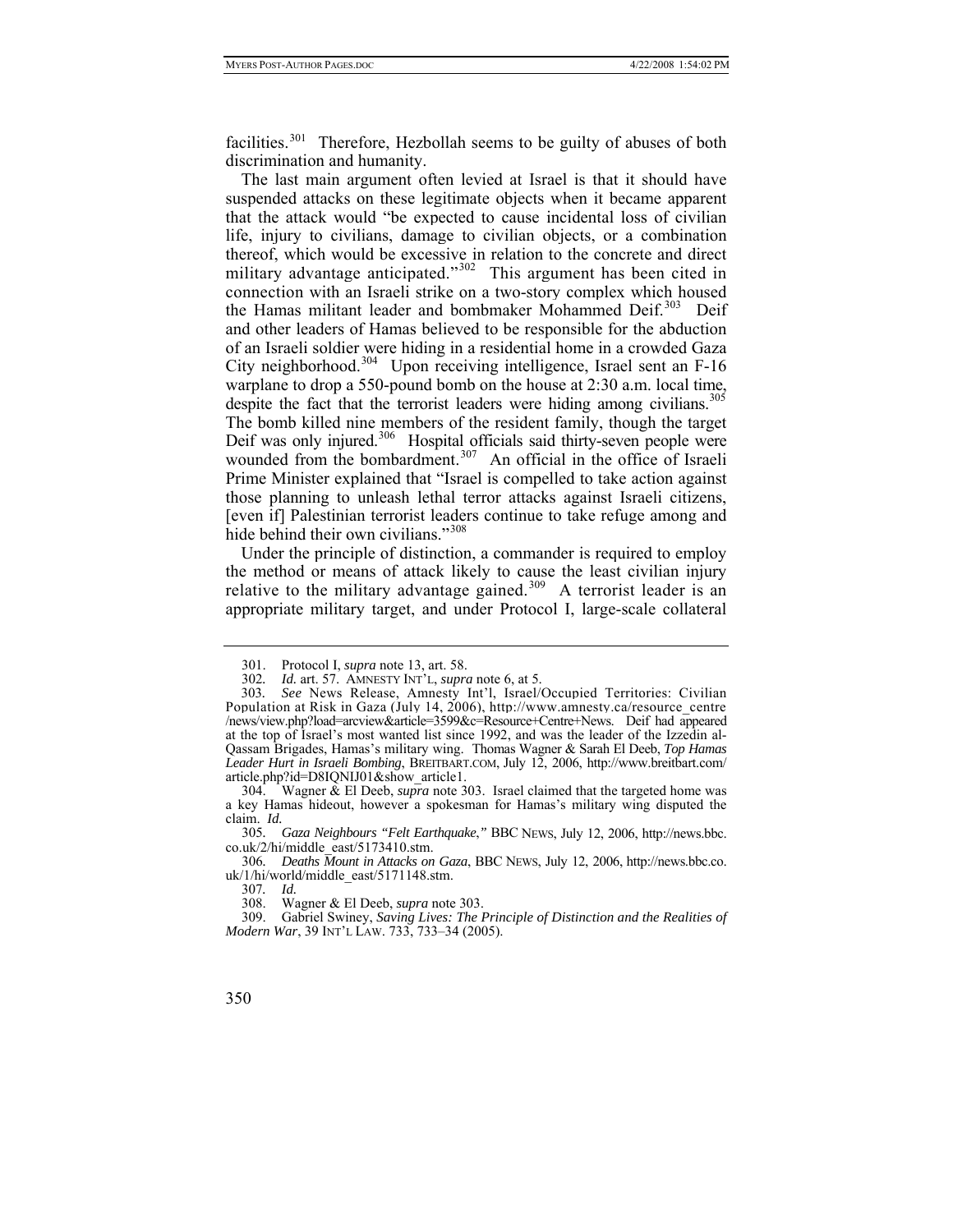facilities.[301] Therefore, Hezbollah seems to be guilty of abuses of both discrimination and humanity.

The last main argument often levied at Israel is that it should have suspended attacks on these legitimate objects when it became apparent that the attack would "be expected to cause incidental loss of civilian life, injury to civilians, damage to civilian objects, or a combination thereof, which would be excessive in relation to the concrete and direct military advantage anticipated."[302] This argument has been cited in connection with an Israeli strike on a two-story complex which housed the Hamas militant leader and bombmaker Mohammed Deif.[303] Deif and other leaders of Hamas believed to be responsible for the abduction of an Israeli soldier were hiding in a residential home in a crowded Gaza City neighborhood.[304] Upon receiving intelligence, Israel sent an F-16 warplane to drop a 550-pound bomb on the house at 2:30 a.m. local time, despite the fact that the terrorist leaders were hiding among civilians.[305] The bomb killed nine members of the resident family, though the target Deif was only injured.[306] Hospital officials said thirty-seven people were wounded from the bombardment.[307] An official in the office of Israeli Prime Minister explained that "Israel is compelled to take action against those planning to unleash lethal terror attacks against Israeli citizens, [even if] Palestinian terrorist leaders continue to take refuge among and hide behind their own civilians."[308]

Under the principle of distinction, a commander is required to employ the method or means of attack likely to cause the least civilian injury relative to the military advantage gained.[309] A terrorist leader is an appropriate military target, and under Protocol I, large-scale collateral

---

301. Protocol I, *supra* note 13, art. 58.

302. *Id.* art. 57. AMNESTY INT'L, *supra* note 6, at 5.

303. *See* News Release, Amnesty Int'l, Israel/Occupied Territories: Civilian Population at Risk in Gaza (July 14, 2006), http://www.amnesty.ca/resource_centre/news/view.php?load=arcview&article=3599&c=Resource+Centre+News. Deif had appeared at the top of Israel's most wanted list since 1992, and was the leader of the Izzedin al-Qassam Brigades, Hamas's military wing. Thomas Wagner & Sarah El Deeb, *Top Hamas Leader Hurt in Israeli Bombing*, BREITBART.COM, July 12, 2006, http://www.breitbart.com/article.php?id=D8IQNIJ01&show_article1.

304. Wagner & El Deeb, *supra* note 303. Israel claimed that the targeted home was a key Hamas hideout, however a spokesman for Hamas's military wing disputed the claim. *Id.*

305. *Gaza Neighbours "Felt Earthquake*,*"* BBC NEWS, July 12, 2006, http://news.bbc.co.uk/2/hi/middle_east/5173410.stm.

306. *Deaths Mount in Attacks on Gaza*, BBC NEWS, July 12, 2006, http://news.bbc.co.uk/1/hi/world/middle_east/5171148.stm.

307. *Id.*

308. Wagner & El Deeb, *supra* note 303.

309. Gabriel Swiney, *Saving Lives: The Principle of Distinction and the Realities of Modern War*, 39 INT'L LAW. 733, 733–34 (2005).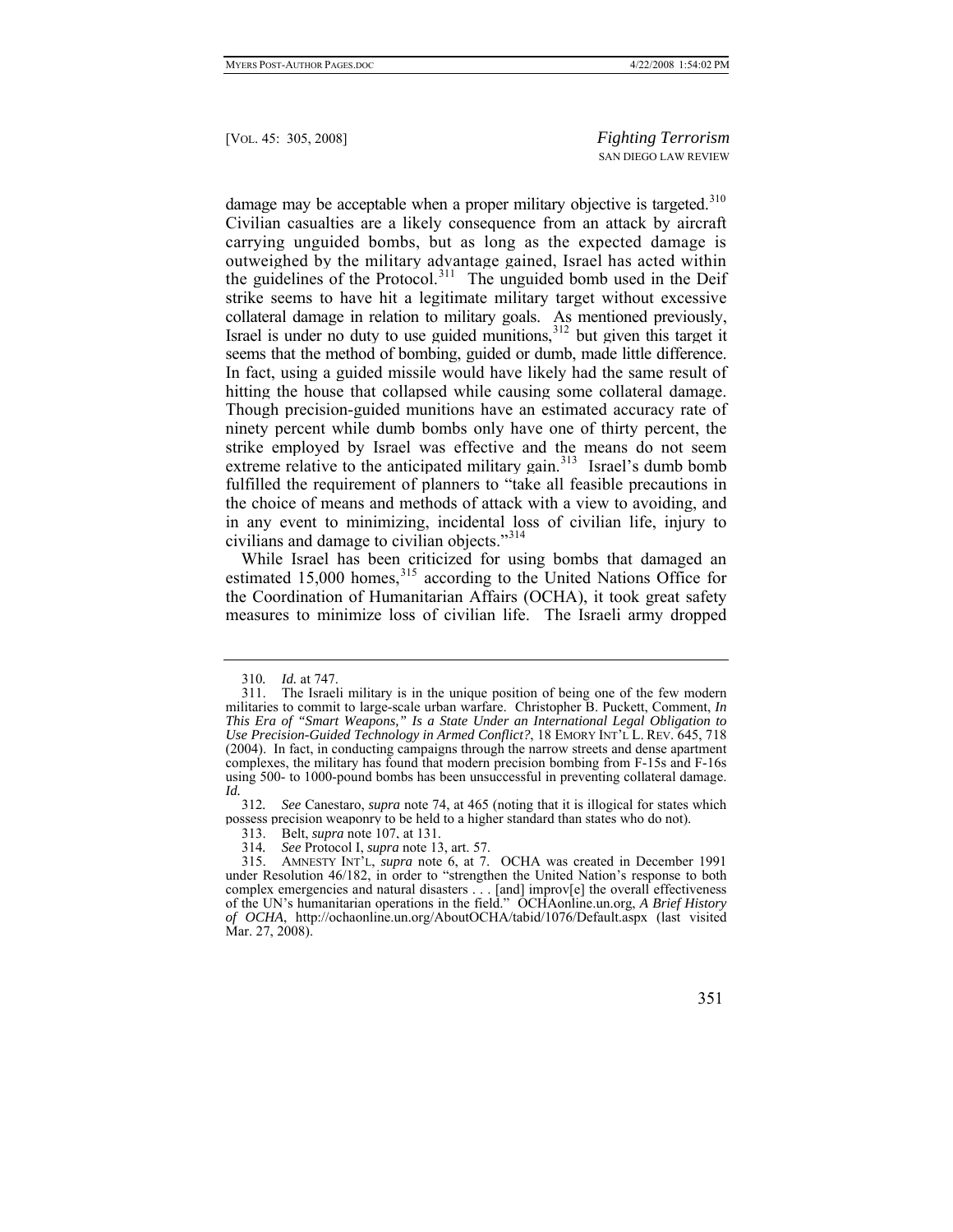damage may be acceptable when a proper military objective is targeted.[310] Civilian casualties are a likely consequence from an attack by aircraft carrying unguided bombs, but as long as the expected damage is outweighed by the military advantage gained, Israel has acted within the guidelines of the Protocol.[311] The unguided bomb used in the Deif strike seems to have hit a legitimate military target without excessive collateral damage in relation to military goals. As mentioned previously, Israel is under no duty to use guided munitions,[312] but given this target it seems that the method of bombing, guided or dumb, made little difference. In fact, using a guided missile would have likely had the same result of hitting the house that collapsed while causing some collateral damage. Though precision-guided munitions have an estimated accuracy rate of ninety percent while dumb bombs only have one of thirty percent, the strike employed by Israel was effective and the means do not seem extreme relative to the anticipated military gain.[313] Israel's dumb bomb fulfilled the requirement of planners to "take all feasible precautions in the choice of means and methods of attack with a view to avoiding, and in any event to minimizing, incidental loss of civilian life, injury to civilians and damage to civilian objects."[314]

While Israel has been criticized for using bombs that damaged an estimated 15,000 homes,[315] according to the United Nations Office for the Coordination of Humanitarian Affairs (OCHA), it took great safety measures to minimize loss of civilian life. The Israeli army dropped

---

310. *Id.* at 747.

311. The Israeli military is in the unique position of being one of the few modern militaries to commit to large-scale urban warfare. Christopher B. Puckett, Comment, *In This Era of "Smart Weapons," Is a State Under an International Legal Obligation to Use Precision-Guided Technology in Armed Conflict?*, 18 EMORY INT'L L. REV. 645, 718 (2004). In fact, in conducting campaigns through the narrow streets and dense apartment complexes, the military has found that modern precision bombing from F-15s and F-16s using 500- to 1000-pound bombs has been unsuccessful in preventing collateral damage. *Id.*

312. *See* Canestaro, *supra* note 74, at 465 (noting that it is illogical for states which possess precision weaponry to be held to a higher standard than states who do not).

313. Belt, *supra* note 107, at 131.

314. *See* Protocol I, *supra* note 13, art. 57.

315. AMNESTY INT'L, *supra* note 6, at 7. OCHA was created in December 1991 under Resolution 46/182, in order to "strengthen the United Nation's response to both complex emergencies and natural disasters . . . [and] improv[e] the overall effectiveness of the UN's humanitarian operations in the field." OCHAonline.un.org, *A Brief History of OCHA*, http://ochaonline.un.org/AboutOCHA/tabid/1076/Default.aspx (last visited Mar. 27, 2008).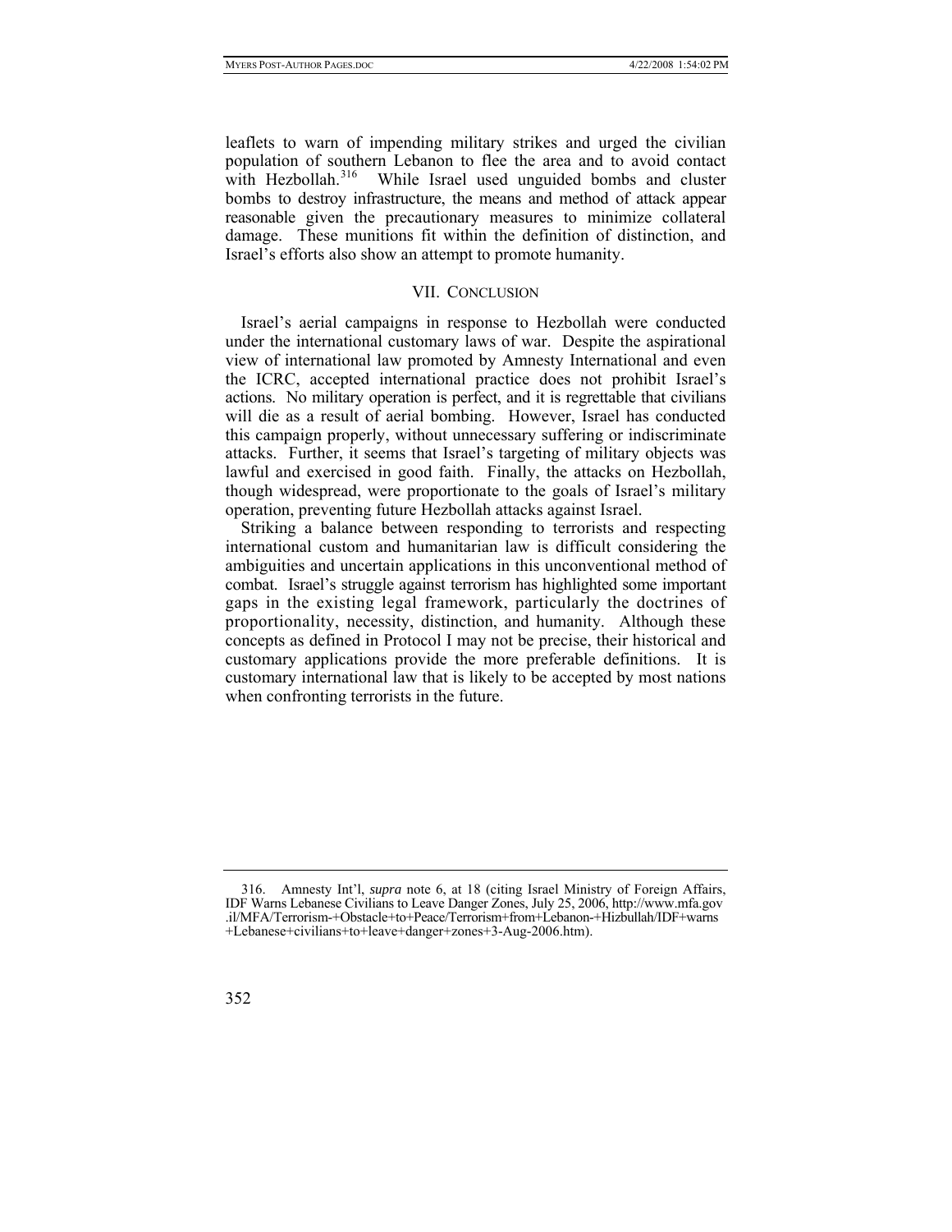leaflets to warn of impending military strikes and urged the civilian population of southern Lebanon to flee the area and to avoid contact with Hezbollah.[316] While Israel used unguided bombs and cluster bombs to destroy infrastructure, the means and method of attack appear reasonable given the precautionary measures to minimize collateral damage. These munitions fit within the definition of distinction, and Israel's efforts also show an attempt to promote humanity.

## VII. CONCLUSION

Israel's aerial campaigns in response to Hezbollah were conducted under the international customary laws of war. Despite the aspirational view of international law promoted by Amnesty International and even the ICRC, accepted international practice does not prohibit Israel's actions. No military operation is perfect, and it is regrettable that civilians will die as a result of aerial bombing. However, Israel has conducted this campaign properly, without unnecessary suffering or indiscriminate attacks. Further, it seems that Israel's targeting of military objects was lawful and exercised in good faith. Finally, the attacks on Hezbollah, though widespread, were proportionate to the goals of Israel's military operation, preventing future Hezbollah attacks against Israel.

Striking a balance between responding to terrorists and respecting international custom and humanitarian law is difficult considering the ambiguities and uncertain applications in this unconventional method of combat. Israel's struggle against terrorism has highlighted some important gaps in the existing legal framework, particularly the doctrines of proportionality, necessity, distinction, and humanity. Although these concepts as defined in Protocol I may not be precise, their historical and customary applications provide the more preferable definitions. It is customary international law that is likely to be accepted by most nations when confronting terrorists in the future.

---

316. Amnesty Int'l, *supra* note 6, at 18 (citing Israel Ministry of Foreign Affairs, IDF Warns Lebanese Civilians to Leave Danger Zones, July 25, 2006, http://www.mfa.gov.il/MFA/Terrorism-+Obstacle+to+Peace/Terrorism+from+Lebanon-+Hizbullah/IDF+warns+Lebanese+civilians+to+leave+danger+zones+3-Aug-2006.htm).